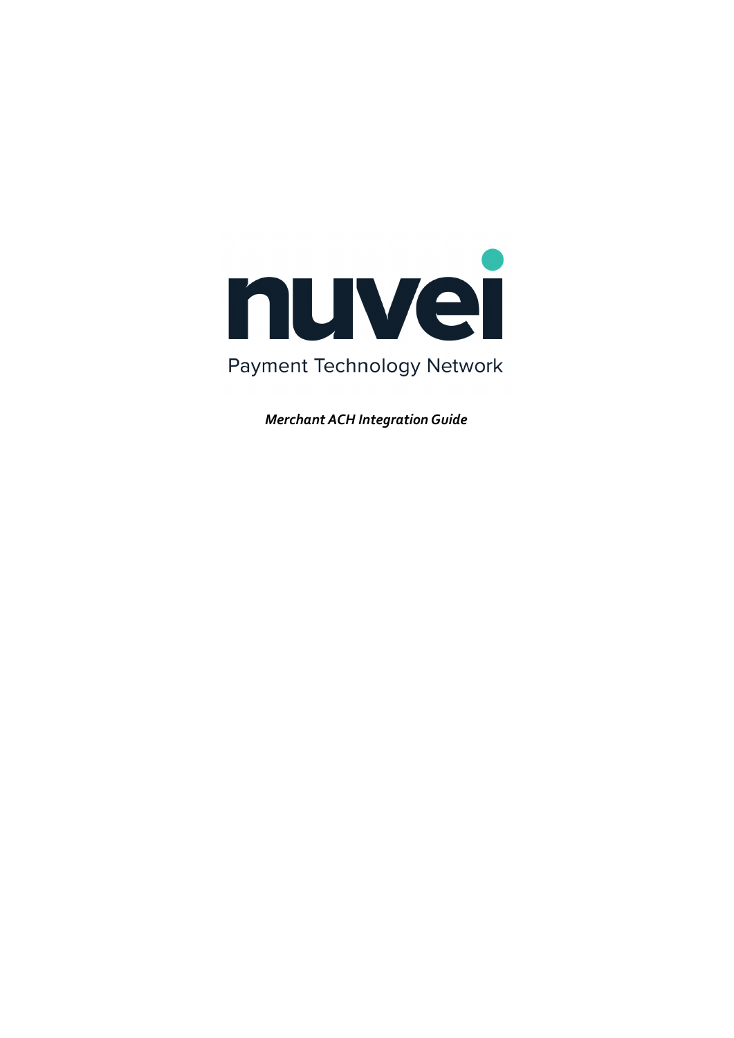nuvei

Payment Technology Network

***Merchant ACH Integration Guide***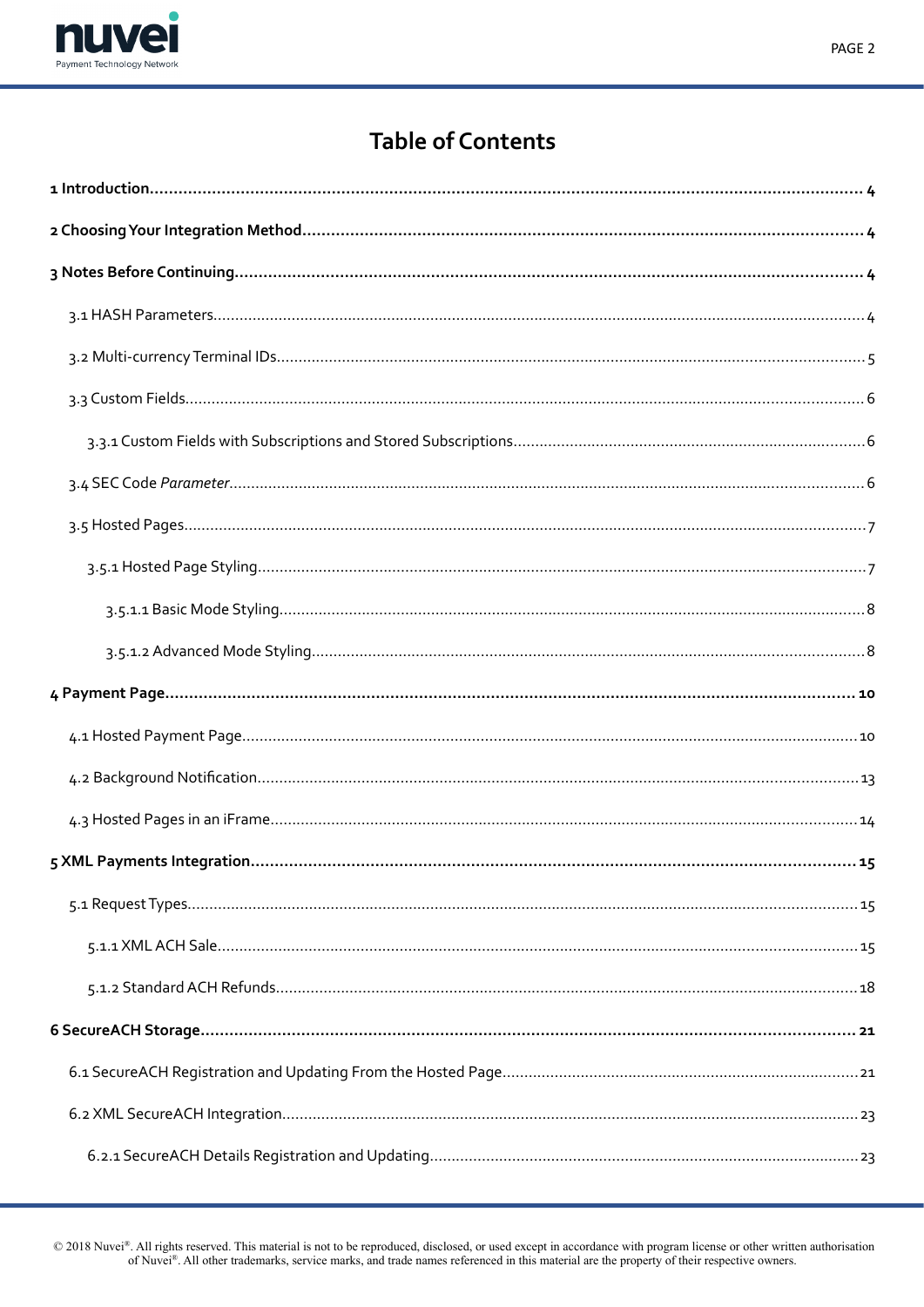# Table of Contents

**1 Introduction........................................................................................................................................ 4**

**2 Choosing Your Integration Method................................................................................................... 4**

**3 Notes Before Continuing.................................................................................................................... 4**

3.1 HASH Parameters.................................................................................................................................... 4

3.2 Multi-currency Terminal IDs.................................................................................................................... 5

3.3 Custom Fields.......................................................................................................................................... 6

3.3.1 Custom Fields with Subscriptions and Stored Subscriptions................................................................ 6

3.4 SEC Code *Parameter*.............................................................................................................................. 6

3.5 Hosted Pages........................................................................................................................................... 7

3.5.1 Hosted Page Styling............................................................................................................................. 7

3.5.1.1 Basic Mode Styling............................................................................................................................ 8

3.5.1.2 Advanced Mode Styling..................................................................................................................... 8

**4 Payment Page.................................................................................................................................... 10**

4.1 Hosted Payment Page............................................................................................................................ 10

4.2 Background Notification........................................................................................................................ 13

4.3 Hosted Pages in an iFrame..................................................................................................................... 14

**5 XML Payments Integration................................................................................................................ 15**

5.1 Request Types......................................................................................................................................... 15

5.1.1 XML ACH Sale..................................................................................................................................... 15

5.1.2 Standard ACH Refunds........................................................................................................................ 18

**6 SecureACH Storage........................................................................................................................... 21**

6.1 SecureACH Registration and Updating From the Hosted Page............................................................... 21

6.2 XML SecureACH Integration................................................................................................................... 23

6.2.1 SecureACH Details Registration and Updating.................................................................................... 23

© 2018 Nuvei®. All rights reserved. This material is not to be reproduced, disclosed, or used except in accordance with program license or other written authorisation of Nuvei®. All other trademarks, service marks, and trade names referenced in this material are the property of their respective owners.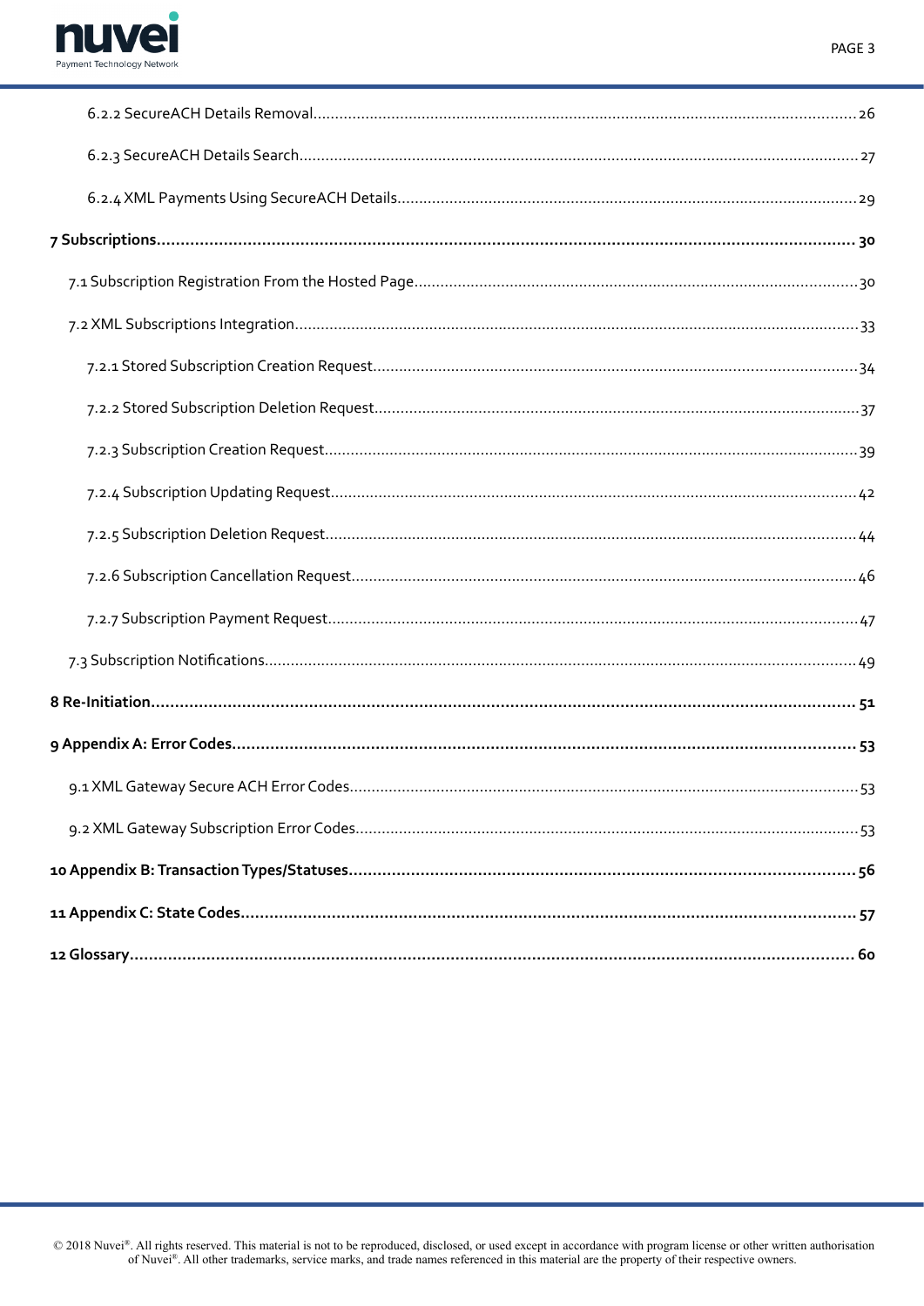6.2.2 SecureACH Details Removal ... 26

6.2.3 SecureACH Details Search ... 27

6.2.4 XML Payments Using SecureACH Details ... 29

**7 Subscriptions ... 30**

7.1 Subscription Registration From the Hosted Page ... 30

7.2 XML Subscriptions Integration ... 33

7.2.1 Stored Subscription Creation Request ... 34

7.2.2 Stored Subscription Deletion Request ... 37

7.2.3 Subscription Creation Request ... 39

7.2.4 Subscription Updating Request ... 42

7.2.5 Subscription Deletion Request ... 44

7.2.6 Subscription Cancellation Request ... 46

7.2.7 Subscription Payment Request ... 47

7.3 Subscription Notifications ... 49

**8 Re-Initiation ... 51**

**9 Appendix A: Error Codes ... 53**

9.1 XML Gateway Secure ACH Error Codes ... 53

9.2 XML Gateway Subscription Error Codes ... 53

**10 Appendix B: Transaction Types/Statuses ... 56**

**11 Appendix C: State Codes ... 57**

**12 Glossary ... 60**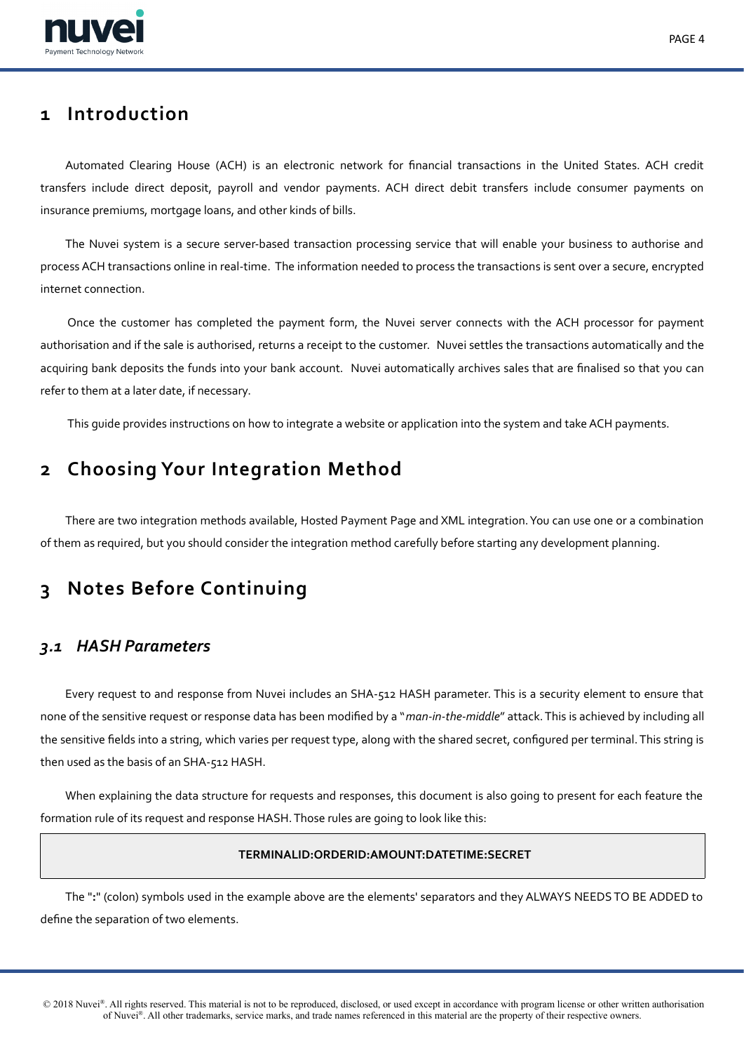# 1 Introduction

Automated Clearing House (ACH) is an electronic network for financial transactions in the United States. ACH credit transfers include direct deposit, payroll and vendor payments. ACH direct debit transfers include consumer payments on insurance premiums, mortgage loans, and other kinds of bills.

The Nuvei system is a secure server-based transaction processing service that will enable your business to authorise and process ACH transactions online in real-time. The information needed to process the transactions is sent over a secure, encrypted internet connection.

Once the customer has completed the payment form, the Nuvei server connects with the ACH processor for payment authorisation and if the sale is authorised, returns a receipt to the customer. Nuvei settles the transactions automatically and the acquiring bank deposits the funds into your bank account. Nuvei automatically archives sales that are finalised so that you can refer to them at a later date, if necessary.

This guide provides instructions on how to integrate a website or application into the system and take ACH payments.

# 2 Choosing Your Integration Method

There are two integration methods available, Hosted Payment Page and XML integration. You can use one or a combination of them as required, but you should consider the integration method carefully before starting any development planning.

# 3 Notes Before Continuing

## *3.1 HASH Parameters*

Every request to and response from Nuvei includes an SHA-512 HASH parameter. This is a security element to ensure that none of the sensitive request or response data has been modified by a "*man-in-the-middle*" attack. This is achieved by including all the sensitive fields into a string, which varies per request type, along with the shared secret, configured per terminal. This string is then used as the basis of an SHA-512 HASH.

When explaining the data structure for requests and responses, this document is also going to present for each feature the formation rule of its request and response HASH. Those rules are going to look like this:

```
TERMINALID:ORDERID:AMOUNT:DATETIME:SECRET
```

The "**:**" (colon) symbols used in the example above are the elements' separators and they ALWAYS NEEDS TO BE ADDED to define the separation of two elements.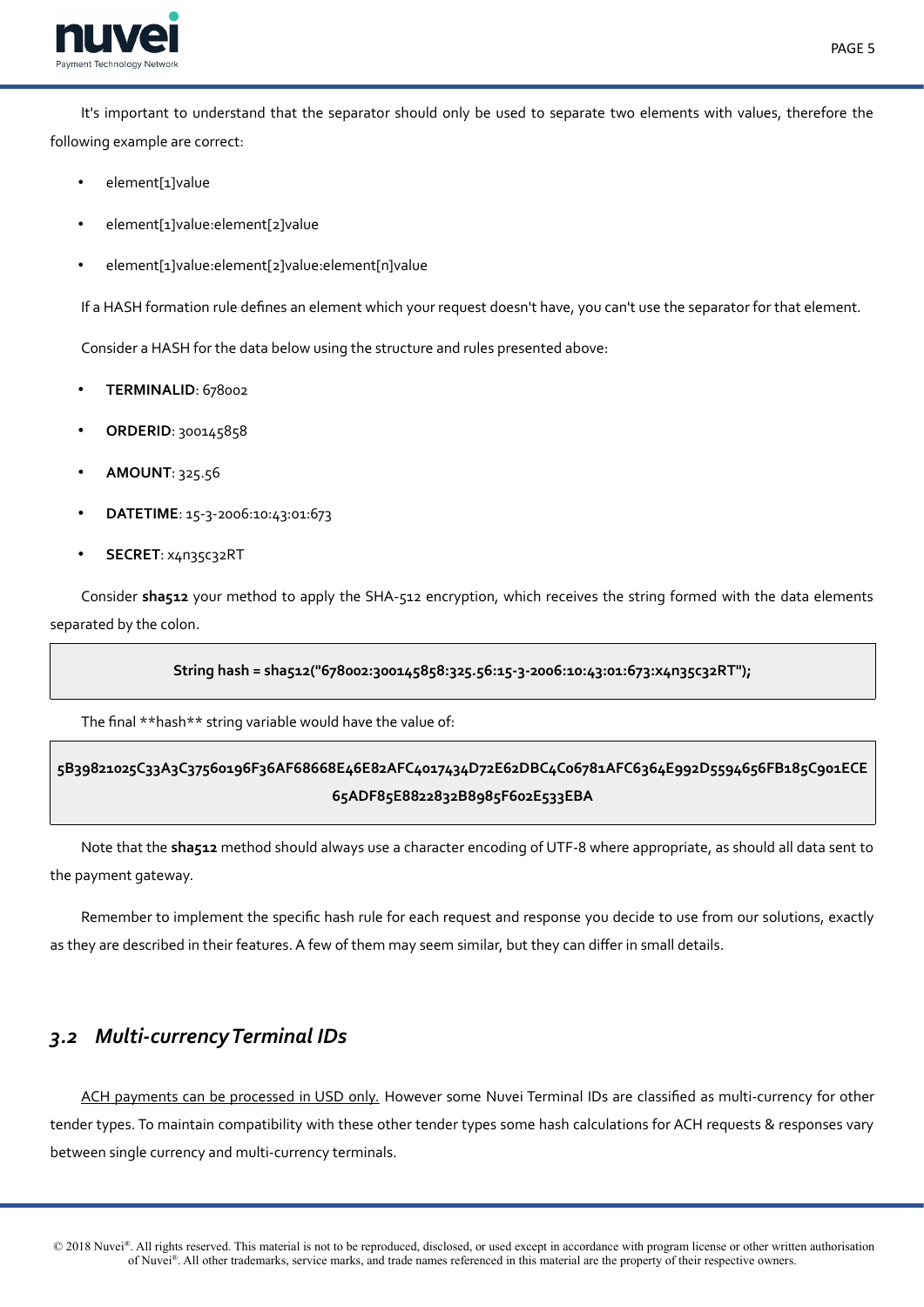It's important to understand that the separator should only be used to separate two elements with values, therefore the following example are correct:

- element[1]value
- element[1]value:element[2]value
- element[1]value:element[2]value:element[n]value

If a HASH formation rule defines an element which your request doesn't have, you can't use the separator for that element.

Consider a HASH for the data below using the structure and rules presented above:

- **TERMINALID**: 678002
- **ORDERID**: 300145858
- **AMOUNT**: 325.56
- **DATETIME**: 15-3-2006:10:43:01:673
- **SECRET**: x4n35c32RT

Consider **sha512** your method to apply the SHA-512 encryption, which receives the string formed with the data elements separated by the colon.

```
String hash = sha512("678002:300145858:325.56:15-3-2006:10:43:01:673:x4n35c32RT");
```

The final **hash** string variable would have the value of:

```
5B39821025C33A3C37560196F36AF68668E46E82AFC4017434D72E62DBC4C06781AFC6364E992D5594656FB185C901ECE65ADF85E8822832B8985F602E533EBA
```

Note that the **sha512** method should always use a character encoding of UTF-8 where appropriate, as should all data sent to the payment gateway.

Remember to implement the specific hash rule for each request and response you decide to use from our solutions, exactly as they are described in their features. A few of them may seem similar, but they can differ in small details.

## *3.2 Multi-currency Terminal IDs*

ACH payments can be processed in USD only. However some Nuvei Terminal IDs are classified as multi-currency for other tender types. To maintain compatibility with these other tender types some hash calculations for ACH requests & responses vary between single currency and multi-currency terminals.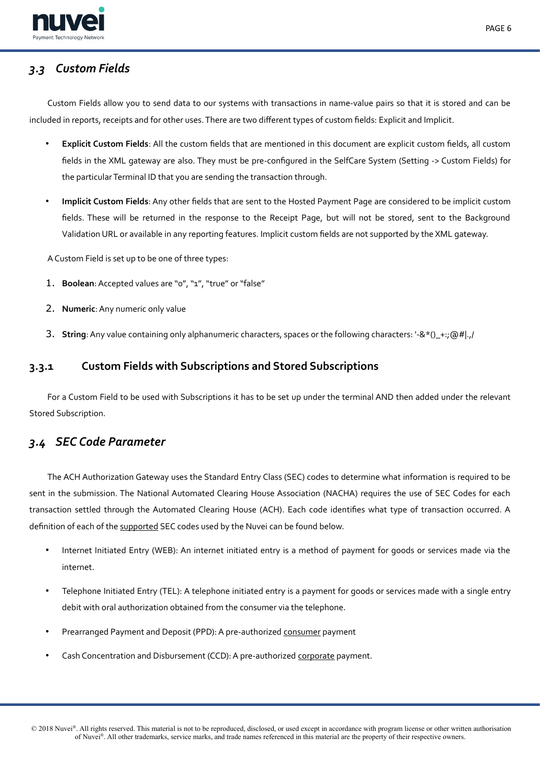## *3.3 Custom Fields*

Custom Fields allow you to send data to our systems with transactions in name-value pairs so that it is stored and can be included in reports, receipts and for other uses. There are two different types of custom fields: Explicit and Implicit.

- **Explicit Custom Fields**: All the custom fields that are mentioned in this document are explicit custom fields, all custom fields in the XML gateway are also. They must be pre-configured in the SelfCare System (Setting -> Custom Fields) for the particular Terminal ID that you are sending the transaction through.
- **Implicit Custom Fields**: Any other fields that are sent to the Hosted Payment Page are considered to be implicit custom fields. These will be returned in the response to the Receipt Page, but will not be stored, sent to the Background Validation URL or available in any reporting features. Implicit custom fields are not supported by the XML gateway.

A Custom Field is set up to be one of three types:

1. **Boolean**: Accepted values are "0", "1", "true" or "false"
2. **Numeric**: Any numeric only value
3. **String**: Any value containing only alphanumeric characters, spaces or the following characters: '-&*()_+:;@#|.,/

### 3.3.1 Custom Fields with Subscriptions and Stored Subscriptions

For a Custom Field to be used with Subscriptions it has to be set up under the terminal AND then added under the relevant Stored Subscription.

## *3.4 SEC Code Parameter*

The ACH Authorization Gateway uses the Standard Entry Class (SEC) codes to determine what information is required to be sent in the submission. The National Automated Clearing House Association (NACHA) requires the use of SEC Codes for each transaction settled through the Automated Clearing House (ACH). Each code identifies what type of transaction occurred. A definition of each of the supported SEC codes used by the Nuvei can be found below.

- Internet Initiated Entry (WEB): An internet initiated entry is a method of payment for goods or services made via the internet.
- Telephone Initiated Entry (TEL): A telephone initiated entry is a payment for goods or services made with a single entry debit with oral authorization obtained from the consumer via the telephone.
- Prearranged Payment and Deposit (PPD): A pre-authorized consumer payment
- Cash Concentration and Disbursement (CCD): A pre-authorized corporate payment.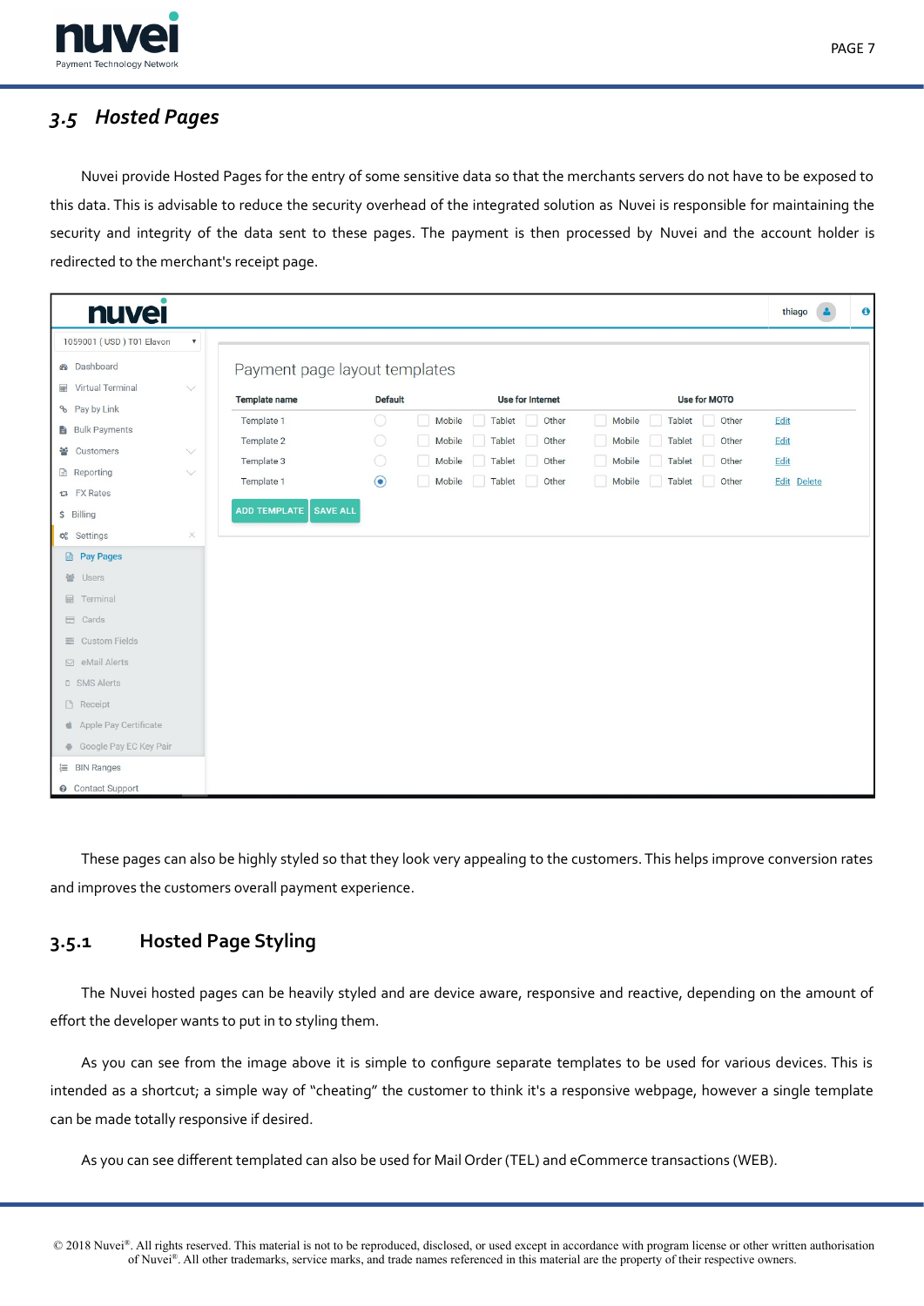## 3.5 Hosted Pages

Nuvei provide Hosted Pages for the entry of some sensitive data so that the merchants servers do not have to be exposed to this data. This is advisable to reduce the security overhead of the integrated solution as Nuvei is responsible for maintaining the security and integrity of the data sent to these pages. The payment is then processed by Nuvei and the account holder is redirected to the merchant's receipt page.

These pages can also be highly styled so that they look very appealing to the customers. This helps improve conversion rates and improves the customers overall payment experience.

### 3.5.1 Hosted Page Styling

The Nuvei hosted pages can be heavily styled and are device aware, responsive and reactive, depending on the amount of effort the developer wants to put in to styling them.

As you can see from the image above it is simple to configure separate templates to be used for various devices. This is intended as a shortcut; a simple way of "cheating" the customer to think it's a responsive webpage, however a single template can be made totally responsive if desired.

As you can see different templated can also be used for Mail Order (TEL) and eCommerce transactions (WEB).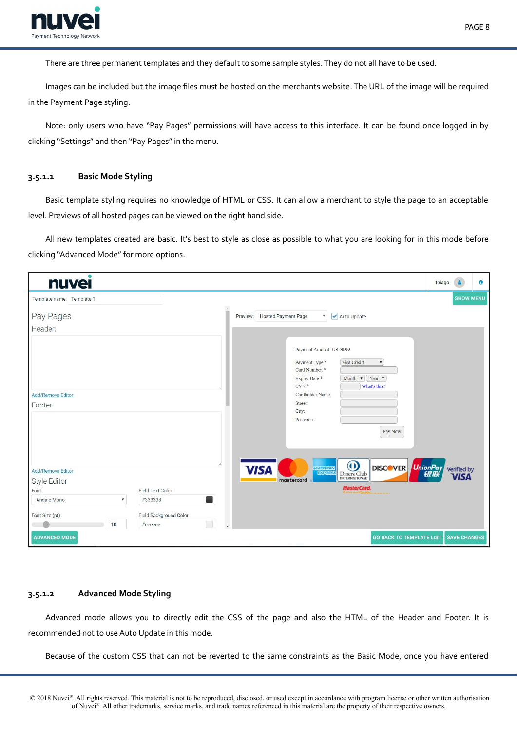There are three permanent templates and they default to some sample styles. They do not all have to be used.

Images can be included but the image files must be hosted on the merchants website. The URL of the image will be required in the Payment Page styling.

Note: only users who have "Pay Pages" permissions will have access to this interface. It can be found once logged in by clicking "Settings" and then "Pay Pages" in the menu.

#### 3.5.1.1 Basic Mode Styling

Basic template styling requires no knowledge of HTML or CSS. It can allow a merchant to style the page to an acceptable level. Previews of all hosted pages can be viewed on the right hand side.

All new templates created are basic. It's best to style as close as possible to what you are looking for in this mode before clicking "Advanced Mode" for more options.

#### 3.5.1.2 Advanced Mode Styling

Advanced mode allows you to directly edit the CSS of the page and also the HTML of the Header and Footer. It is recommended not to use Auto Update in this mode.

Because of the custom CSS that can not be reverted to the same constraints as the Basic Mode, once you have entered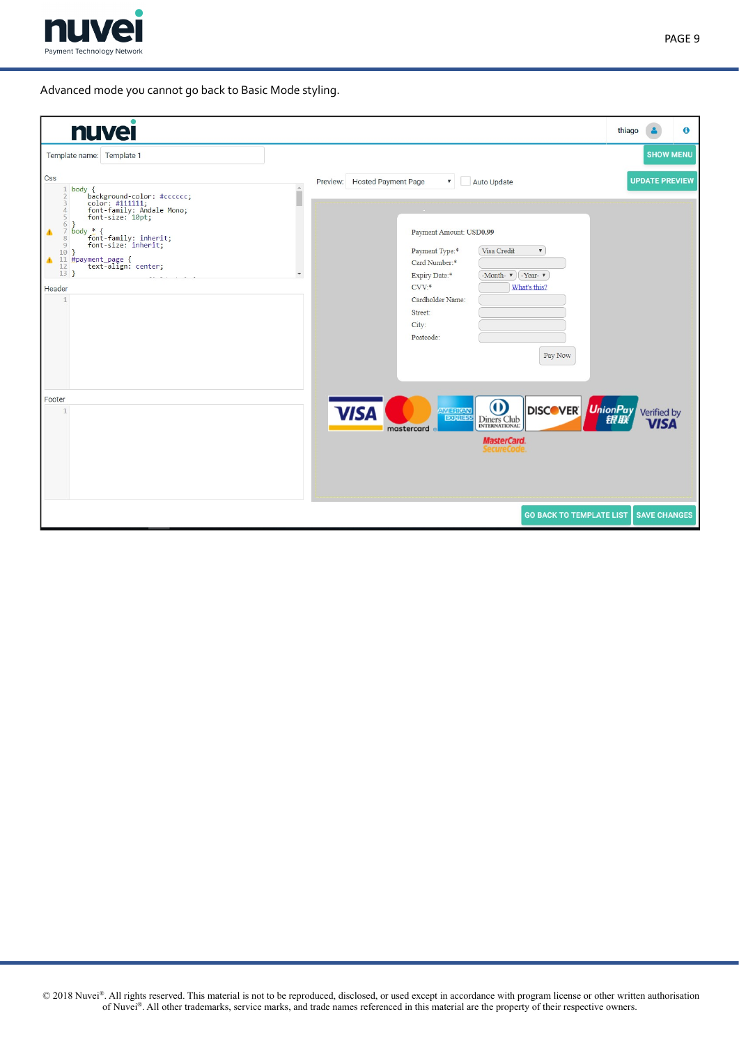Advanced mode you cannot go back to Basic Mode styling.

Template name: Template 1

Css

```
body {
    background-color: #cccccc;
    color: #111111;
    font-family: Andale Mono;
    font-size: 10pt;
}
body * {
    font-family: inherit;
    font-size: inherit;
}
#payment_page {
    text-align: center;
}
```

Header

Footer

Preview: Hosted Payment Page | Auto Update | UPDATE PREVIEW | SHOW MENU

Payment Amount: USD0.99

Payment Type:* Visa Credit

Card Number:*

Expiry Date:* -Month- -Year-

CVV:* What's this?

Cardholder Name:

Street:

City:

Postcode:

Pay Now

GO BACK TO TEMPLATE LIST | SAVE CHANGES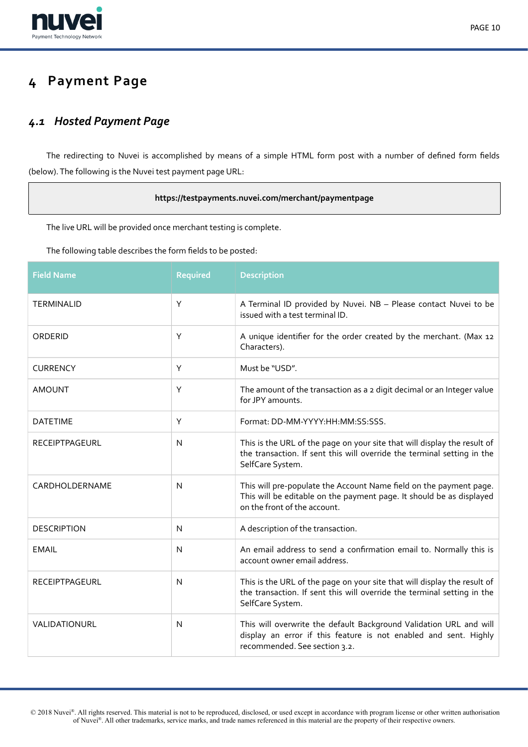# 4 Payment Page

## 4.1 *Hosted Payment Page*

The redirecting to Nuvei is accomplished by means of a simple HTML form post with a number of defined form fields (below). The following is the Nuvei test payment page URL:

**https://testpayments.nuvei.com/merchant/paymentpage**

The live URL will be provided once merchant testing is complete.

The following table describes the form fields to be posted:

| Field Name | Required | Description |
|---|---|---|
| TERMINALID | Y | A Terminal ID provided by Nuvei. NB – Please contact Nuvei to be issued with a test terminal ID. |
| ORDERID | Y | A unique identifier for the order created by the merchant. (Max 12 Characters). |
| CURRENCY | Y | Must be "USD". |
| AMOUNT | Y | The amount of the transaction as a 2 digit decimal or an Integer value for JPY amounts. |
| DATETIME | Y | Format: DD-MM-YYYY:HH:MM:SS:SSS. |
| RECEIPTPAGEURL | N | This is the URL of the page on your site that will display the result of the transaction. If sent this will override the terminal setting in the SelfCare System. |
| CARDHOLDERNAME | N | This will pre-populate the Account Name field on the payment page. This will be editable on the payment page. It should be as displayed on the front of the account. |
| DESCRIPTION | N | A description of the transaction. |
| EMAIL | N | An email address to send a confirmation email to. Normally this is account owner email address. |
| RECEIPTPAGEURL | N | This is the URL of the page on your site that will display the result of the transaction. If sent this will override the terminal setting in the SelfCare System. |
| VALIDATIONURL | N | This will overwrite the default Background Validation URL and will display an error if this feature is not enabled and sent. Highly recommended. See section 3.2. |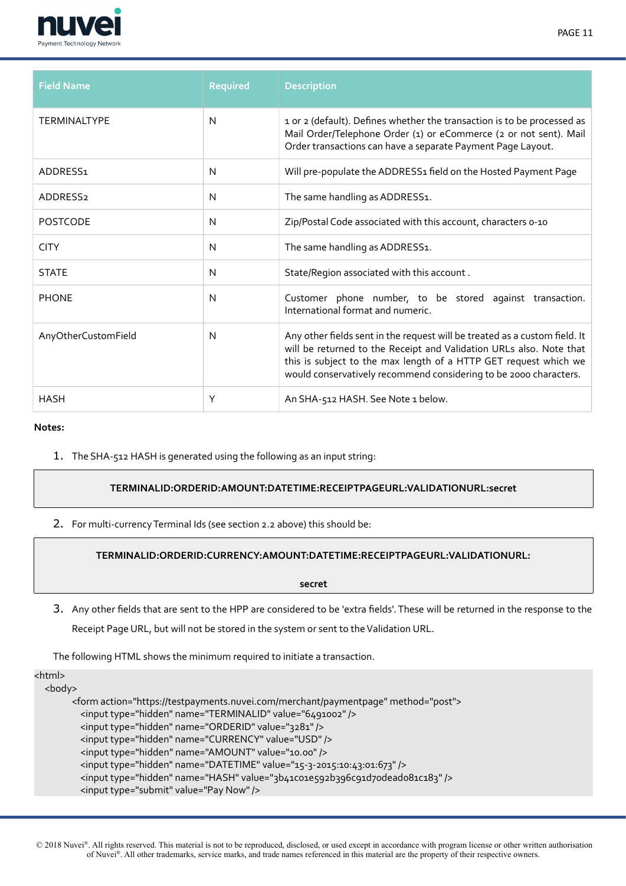| Field Name | Required | Description |
|---|---|---|
| TERMINALTYPE | N | 1 or 2 (default). Defines whether the transaction is to be processed as Mail Order/Telephone Order (1) or eCommerce (2 or not sent). Mail Order transactions can have a separate Payment Page Layout. |
| ADDRESS1 | N | Will pre-populate the ADDRESS1 field on the Hosted Payment Page |
| ADDRESS2 | N | The same handling as ADDRESS1. |
| POSTCODE | N | Zip/Postal Code associated with this account, characters 0-10 |
| CITY | N | The same handling as ADDRESS1. |
| STATE | N | State/Region associated with this account . |
| PHONE | N | Customer phone number, to be stored against transaction. International format and numeric. |
| AnyOtherCustomField | N | Any other fields sent in the request will be treated as a custom field. It will be returned to the Receipt and Validation URLs also. Note that this is subject to the max length of a HTTP GET request which we would conservatively recommend considering to be 2000 characters. |
| HASH | Y | An SHA-512 HASH. See Note 1 below. |

**Notes:**

1. The SHA-512 HASH is generated using the following as an input string:

**TERMINALID:ORDERID:AMOUNT:DATETIME:RECEIPTPAGEURL:VALIDATIONURL:secret**

2. For multi-currency Terminal Ids (see section 2.2 above) this should be:

**TERMINALID:ORDERID:CURRENCY:AMOUNT:DATETIME:RECEIPTPAGEURL:VALIDATIONURL:secret**

3. Any other fields that are sent to the HPP are considered to be 'extra fields'. These will be returned in the response to the Receipt Page URL, but will not be stored in the system or sent to the Validation URL.

The following HTML shows the minimum required to initiate a transaction.

```
<html>
  <body>
        <form action="https://testpayments.nuvei.com/merchant/paymentpage" method="post">
          <input type="hidden" name="TERMINALID" value="6491002" />
          <input type="hidden" name="ORDERID" value="3281" />
          <input type="hidden" name="CURRENCY" value="USD" />
          <input type="hidden" name="AMOUNT" value="10.00" />
          <input type="hidden" name="DATETIME" value="15-3-2015:10:43:01:673" />
          <input type="hidden" name="HASH" value="3b41c01e592b396c91d70dead081c183" />
          <input type="submit" value="Pay Now" />
```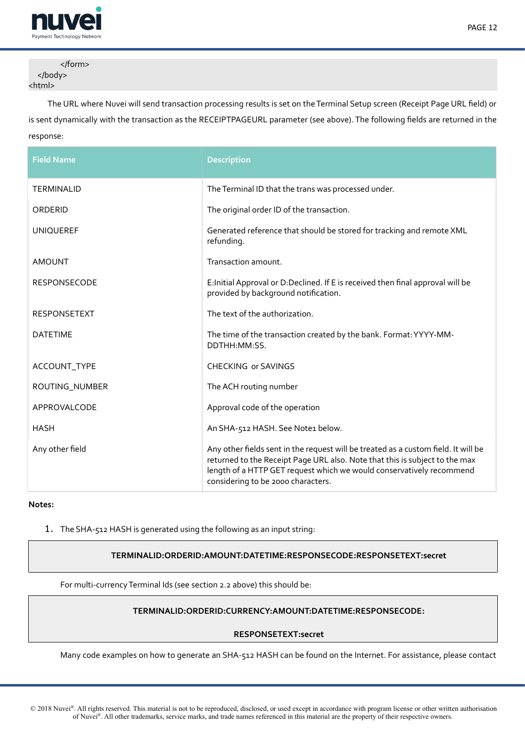```
        </form>
    </body>
<html>
```

The URL where Nuvei will send transaction processing results is set on the Terminal Setup screen (Receipt Page URL field) or is sent dynamically with the transaction as the RECEIPTPAGEURL parameter (see above). The following fields are returned in the response:

| Field Name | Description |
|---|---|
| TERMINALID | The Terminal ID that the trans was processed under. |
| ORDERID | The original order ID of the transaction. |
| UNIQUEREF | Generated reference that should be stored for tracking and remote XML refunding. |
| AMOUNT | Transaction amount. |
| RESPONSECODE | E:Initial Approval or D:Declined. If E is received then final approval will be provided by background notification. |
| RESPONSETEXT | The text of the authorization. |
| DATETIME | The time of the transaction created by the bank. Format: YYYY-MM-DDTHH:MM:SS. |
| ACCOUNT_TYPE | CHECKING or SAVINGS |
| ROUTING_NUMBER | The ACH routing number |
| APPROVALCODE | Approval code of the operation |
| HASH | An SHA-512 HASH. See Note1 below. |
| Any other field | Any other fields sent in the request will be treated as a custom field. It will be returned to the Receipt Page URL also. Note that this is subject to the max length of a HTTP GET request which we would conservatively recommend considering to be 2000 characters. |

**Notes:**

1. The SHA-512 HASH is generated using the following as an input string:

**TERMINALID:ORDERID:AMOUNT:DATETIME:RESPONSECODE:RESPONSETEXT:secret**

For multi-currency Terminal Ids (see section 2.2 above) this should be:

**TERMINALID:ORDERID:CURRENCY:AMOUNT:DATETIME:RESPONSECODE:**

**RESPONSETEXT:secret**

Many code examples on how to generate an SHA-512 HASH can be found on the Internet. For assistance, please contact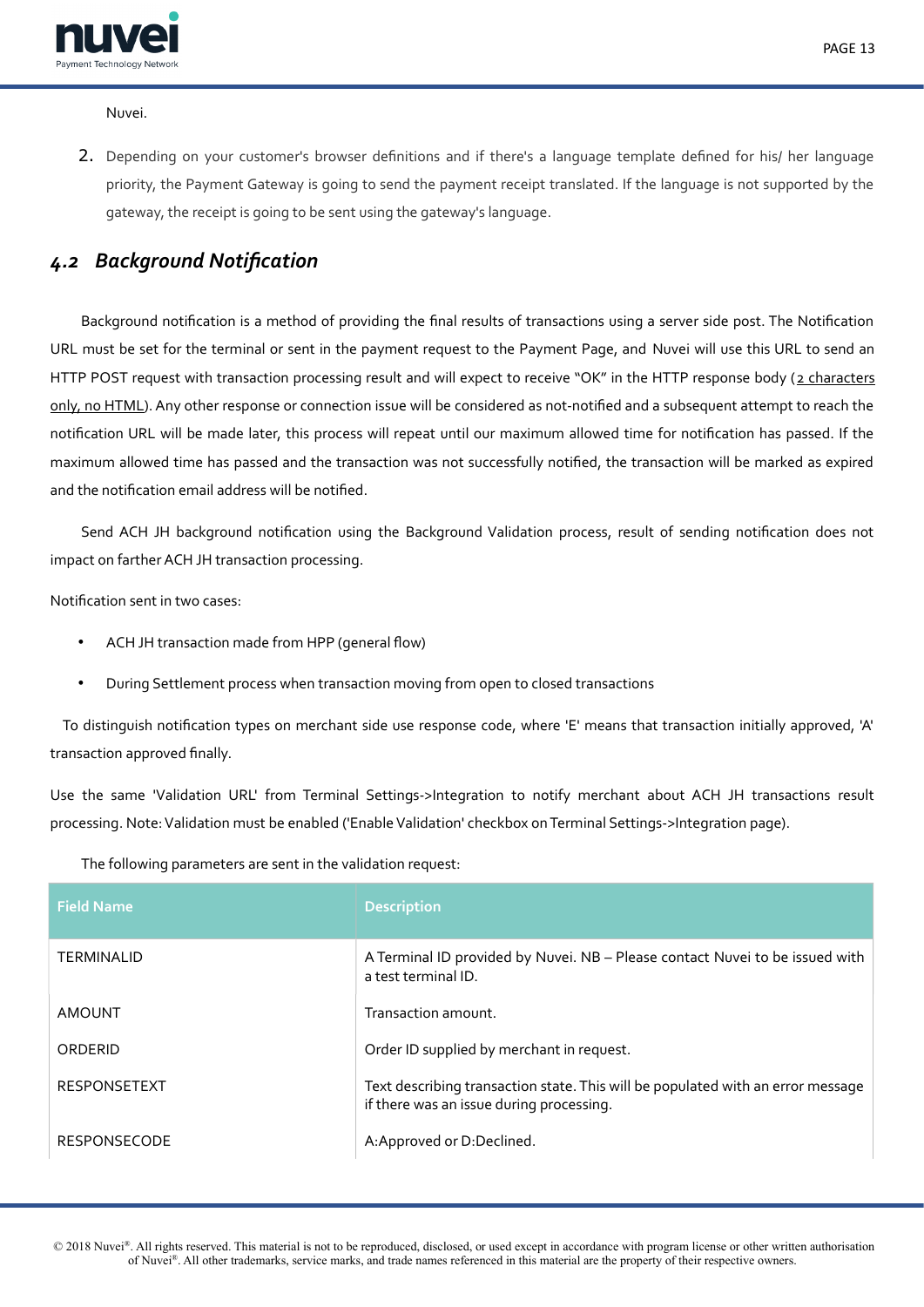Nuvei.

2. Depending on your customer's browser definitions and if there's a language template defined for his/ her language priority, the Payment Gateway is going to send the payment receipt translated. If the language is not supported by the gateway, the receipt is going to be sent using the gateway's language.

## *4.2 Background Notification*

Background notification is a method of providing the final results of transactions using a server side post. The Notification URL must be set for the terminal or sent in the payment request to the Payment Page, and Nuvei will use this URL to send an HTTP POST request with transaction processing result and will expect to receive "OK" in the HTTP response body (2 characters only, no HTML). Any other response or connection issue will be considered as not-notified and a subsequent attempt to reach the notification URL will be made later, this process will repeat until our maximum allowed time for notification has passed. If the maximum allowed time has passed and the transaction was not successfully notified, the transaction will be marked as expired and the notification email address will be notified.

Send ACH JH background notification using the Background Validation process, result of sending notification does not impact on farther ACH JH transaction processing.

Notification sent in two cases:

- ACH JH transaction made from HPP (general flow)
- During Settlement process when transaction moving from open to closed transactions

To distinguish notification types on merchant side use response code, where 'E' means that transaction initially approved, 'A' transaction approved finally.

Use the same 'Validation URL' from Terminal Settings->Integration to notify merchant about ACH JH transactions result processing. Note: Validation must be enabled ('Enable Validation' checkbox on Terminal Settings->Integration page).

The following parameters are sent in the validation request:

| Field Name | Description |
| --- | --- |
| TERMINALID | A Terminal ID provided by Nuvei. NB – Please contact Nuvei to be issued with a test terminal ID. |
| AMOUNT | Transaction amount. |
| ORDERID | Order ID supplied by merchant in request. |
| RESPONSETEXT | Text describing transaction state. This will be populated with an error message if there was an issue during processing. |
| RESPONSECODE | A:Approved or D:Declined. |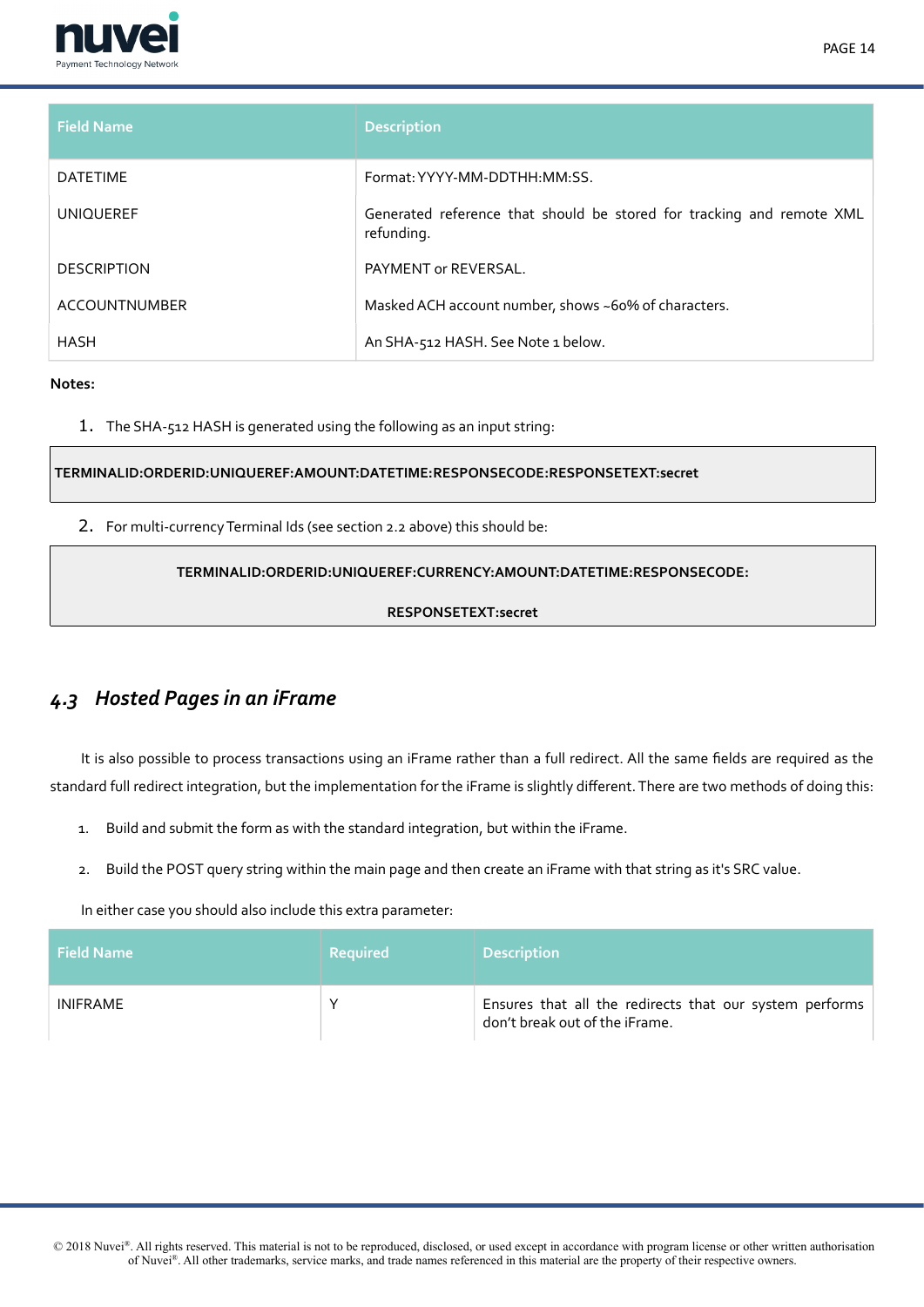| Field Name | Description |
| --- | --- |
| DATETIME | Format: YYYY-MM-DDTHH:MM:SS. |
| UNIQUEREF | Generated reference that should be stored for tracking and remote XML refunding. |
| DESCRIPTION | PAYMENT or REVERSAL. |
| ACCOUNTNUMBER | Masked ACH account number, shows ~60% of characters. |
| HASH | An SHA-512 HASH. See Note 1 below. |

**Notes:**

1. The SHA-512 HASH is generated using the following as an input string:

```
TERMINALID:ORDERID:UNIQUEREF:AMOUNT:DATETIME:RESPONSECODE:RESPONSETEXT:secret
```

2. For multi-currency Terminal Ids (see section 2.2 above) this should be:

```
TERMINALID:ORDERID:UNIQUEREF:CURRENCY:AMOUNT:DATETIME:RESPONSECODE:
RESPONSETEXT:secret
```

## *4.3 Hosted Pages in an iFrame*

It is also possible to process transactions using an iFrame rather than a full redirect. All the same fields are required as the standard full redirect integration, but the implementation for the iFrame is slightly different. There are two methods of doing this:

1. Build and submit the form as with the standard integration, but within the iFrame.
2. Build the POST query string within the main page and then create an iFrame with that string as it's SRC value.

In either case you should also include this extra parameter:

| Field Name | Required | Description |
| --- | --- | --- |
| INIFRAME | Y | Ensures that all the redirects that our system performs don't break out of the iFrame. |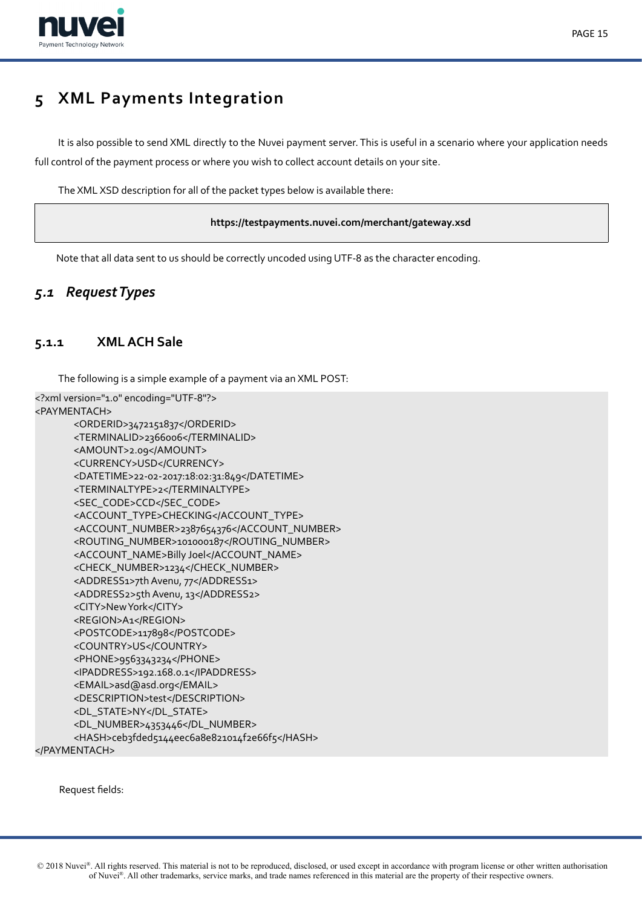# 5 XML Payments Integration

It is also possible to send XML directly to the Nuvei payment server. This is useful in a scenario where your application needs full control of the payment process or where you wish to collect account details on your site.

The XML XSD description for all of the packet types below is available there:

**https://testpayments.nuvei.com/merchant/gateway.xsd**

Note that all data sent to us should be correctly uncoded using UTF-8 as the character encoding.

## 5.1 *Request Types*

### 5.1.1 XML ACH Sale

The following is a simple example of a payment via an XML POST:

```
<?xml version="1.0" encoding="UTF-8"?>
<PAYMENTACH>
        <ORDERID>3472151837</ORDERID>
        <TERMINALID>2366006</TERMINALID>
        <AMOUNT>2.09</AMOUNT>
        <CURRENCY>USD</CURRENCY>
        <DATETIME>22-02-2017:18:02:31:849</DATETIME>
        <TERMINALTYPE>2</TERMINALTYPE>
        <SEC_CODE>CCD</SEC_CODE>
        <ACCOUNT_TYPE>CHECKING</ACCOUNT_TYPE>
        <ACCOUNT_NUMBER>2387654376</ACCOUNT_NUMBER>
        <ROUTING_NUMBER>101000187</ROUTING_NUMBER>
        <ACCOUNT_NAME>Billy Joel</ACCOUNT_NAME>
        <CHECK_NUMBER>1234</CHECK_NUMBER>
        <ADDRESS1>7th Avenu, 77</ADDRESS1>
        <ADDRESS2>5th Avenu, 13</ADDRESS2>
        <CITY>New York</CITY>
        <REGION>A1</REGION>
        <POSTCODE>117898</POSTCODE>
        <COUNTRY>US</COUNTRY>
        <PHONE>9563343234</PHONE>
        <IPADDRESS>192.168.0.1</IPADDRESS>
        <EMAIL>asd@asd.org</EMAIL>
        <DESCRIPTION>test</DESCRIPTION>
        <DL_STATE>NY</DL_STATE>
        <DL_NUMBER>4353446</DL_NUMBER>
        <HASH>ceb3fded5144eec6a8e821014f2e66f5</HASH>
</PAYMENTACH>
```

Request fields: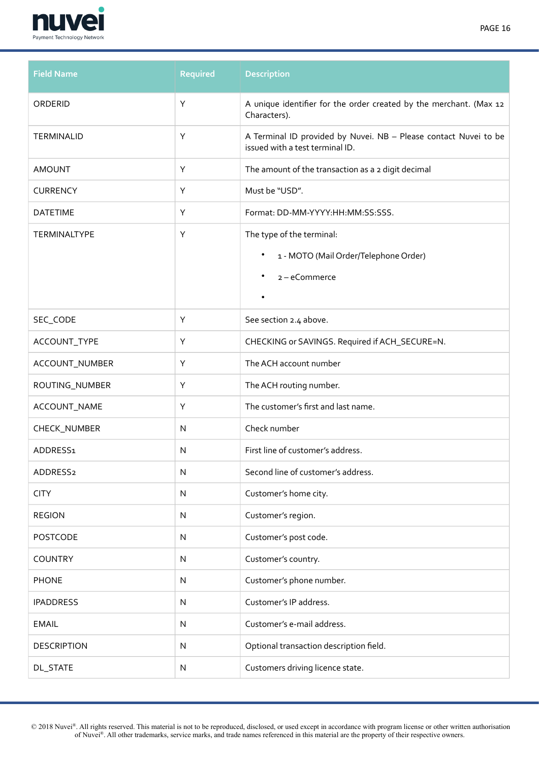| Field Name | Required | Description |
|---|---|---|
| ORDERID | Y | A unique identifier for the order created by the merchant. (Max 12 Characters). |
| TERMINALID | Y | A Terminal ID provided by Nuvei. NB – Please contact Nuvei to be issued with a test terminal ID. |
| AMOUNT | Y | The amount of the transaction as a 2 digit decimal |
| CURRENCY | Y | Must be "USD". |
| DATETIME | Y | Format: DD-MM-YYYY:HH:MM:SS:SSS. |
| TERMINALTYPE | Y | The type of the terminal: <br>• 1 - MOTO (Mail Order/Telephone Order) <br>• 2 – eCommerce <br>• |
| SEC_CODE | Y | See section 2.4 above. |
| ACCOUNT_TYPE | Y | CHECKING or SAVINGS. Required if ACH_SECURE=N. |
| ACCOUNT_NUMBER | Y | The ACH account number |
| ROUTING_NUMBER | Y | The ACH routing number. |
| ACCOUNT_NAME | Y | The customer's first and last name. |
| CHECK_NUMBER | N | Check number |
| ADDRESS1 | N | First line of customer's address. |
| ADDRESS2 | N | Second line of customer's address. |
| CITY | N | Customer's home city. |
| REGION | N | Customer's region. |
| POSTCODE | N | Customer's post code. |
| COUNTRY | N | Customer's country. |
| PHONE | N | Customer's phone number. |
| IPADDRESS | N | Customer's IP address. |
| EMAIL | N | Customer's e-mail address. |
| DESCRIPTION | N | Optional transaction description field. |
| DL_STATE | N | Customers driving licence state. |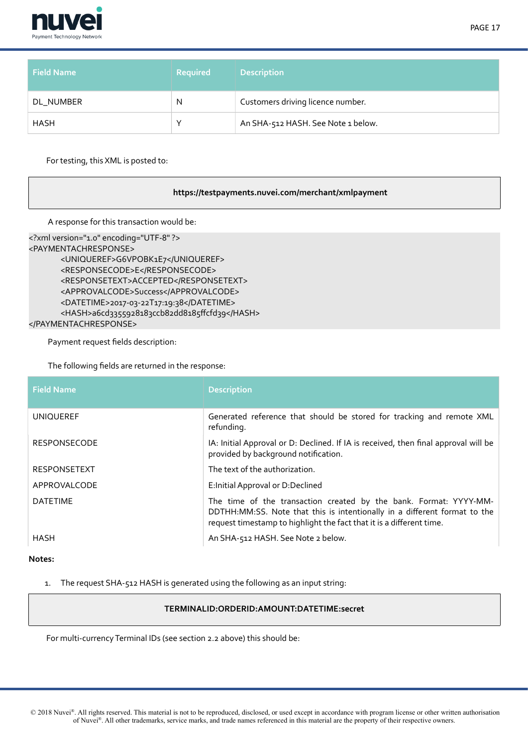| Field Name | Required | Description |
| --- | --- | --- |
| DL_NUMBER | N | Customers driving licence number. |
| HASH | Y | An SHA-512 HASH. See Note 1 below. |

For testing, this XML is posted to:

**https://testpayments.nuvei.com/merchant/xmlpayment**

A response for this transaction would be:

```
<?xml version="1.0" encoding="UTF-8" ?>
<PAYMENTACHRESPONSE>
        <UNIQUEREF>G6VPOBK1E7</UNIQUEREF>
        <RESPONSECODE>E</RESPONSECODE>
        <RESPONSETEXT>ACCEPTED</RESPONSETEXT>
        <APPROVALCODE>Success</APPROVALCODE>
        <DATETIME>2017-03-22T17:19:38</DATETIME>
        <HASH>a6cd3355928183ccb82dd8185ffcfd39</HASH>
</PAYMENTACHRESPONSE>
```

Payment request fields description:

The following fields are returned in the response:

| Field Name | Description |
| --- | --- |
| UNIQUEREF | Generated reference that should be stored for tracking and remote XML refunding. |
| RESPONSECODE | IA: Initial Approval or D: Declined. If IA is received, then final approval will be provided by background notification. |
| RESPONSETEXT | The text of the authorization. |
| APPROVALCODE | E:Initial Approval or D:Declined |
| DATETIME | The time of the transaction created by the bank. Format: YYYY-MM-DDTHH:MM:SS. Note that this is intentionally in a different format to the request timestamp to highlight the fact that it is a different time. |
| HASH | An SHA-512 HASH. See Note 2 below. |

**Notes:**

1. The request SHA-512 HASH is generated using the following as an input string:

**TERMINALID:ORDERID:AMOUNT:DATETIME:secret**

For multi-currency Terminal IDs (see section 2.2 above) this should be: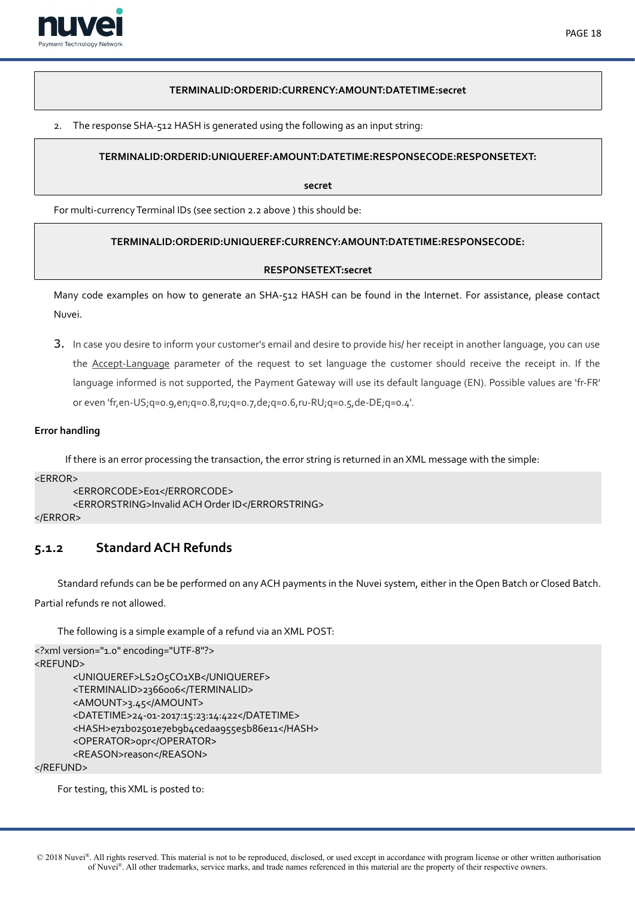```
TERMINALID:ORDERID:CURRENCY:AMOUNT:DATETIME:secret
```

2. The response SHA-512 HASH is generated using the following as an input string:

```
TERMINALID:ORDERID:UNIQUEREF:AMOUNT:DATETIME:RESPONSECODE:RESPONSETEXT:secret
```

For multi-currency Terminal IDs (see section 2.2 above ) this should be:

```
TERMINALID:ORDERID:UNIQUEREF:CURRENCY:AMOUNT:DATETIME:RESPONSECODE:RESPONSETEXT:secret
```

Many code examples on how to generate an SHA-512 HASH can be found in the Internet. For assistance, please contact Nuvei.

3. In case you desire to inform your customer's email and desire to provide his/ her receipt in another language, you can use the Accept-Language parameter of the request to set language the customer should receive the receipt in. If the language informed is not supported, the Payment Gateway will use its default language (EN). Possible values are 'fr-FR' or even 'fr,en-US;q=0.9,en;q=0.8,ru;q=0.7,de;q=0.6,ru-RU;q=0.5,de-DE;q=0.4'.

**Error handling**

If there is an error processing the transaction, the error string is returned in an XML message with the simple:

```
<ERROR>
        <ERRORCODE>E01</ERRORCODE>
        <ERRORSTRING>Invalid ACH Order ID</ERRORSTRING>
</ERROR>
```

### 5.1.2 Standard ACH Refunds

Standard refunds can be be performed on any ACH payments in the Nuvei system, either in the Open Batch or Closed Batch. Partial refunds re not allowed.

The following is a simple example of a refund via an XML POST:

```
<?xml version="1.0" encoding="UTF-8"?>
<REFUND>
        <UNIQUEREF>LS2O5CO1XB</UNIQUEREF>
        <TERMINALID>2366006</TERMINALID>
        <AMOUNT>3.45</AMOUNT>
        <DATETIME>24-01-2017:15:23:14:422</DATETIME>
        <HASH>e71b02501e7eb9b4cedaa955e5b86e11</HASH>
        <OPERATOR>opr</OPERATOR>
        <REASON>reason</REASON>
</REFUND>
```

For testing, this XML is posted to: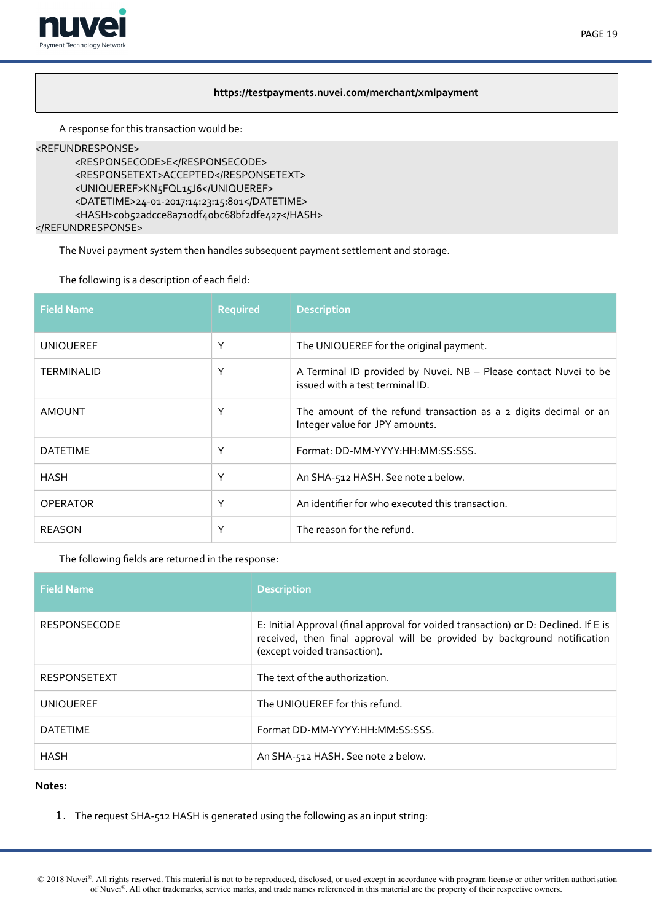```
https://testpayments.nuvei.com/merchant/xmlpayment
```

A response for this transaction would be:

```
<REFUNDRESPONSE>
        <RESPONSECODE>E</RESPONSECODE>
        <RESPONSETEXT>ACCEPTED</RESPONSETEXT>
        <UNIQUEREF>KN5FQL15J6</UNIQUEREF>
        <DATETIME>24-01-2017:14:23:15:801</DATETIME>
        <HASH>cob52adcce8a710df40bc68bf2dfe427</HASH>
</REFUNDRESPONSE>
```

The Nuvei payment system then handles subsequent payment settlement and storage.

The following is a description of each field:

| Field Name | Required | Description |
|---|---|---|
| UNIQUEREF | Y | The UNIQUEREF for the original payment. |
| TERMINALID | Y | A Terminal ID provided by Nuvei. NB – Please contact Nuvei to be issued with a test terminal ID. |
| AMOUNT | Y | The amount of the refund transaction as a 2 digits decimal or an Integer value for JPY amounts. |
| DATETIME | Y | Format: DD-MM-YYYY:HH:MM:SS:SSS. |
| HASH | Y | An SHA-512 HASH. See note 1 below. |
| OPERATOR | Y | An identifier for who executed this transaction. |
| REASON | Y | The reason for the refund. |

The following fields are returned in the response:

| Field Name | Description |
|---|---|
| RESPONSECODE | E: Initial Approval (final approval for voided transaction) or D: Declined. If E is received, then final approval will be provided by background notification (except voided transaction). |
| RESPONSETEXT | The text of the authorization. |
| UNIQUEREF | The UNIQUEREF for this refund. |
| DATETIME | Format DD-MM-YYYY:HH:MM:SS:SSS. |
| HASH | An SHA-512 HASH. See note 2 below. |

**Notes:**

1. The request SHA-512 HASH is generated using the following as an input string: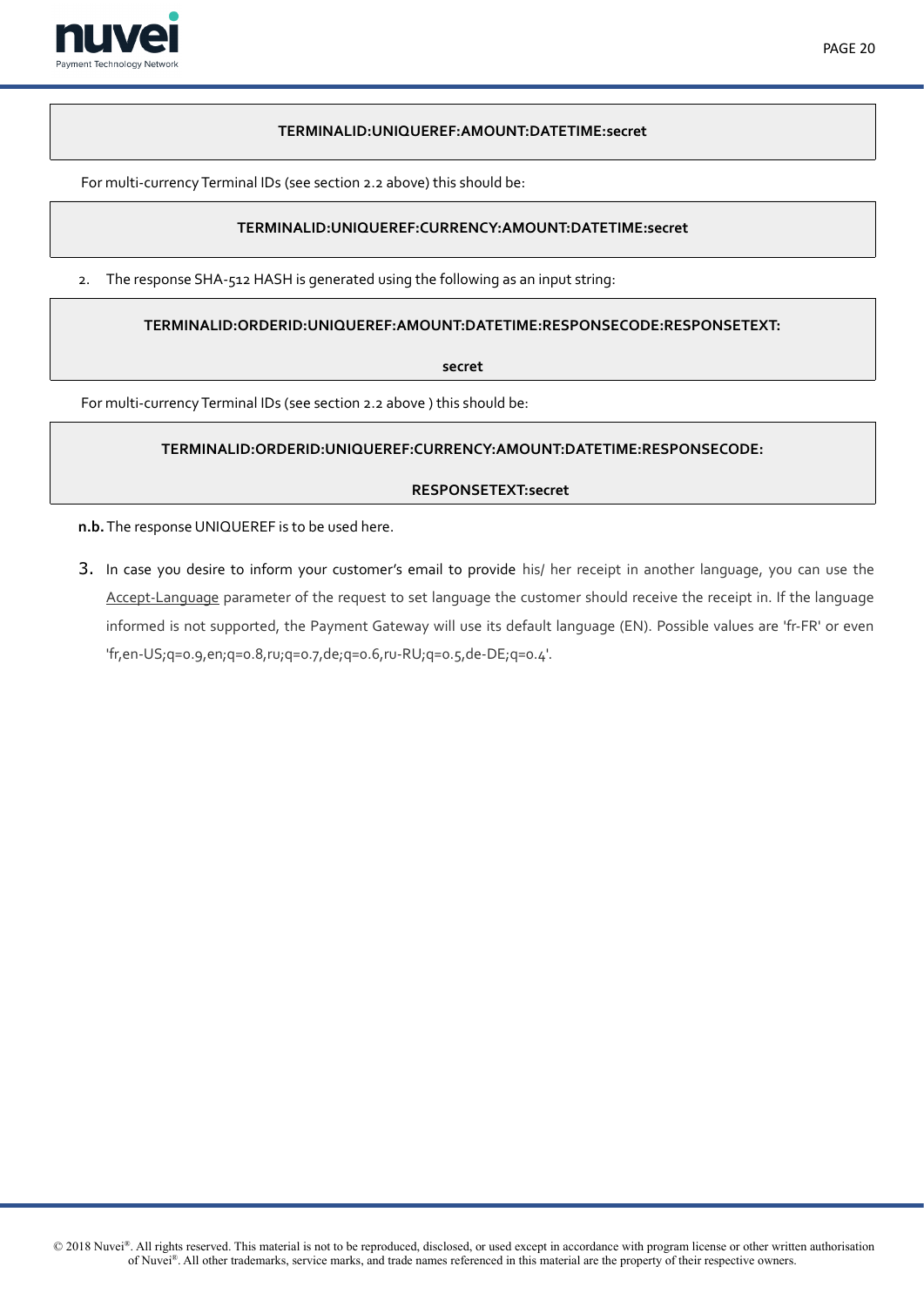```
TERMINALID:UNIQUEREF:AMOUNT:DATETIME:secret
```

For multi-currency Terminal IDs (see section 2.2 above) this should be:

```
TERMINALID:UNIQUEREF:CURRENCY:AMOUNT:DATETIME:secret
```

2. The response SHA-512 HASH is generated using the following as an input string:

```
TERMINALID:ORDERID:UNIQUEREF:AMOUNT:DATETIME:RESPONSECODE:RESPONSETEXT:secret
```

For multi-currency Terminal IDs (see section 2.2 above ) this should be:

```
TERMINALID:ORDERID:UNIQUEREF:CURRENCY:AMOUNT:DATETIME:RESPONSECODE:RESPONSETEXT:secret
```

**n.b.** The response UNIQUEREF is to be used here.

3. In case you desire to inform your customer's email to provide his/ her receipt in another language, you can use the Accept-Language parameter of the request to set language the customer should receive the receipt in. If the language informed is not supported, the Payment Gateway will use its default language (EN). Possible values are 'fr-FR' or even 'fr,en-US;q=0.9,en;q=0.8,ru;q=0.7,de;q=0.6,ru-RU;q=0.5,de-DE;q=0.4'.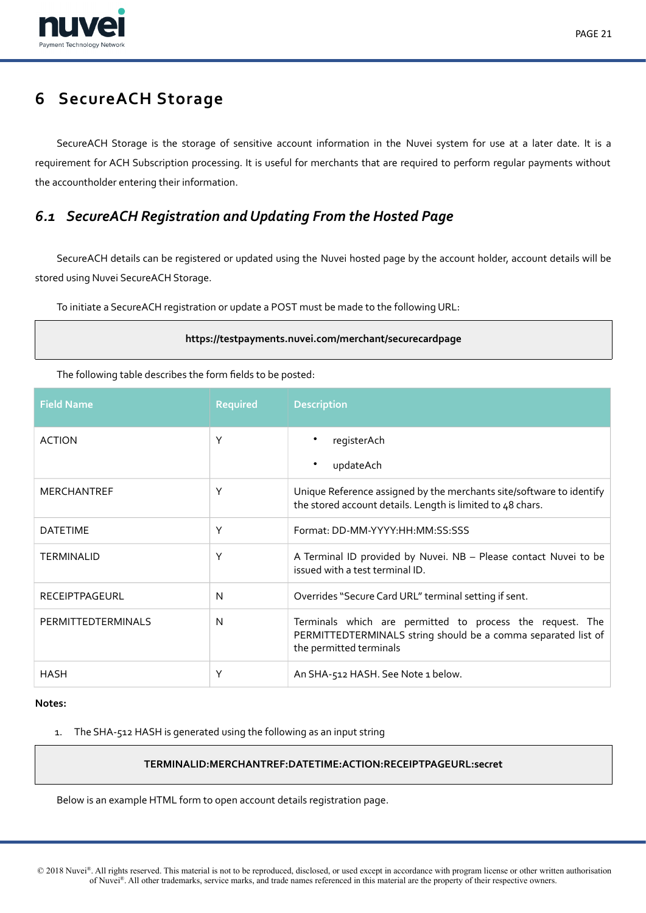# 6 SecureACH Storage

SecureACH Storage is the storage of sensitive account information in the Nuvei system for use at a later date. It is a requirement for ACH Subscription processing. It is useful for merchants that are required to perform regular payments without the accountholder entering their information.

## *6.1 SecureACH Registration and Updating From the Hosted Page*

SecureACH details can be registered or updated using the Nuvei hosted page by the account holder, account details will be stored using Nuvei SecureACH Storage.

To initiate a SecureACH registration or update a POST must be made to the following URL:

**https://testpayments.nuvei.com/merchant/securecardpage**

The following table describes the form fields to be posted:

| Field Name | Required | Description |
|---|---|---|
| ACTION | Y | • registerAch<br>• updateAch |
| MERCHANTREF | Y | Unique Reference assigned by the merchants site/software to identify the stored account details. Length is limited to 48 chars. |
| DATETIME | Y | Format: DD-MM-YYYY:HH:MM:SS:SSS |
| TERMINALID | Y | A Terminal ID provided by Nuvei. NB – Please contact Nuvei to be issued with a test terminal ID. |
| RECEIPTPAGEURL | N | Overrides "Secure Card URL" terminal setting if sent. |
| PERMITTEDTERMINALS | N | Terminals which are permitted to process the request. The PERMITTEDTERMINALS string should be a comma separated list of the permitted terminals |
| HASH | Y | An SHA-512 HASH. See Note 1 below. |

**Notes:**

1. The SHA-512 HASH is generated using the following as an input string

**TERMINALID:MERCHANTREF:DATETIME:ACTION:RECEIPTPAGEURL:secret**

Below is an example HTML form to open account details registration page.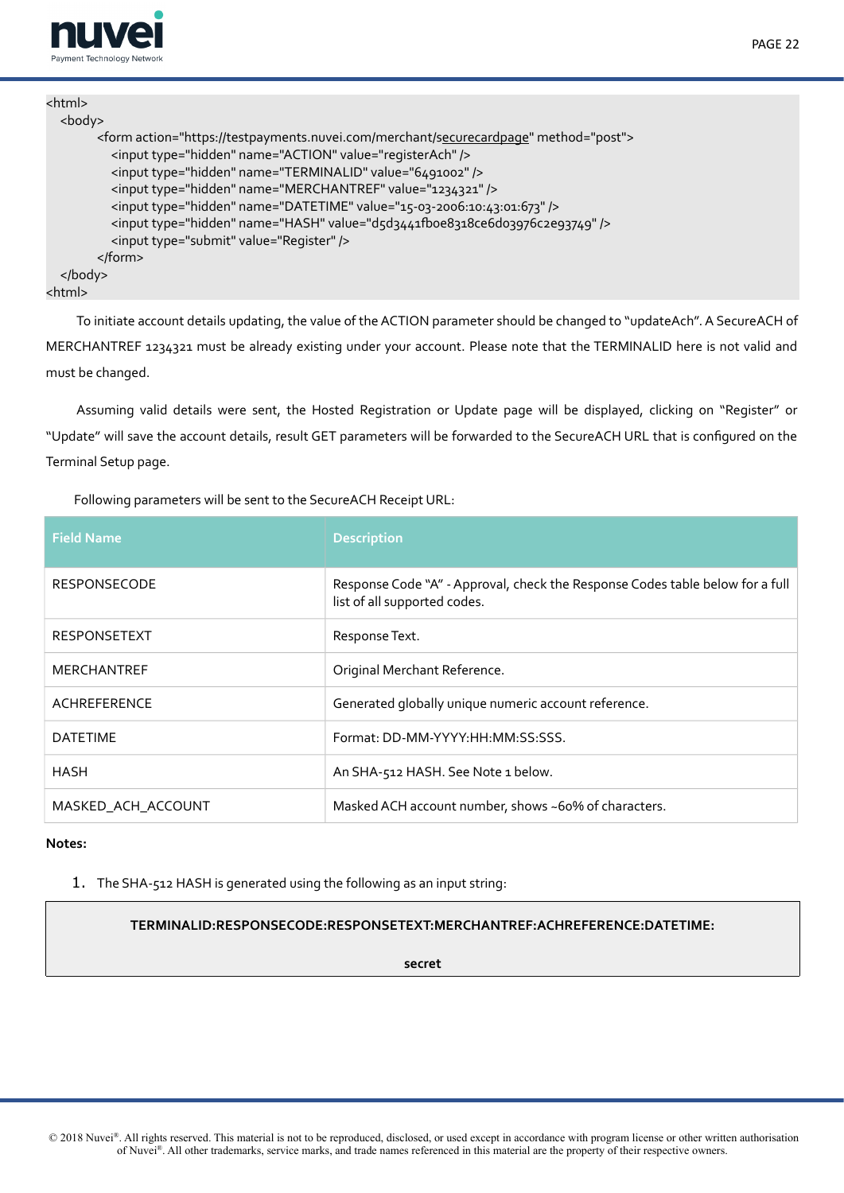```html
<html>
  <body>
      <form action="https://testpayments.nuvei.com/merchant/securecardpage" method="post">
        <input type="hidden" name="ACTION" value="registerAch" />
        <input type="hidden" name="TERMINALID" value="6491002" />
        <input type="hidden" name="MERCHANTREF" value="1234321" />
        <input type="hidden" name="DATETIME" value="15-03-2006:10:43:01:673" />
        <input type="hidden" name="HASH" value="d5d3441fb0e8318ce6d03976c2e93749" />
        <input type="submit" value="Register" />
      </form>
  </body>
<html>
```

To initiate account details updating, the value of the ACTION parameter should be changed to "updateAch". A SecureACH of MERCHANTREF 1234321 must be already existing under your account. Please note that the TERMINALID here is not valid and must be changed.

Assuming valid details were sent, the Hosted Registration or Update page will be displayed, clicking on "Register" or "Update" will save the account details, result GET parameters will be forwarded to the SecureACH URL that is configured on the Terminal Setup page.

Following parameters will be sent to the SecureACH Receipt URL:

| Field Name | Description |
| --- | --- |
| RESPONSECODE | Response Code "A" - Approval, check the Response Codes table below for a full list of all supported codes. |
| RESPONSETEXT | Response Text. |
| MERCHANTREF | Original Merchant Reference. |
| ACHREFERENCE | Generated globally unique numeric account reference. |
| DATETIME | Format: DD-MM-YYYY:HH:MM:SS:SSS. |
| HASH | An SHA-512 HASH. See Note 1 below. |
| MASKED_ACH_ACCOUNT | Masked ACH account number, shows ~60% of characters. |

**Notes:**

1. The SHA-512 HASH is generated using the following as an input string:

**TERMINALID:RESPONSECODE:RESPONSETEXT:MERCHANTREF:ACHREFERENCE:DATETIME:**

**secret**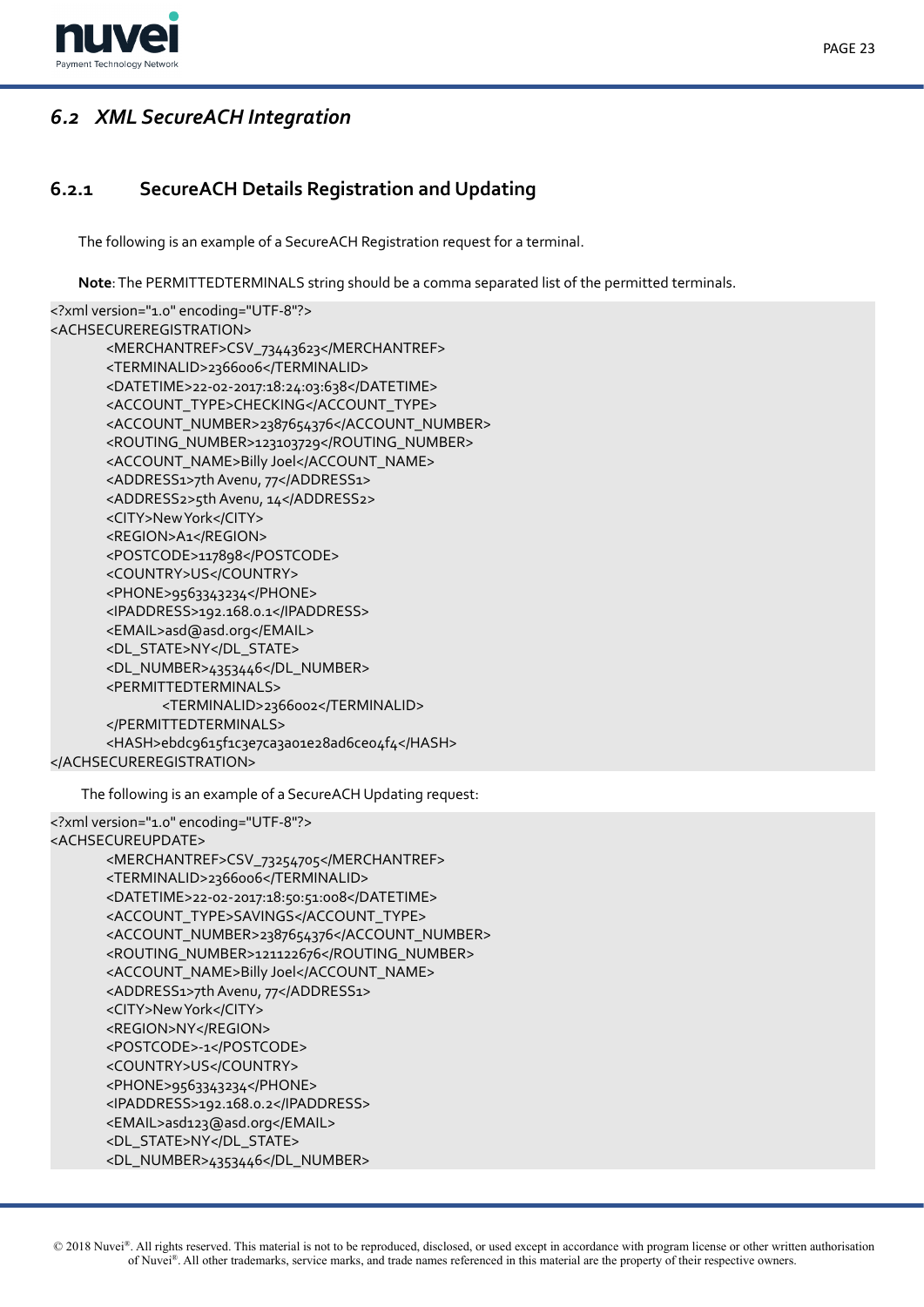## 6.2 *XML SecureACH Integration*

### 6.2.1 SecureACH Details Registration and Updating

The following is an example of a SecureACH Registration request for a terminal.

**Note**: The PERMITTEDTERMINALS string should be a comma separated list of the permitted terminals.

```
<?xml version="1.0" encoding="UTF-8"?>
<ACHSECUREREGISTRATION>
        <MERCHANTREF>CSV_73443623</MERCHANTREF>
        <TERMINALID>2366006</TERMINALID>
        <DATETIME>22-02-2017:18:24:03:638</DATETIME>
        <ACCOUNT_TYPE>CHECKING</ACCOUNT_TYPE>
        <ACCOUNT_NUMBER>2387654376</ACCOUNT_NUMBER>
        <ROUTING_NUMBER>123103729</ROUTING_NUMBER>
        <ACCOUNT_NAME>Billy Joel</ACCOUNT_NAME>
        <ADDRESS1>7th Avenu, 77</ADDRESS1>
        <ADDRESS2>5th Avenu, 14</ADDRESS2>
        <CITY>New York</CITY>
        <REGION>A1</REGION>
        <POSTCODE>117898</POSTCODE>
        <COUNTRY>US</COUNTRY>
        <PHONE>9563343234</PHONE>
        <IPADDRESS>192.168.0.1</IPADDRESS>
        <EMAIL>asd@asd.org</EMAIL>
        <DL_STATE>NY</DL_STATE>
        <DL_NUMBER>4353446</DL_NUMBER>
        <PERMITTEDTERMINALS>
                <TERMINALID>2366002</TERMINALID>
        </PERMITTEDTERMINALS>
        <HASH>ebdc9615f1c3e7ca3a01e28ad6ce04f4</HASH>
</ACHSECUREREGISTRATION>
```

The following is an example of a SecureACH Updating request:

```
<?xml version="1.0" encoding="UTF-8"?>
<ACHSECUREUPDATE>
        <MERCHANTREF>CSV_73254705</MERCHANTREF>
        <TERMINALID>2366006</TERMINALID>
        <DATETIME>22-02-2017:18:50:51:008</DATETIME>
        <ACCOUNT_TYPE>SAVINGS</ACCOUNT_TYPE>
        <ACCOUNT_NUMBER>2387654376</ACCOUNT_NUMBER>
        <ROUTING_NUMBER>121122676</ROUTING_NUMBER>
        <ACCOUNT_NAME>Billy Joel</ACCOUNT_NAME>
        <ADDRESS1>7th Avenu, 77</ADDRESS1>
        <CITY>New York</CITY>
        <REGION>NY</REGION>
        <POSTCODE>-1</POSTCODE>
        <COUNTRY>US</COUNTRY>
        <PHONE>9563343234</PHONE>
        <IPADDRESS>192.168.0.2</IPADDRESS>
        <EMAIL>asd123@asd.org</EMAIL>
        <DL_STATE>NY</DL_STATE>
        <DL_NUMBER>4353446</DL_NUMBER>
```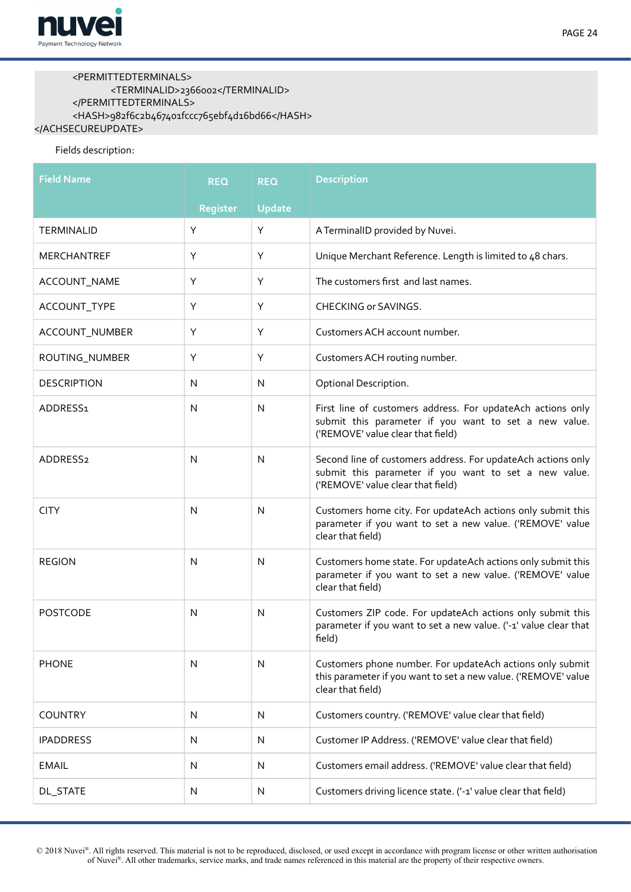```
        <PERMITTEDTERMINALS>
                <TERMINALID>2366002</TERMINALID>
        </PERMITTEDTERMINALS>
        <HASH>982f6c2b467401fccc765ebf4d16bd66</HASH>
</ACHSECUREUPDATE>
```

Fields description:

| Field Name | REQ Register | REQ Update | Description |
|---|---|---|---|
| TERMINALID | Y | Y | A TerminalID provided by Nuvei. |
| MERCHANTREF | Y | Y | Unique Merchant Reference. Length is limited to 48 chars. |
| ACCOUNT_NAME | Y | Y | The customers first and last names. |
| ACCOUNT_TYPE | Y | Y | CHECKING or SAVINGS. |
| ACCOUNT_NUMBER | Y | Y | Customers ACH account number. |
| ROUTING_NUMBER | Y | Y | Customers ACH routing number. |
| DESCRIPTION | N | N | Optional Description. |
| ADDRESS1 | N | N | First line of customers address. For updateAch actions only submit this parameter if you want to set a new value. ('REMOVE' value clear that field) |
| ADDRESS2 | N | N | Second line of customers address. For updateAch actions only submit this parameter if you want to set a new value. ('REMOVE' value clear that field) |
| CITY | N | N | Customers home city. For updateAch actions only submit this parameter if you want to set a new value. ('REMOVE' value clear that field) |
| REGION | N | N | Customers home state. For updateAch actions only submit this parameter if you want to set a new value. ('REMOVE' value clear that field) |
| POSTCODE | N | N | Customers ZIP code. For updateAch actions only submit this parameter if you want to set a new value. ('-1' value clear that field) |
| PHONE | N | N | Customers phone number. For updateAch actions only submit this parameter if you want to set a new value. ('REMOVE' value clear that field) |
| COUNTRY | N | N | Customers country. ('REMOVE' value clear that field) |
| IPADDRESS | N | N | Customer IP Address. ('REMOVE' value clear that field) |
| EMAIL | N | N | Customers email address. ('REMOVE' value clear that field) |
| DL_STATE | N | N | Customers driving licence state. ('-1' value clear that field) |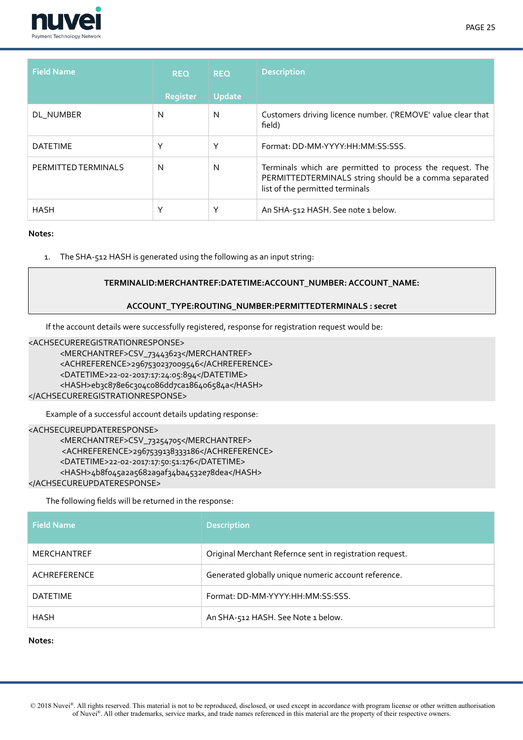| Field Name | REQ Register | REQ Update | Description |
|---|---|---|---|
| DL_NUMBER | N | N | Customers driving licence number. ('REMOVE' value clear that field) |
| DATETIME | Y | Y | Format: DD-MM-YYYY:HH:MM:SS:SSS. |
| PERMITTED TERMINALS | N | N | Terminals which are permitted to process the request. The PERMITTEDTERMINALS string should be a comma separated list of the permitted terminals |
| HASH | Y | Y | An SHA-512 HASH. See note 1 below. |

**Notes:**

1. The SHA-512 HASH is generated using the following as an input string:

> **TERMINALID:MERCHANTREF:DATETIME:ACCOUNT_NUMBER: ACCOUNT_NAME:**
>
> **ACCOUNT_TYPE:ROUTING_NUMBER:PERMITTEDTERMINALS : secret**

If the account details were successfully registered, response for registration request would be:

```
<ACHSECUREREGISTRATIONRESPONSE>
        <MERCHANTREF>CSV_73443623</MERCHANTREF>
        <ACHREFERENCE>2967530237009546</ACHREFERENCE>
        <DATETIME>22-02-2017:17:24:05:894</DATETIME>
        <HASH>eb3c878e6c304c086dd7ca186406584a</HASH>
</ACHSECUREREGISTRATIONRESPONSE>
```

Example of a successful account details updating response:

```
<ACHSECUREUPDATERESPONSE>
        <MERCHANTREF>CSV_73254705</MERCHANTREF>
         <ACHREFERENCE>2967539138333186</ACHREFERENCE>
        <DATETIME>22-02-2017:17:50:51:176</DATETIME>
        <HASH>4b8f045a2a5682a9af34ba4532e78dea</HASH>
</ACHSECUREUPDATERESPONSE>
```

The following fields will be returned in the response:

| Field Name | Description |
|---|---|
| MERCHANTREF | Original Merchant Refernce sent in registration request. |
| ACHREFERENCE | Generated globally unique numeric account reference. |
| DATETIME | Format: DD-MM-YYYY:HH:MM:SS:SSS. |
| HASH | An SHA-512 HASH. See Note 1 below. |

**Notes:**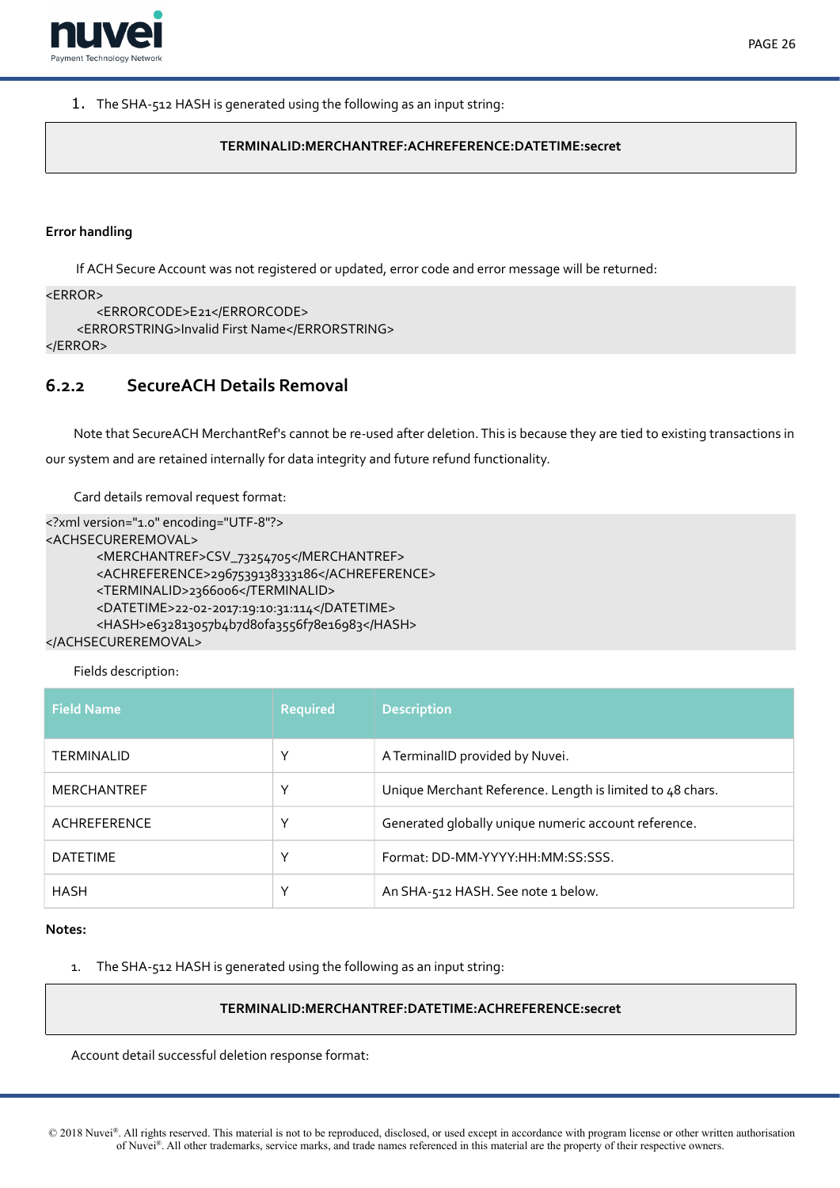1. The SHA-512 HASH is generated using the following as an input string:

```
TERMINALID:MERCHANTREF:ACHREFERENCE:DATETIME:secret
```

**Error handling**

If ACH Secure Account was not registered or updated, error code and error message will be returned:

```
<ERROR>
        <ERRORCODE>E21</ERRORCODE>
     <ERRORSTRING>Invalid First Name</ERRORSTRING>
</ERROR>
```

### 6.2.2 SecureACH Details Removal

Note that SecureACH MerchantRef's cannot be re-used after deletion. This is because they are tied to existing transactions in our system and are retained internally for data integrity and future refund functionality.

Card details removal request format:

```
<?xml version="1.0" encoding="UTF-8"?>
<ACHSECUREREMOVAL>
        <MERCHANTREF>CSV_73254705</MERCHANTREF>
        <ACHREFERENCE>2967539138333186</ACHREFERENCE>
        <TERMINALID>2366006</TERMINALID>
        <DATETIME>22-02-2017:19:10:31:114</DATETIME>
        <HASH>e632813057b4b7d80fa3556f78e16983</HASH>
</ACHSECUREREMOVAL>
```

Fields description:

| Field Name | Required | Description |
|---|---|---|
| TERMINALID | Y | A TerminalID provided by Nuvei. |
| MERCHANTREF | Y | Unique Merchant Reference. Length is limited to 48 chars. |
| ACHREFERENCE | Y | Generated globally unique numeric account reference. |
| DATETIME | Y | Format: DD-MM-YYYY:HH:MM:SS:SSS. |
| HASH | Y | An SHA-512 HASH. See note 1 below. |

**Notes:**

1. The SHA-512 HASH is generated using the following as an input string:

```
TERMINALID:MERCHANTREF:DATETIME:ACHREFERENCE:secret
```

Account detail successful deletion response format: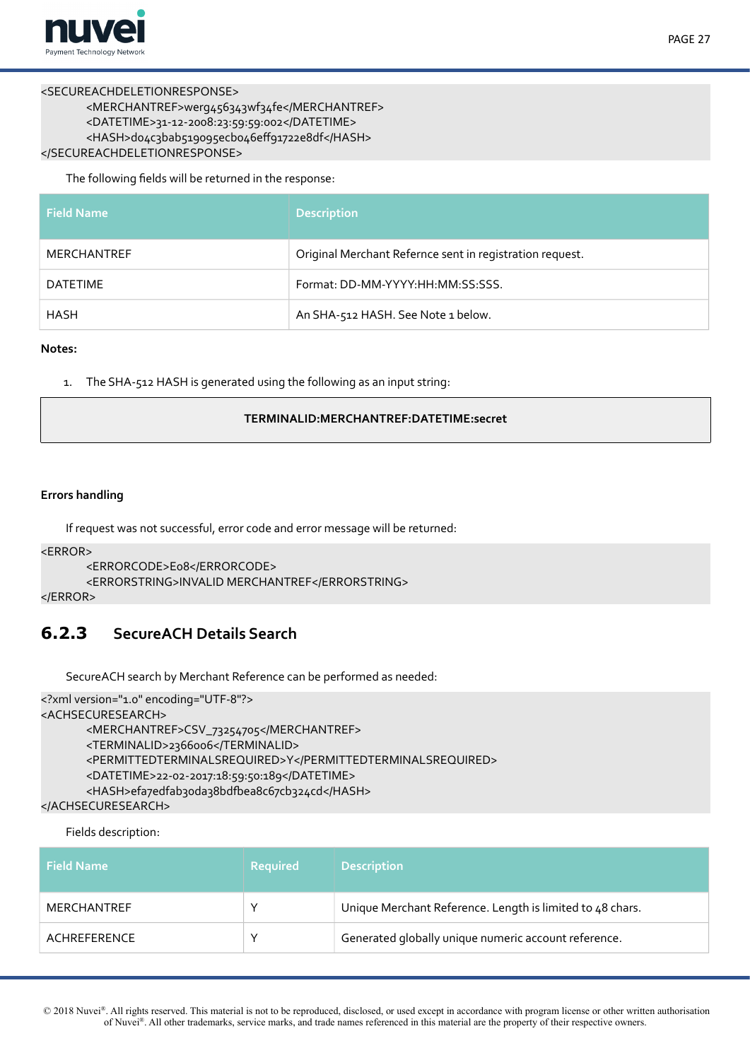```
<SECUREACHDELETIONRESPONSE>
        <MERCHANTREF>werg456343wf34fe</MERCHANTREF>
        <DATETIME>31-12-2008:23:59:59:002</DATETIME>
        <HASH>d04c3bab519095ecb046eff91722e8df</HASH>
</SECUREACHDELETIONRESPONSE>
```

The following fields will be returned in the response:

| Field Name | Description |
|---|---|
| MERCHANTREF | Original Merchant Refernce sent in registration request. |
| DATETIME | Format: DD-MM-YYYY:HH:MM:SS:SSS. |
| HASH | An SHA-512 HASH. See Note 1 below. |

**Notes:**

1. The SHA-512 HASH is generated using the following as an input string:

| **TERMINALID:MERCHANTREF:DATETIME:secret** |
|---|

**Errors handling**

If request was not successful, error code and error message will be returned:

```
<ERROR>
        <ERRORCODE>E08</ERRORCODE>
        <ERRORSTRING>INVALID MERCHANTREF</ERRORSTRING>
</ERROR>
```

### 6.2.3 SecureACH Details Search

SecureACH search by Merchant Reference can be performed as needed:

```
<?xml version="1.0" encoding="UTF-8"?>
<ACHSECURESEARCH>
        <MERCHANTREF>CSV_73254705</MERCHANTREF>
        <TERMINALID>2366006</TERMINALID>
        <PERMITTEDTERMINALSREQUIRED>Y</PERMITTEDTERMINALSREQUIRED>
        <DATETIME>22-02-2017:18:59:50:189</DATETIME>
        <HASH>efa7edfab30da38bdfbea8c67cb324cd</HASH>
</ACHSECURESEARCH>
```

Fields description:

| Field Name | Required | Description |
|---|---|---|
| MERCHANTREF | Y | Unique Merchant Reference. Length is limited to 48 chars. |
| ACHREFERENCE | Y | Generated globally unique numeric account reference. |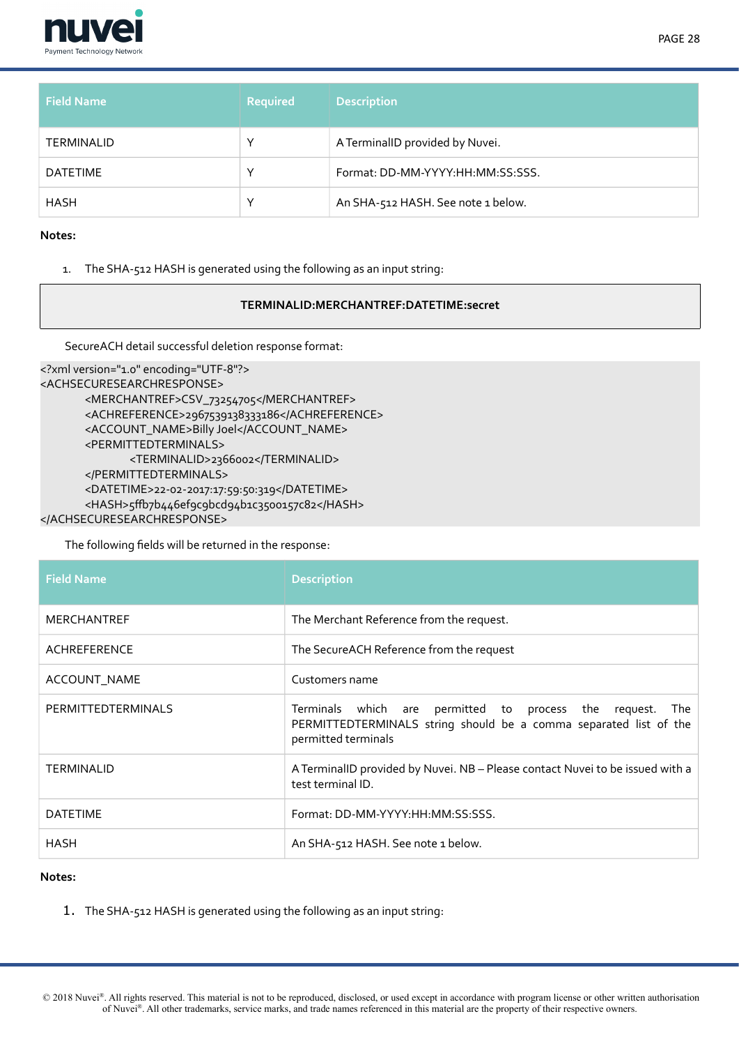| Field Name | Required | Description |
|---|---|---|
| TERMINALID | Y | A TerminalID provided by Nuvei. |
| DATETIME | Y | Format: DD-MM-YYYY:HH:MM:SS:SSS. |
| HASH | Y | An SHA-512 HASH. See note 1 below. |

**Notes:**

1. The SHA-512 HASH is generated using the following as an input string:

```
TERMINALID:MERCHANTREF:DATETIME:secret
```

SecureACH detail successful deletion response format:

```
<?xml version="1.0" encoding="UTF-8"?>
<ACHSECURESEARCHRESPONSE>
	<MERCHANTREF>CSV_73254705</MERCHANTREF>
	<ACHREFERENCE>29675391383331 86</ACHREFERENCE>
	<ACCOUNT_NAME>Billy Joel</ACCOUNT_NAME>
	<PERMITTEDTERMINALS>
		<TERMINALID>2366002</TERMINALID>
	</PERMITTEDTERMINALS>
	<DATETIME>22-02-2017:17:59:50:319</DATETIME>
	<HASH>5ffb7b446ef9c9bcd94b1c3500157c82</HASH>
</ACHSECURESEARCHRESPONSE>
```

The following fields will be returned in the response:

| Field Name | Description |
|---|---|
| MERCHANTREF | The Merchant Reference from the request. |
| ACHREFERENCE | The SecureACH Reference from the request |
| ACCOUNT_NAME | Customers name |
| PERMITTEDTERMINALS | Terminals which are permitted to process the request. The PERMITTEDTERMINALS string should be a comma separated list of the permitted terminals |
| TERMINALID | A TerminalID provided by Nuvei. NB – Please contact Nuvei to be issued with a test terminal ID. |
| DATETIME | Format: DD-MM-YYYY:HH:MM:SS:SSS. |
| HASH | An SHA-512 HASH. See note 1 below. |

**Notes:**

1. The SHA-512 HASH is generated using the following as an input string: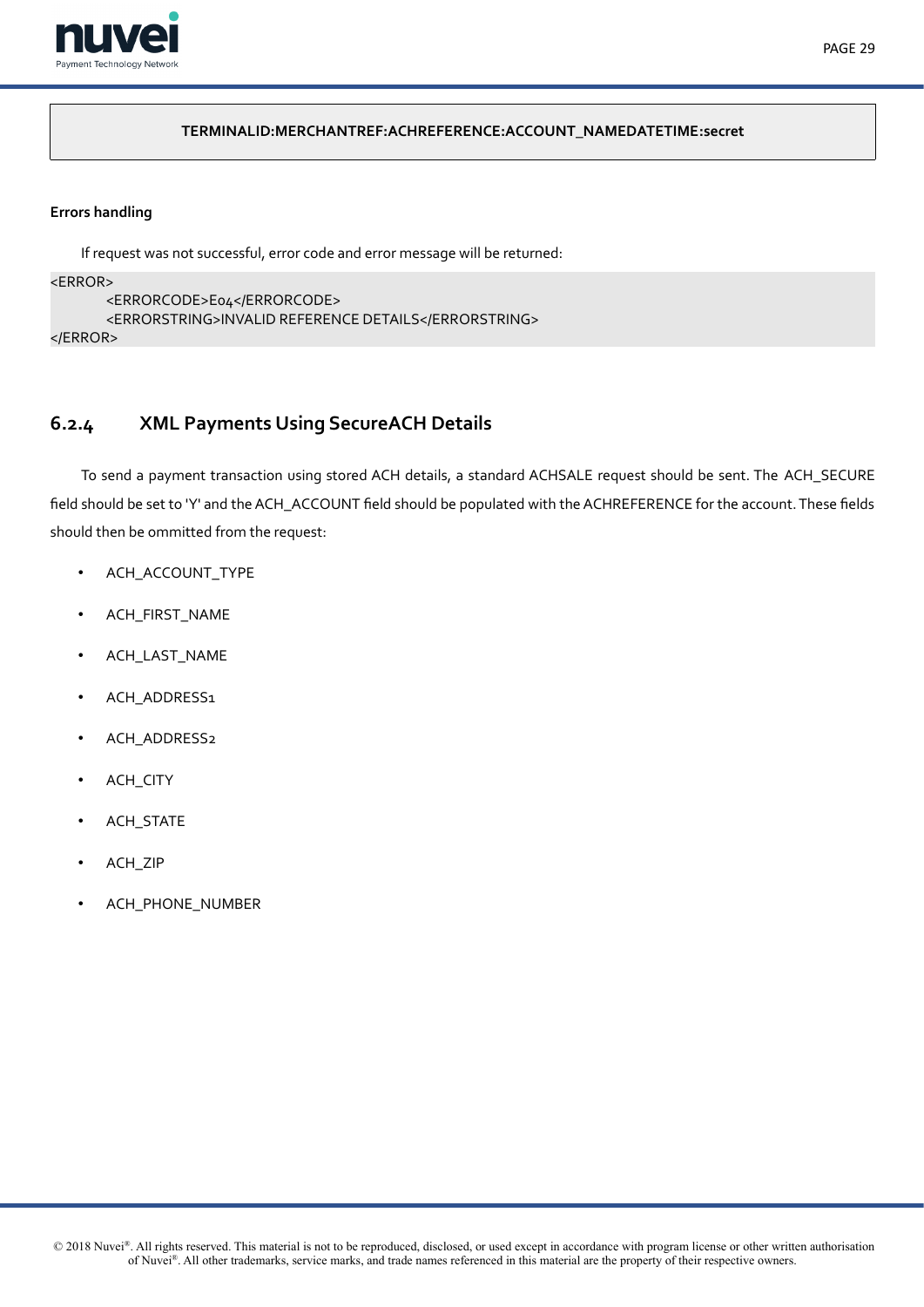```
TERMINALID:MERCHANTREF:ACHREFERENCE:ACCOUNT_NAMEDATETIME:secret
```

**Errors handling**

If request was not successful, error code and error message will be returned:

```
<ERROR>
	<ERRORCODE>E04</ERRORCODE>
	<ERRORSTRING>INVALID REFERENCE DETAILS</ERRORSTRING>
</ERROR>
```

### 6.2.4 XML Payments Using SecureACH Details

To send a payment transaction using stored ACH details, a standard ACHSALE request should be sent. The ACH_SECURE field should be set to 'Y' and the ACH_ACCOUNT field should be populated with the ACHREFERENCE for the account. These fields should then be ommitted from the request:

- ACH_ACCOUNT_TYPE
- ACH_FIRST_NAME
- ACH_LAST_NAME
- ACH_ADDRESS1
- ACH_ADDRESS2
- ACH_CITY
- ACH_STATE
- ACH_ZIP
- ACH_PHONE_NUMBER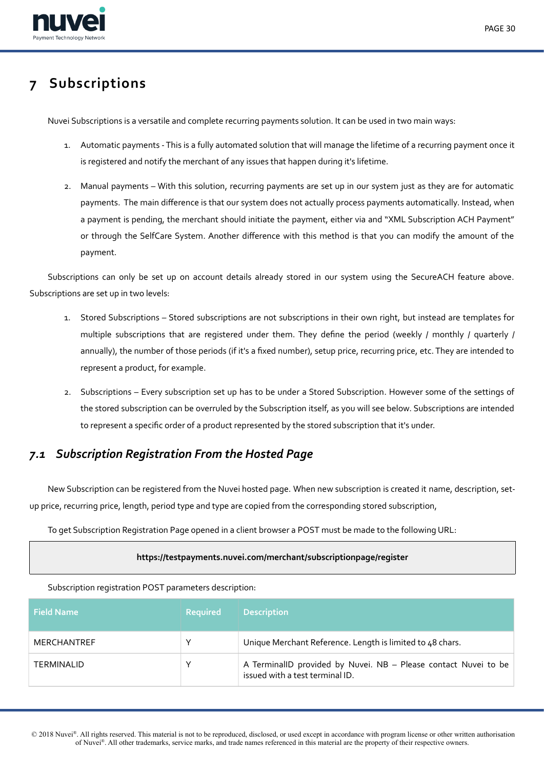# 7 Subscriptions

Nuvei Subscriptions is a versatile and complete recurring payments solution. It can be used in two main ways:

1. Automatic payments - This is a fully automated solution that will manage the lifetime of a recurring payment once it is registered and notify the merchant of any issues that happen during it's lifetime.
2. Manual payments – With this solution, recurring payments are set up in our system just as they are for automatic payments. The main difference is that our system does not actually process payments automatically. Instead, when a payment is pending, the merchant should initiate the payment, either via and "XML Subscription ACH Payment" or through the SelfCare System. Another difference with this method is that you can modify the amount of the payment.

Subscriptions can only be set up on account details already stored in our system using the SecureACH feature above. Subscriptions are set up in two levels:

1. Stored Subscriptions – Stored subscriptions are not subscriptions in their own right, but instead are templates for multiple subscriptions that are registered under them. They define the period (weekly / monthly / quarterly / annually), the number of those periods (if it's a fixed number), setup price, recurring price, etc. They are intended to represent a product, for example.
2. Subscriptions – Every subscription set up has to be under a Stored Subscription. However some of the settings of the stored subscription can be overruled by the Subscription itself, as you will see below. Subscriptions are intended to represent a specific order of a product represented by the stored subscription that it's under.

## *7.1 Subscription Registration From the Hosted Page*

New Subscription can be registered from the Nuvei hosted page. When new subscription is created it name, description, set-up price, recurring price, length, period type and type are copied from the corresponding stored subscription,

To get Subscription Registration Page opened in a client browser a POST must be made to the following URL:

**https://testpayments.nuvei.com/merchant/subscriptionpage/register**

Subscription registration POST parameters description:

| Field Name | Required | Description |
|---|---|---|
| MERCHANTREF | Y | Unique Merchant Reference. Length is limited to 48 chars. |
| TERMINALID | Y | A TerminalID provided by Nuvei. NB – Please contact Nuvei to be issued with a test terminal ID. |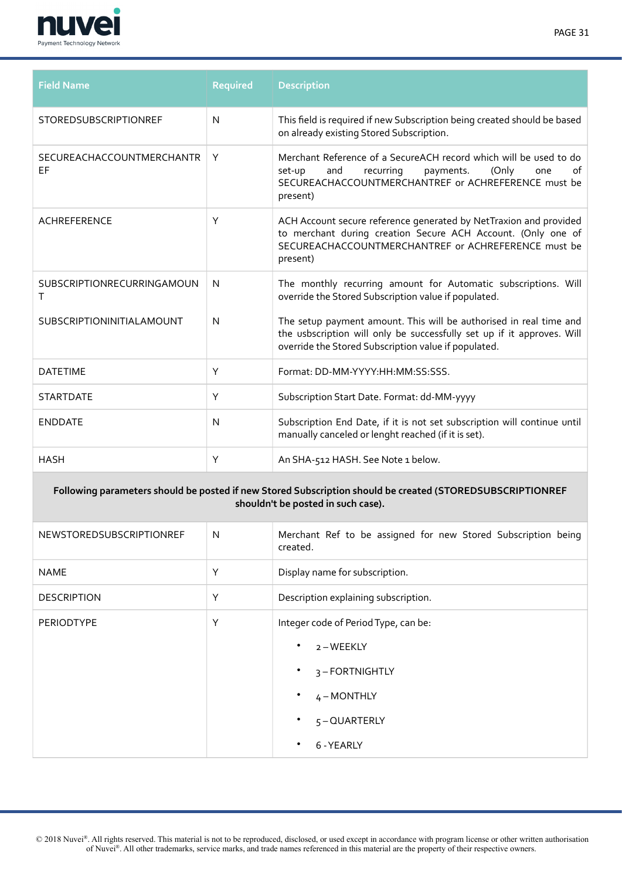| Field Name | Required | Description |
|---|---|---|
| STOREDSUBSCRIPTIONREF | N | This field is required if new Subscription being created should be based on already existing Stored Subscription. |
| SECUREACHACCOUNTMERCHANTREF | Y | Merchant Reference of a SecureACH record which will be used to do set-up and recurring payments. (Only one of SECUREACHACCOUNTMERCHANTREF or ACHREFERENCE must be present) |
| ACHREFERENCE | Y | ACH Account secure reference generated by NetTraxion and provided to merchant during creation Secure ACH Account. (Only one of SECUREACHACCOUNTMERCHANTREF or ACHREFERENCE must be present) |
| SUBSCRIPTIONRECURRINGAMOUNT | N | The monthly recurring amount for Automatic subscriptions. Will override the Stored Subscription value if populated. |
| SUBSCRIPTIONINITIALAMOUNT | N | The setup payment amount. This will be authorised in real time and the usbscription will only be successfully set up if it approves. Will override the Stored Subscription value if populated. |
| DATETIME | Y | Format: DD-MM-YYYY:HH:MM:SS:SSS. |
| STARTDATE | Y | Subscription Start Date. Format: dd-MM-yyyy |
| ENDDATE | N | Subscription End Date, if it is not set subscription will continue until manually canceled or lenght reached (if it is set). |
| HASH | Y | An SHA-512 HASH. See Note 1 below. |
| **Following parameters should be posted if new Stored Subscription should be created (STOREDSUBSCRIPTIONREF shouldn't be posted in such case).** | | |
| NEWSTOREDSUBSCRIPTIONREF | N | Merchant Ref to be assigned for new Stored Subscription being created. |
| NAME | Y | Display name for subscription. |
| DESCRIPTION | Y | Description explaining subscription. |
| PERIODTYPE | Y | Integer code of Period Type, can be:<br>• 2 – WEEKLY<br>• 3 – FORTNIGHTLY<br>• 4 – MONTHLY<br>• 5 – QUARTERLY<br>• 6 - YEARLY |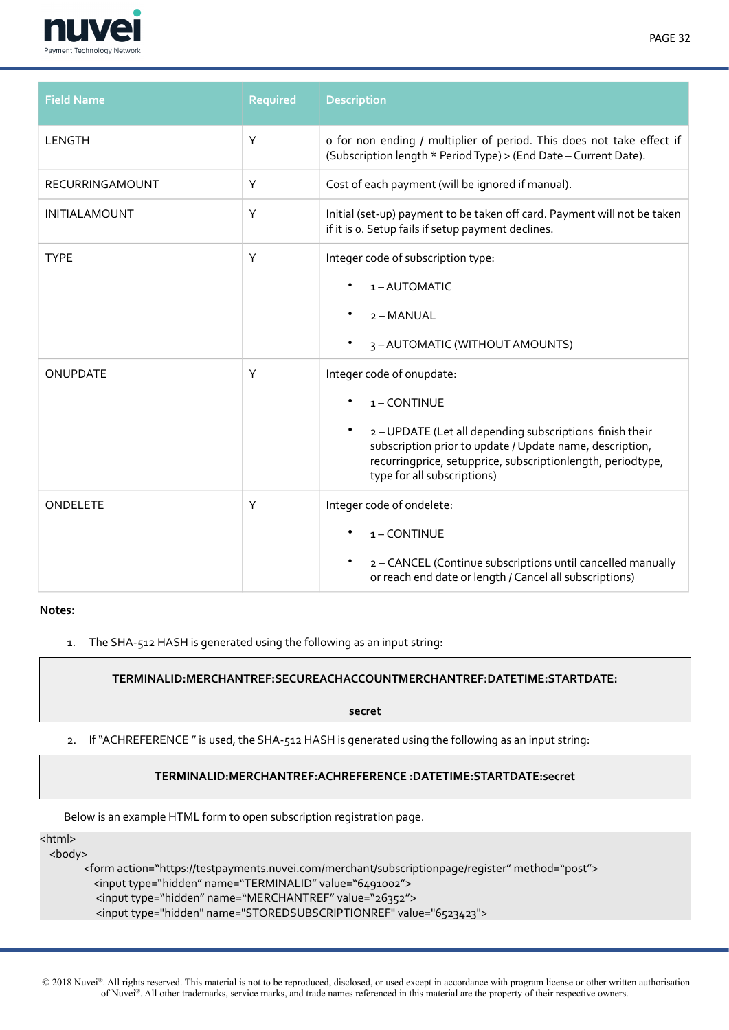| Field Name | Required | Description |
| --- | --- | --- |
| LENGTH | Y | 0 for non ending / multiplier of period. This does not take effect if (Subscription length * Period Type) > (End Date – Current Date). |
| RECURRINGAMOUNT | Y | Cost of each payment (will be ignored if manual). |
| INITIALAMOUNT | Y | Initial (set-up) payment to be taken off card. Payment will not be taken if it is 0. Setup fails if setup payment declines. |
| TYPE | Y | Integer code of subscription type:<br>• 1 – AUTOMATIC<br>• 2 – MANUAL<br>• 3 – AUTOMATIC (WITHOUT AMOUNTS) |
| ONUPDATE | Y | Integer code of onupdate:<br>• 1 – CONTINUE<br>• 2 – UPDATE (Let all depending subscriptions finish their subscription prior to update / Update name, description, recurringprice, setupprice, subscriptionlength, periodtype, type for all subscriptions) |
| ONDELETE | Y | Integer code of ondelete:<br>• 1 – CONTINUE<br>• 2 – CANCEL (Continue subscriptions until cancelled manually or reach end date or length / Cancel all subscriptions) |

**Notes:**

1. The SHA-512 HASH is generated using the following as an input string:

**TERMINALID:MERCHANTREF:SECUREACHACCOUNTMERCHANTREF:DATETIME:STARTDATE:secret**

2. If "ACHREFERENCE " is used, the SHA-512 HASH is generated using the following as an input string:

**TERMINALID:MERCHANTREF:ACHREFERENCE :DATETIME:STARTDATE:secret**

Below is an example HTML form to open subscription registration page.

```
<html>
  <body>
        <form action="https://testpayments.nuvei.com/merchant/subscriptionpage/register" method="post">
          <input type="hidden" name="TERMINALID" value="6491002">
          <input type="hidden" name="MERCHANTREF" value="26352">
          <input type="hidden" name="STOREDSUBSCRIPTIONREF" value="6523423">
```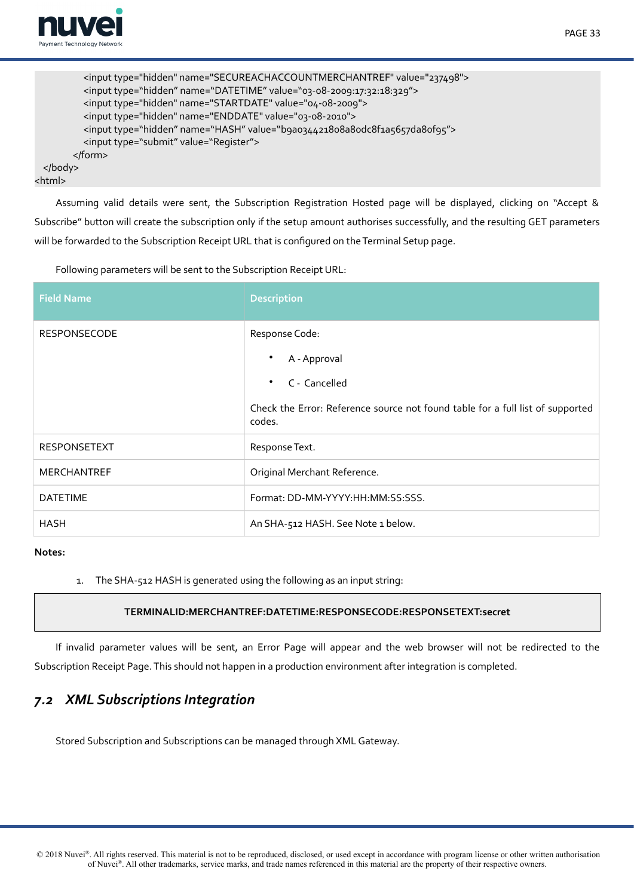```
            <input type="hidden" name="SECUREACHACCOUNTMERCHANTREF" value="237498">
            <input type="hidden" name="DATETIME" value="03-08-2009:17:32:18:329">
            <input type="hidden" name="STARTDATE" value="04-08-2009">
            <input type="hidden" name="ENDDATE" value="03-08-2010">
            <input type="hidden" name="HASH" value="b9a034421808a80dc8f1a5657da80f95">
            <input type="submit" value="Register">
        </form>
    </body>
<html>
```

Assuming valid details were sent, the Subscription Registration Hosted page will be displayed, clicking on "Accept & Subscribe" button will create the subscription only if the setup amount authorises successfully, and the resulting GET parameters will be forwarded to the Subscription Receipt URL that is configured on the Terminal Setup page.

Following parameters will be sent to the Subscription Receipt URL:

| Field Name | Description |
|---|---|
| RESPONSECODE | Response Code:<br>• A - Approval<br>• C - Cancelled<br>Check the Error: Reference source not found table for a full list of supported codes. |
| RESPONSETEXT | Response Text. |
| MERCHANTREF | Original Merchant Reference. |
| DATETIME | Format: DD-MM-YYYY:HH:MM:SS:SSS. |
| HASH | An SHA-512 HASH. See Note 1 below. |

**Notes:**

1. The SHA-512 HASH is generated using the following as an input string:

```
TERMINALID:MERCHANTREF:DATETIME:RESPONSECODE:RESPONSETEXT:secret
```

If invalid parameter values will be sent, an Error Page will appear and the web browser will not be redirected to the Subscription Receipt Page. This should not happen in a production environment after integration is completed.

## *7.2 XML Subscriptions Integration*

Stored Subscription and Subscriptions can be managed through XML Gateway.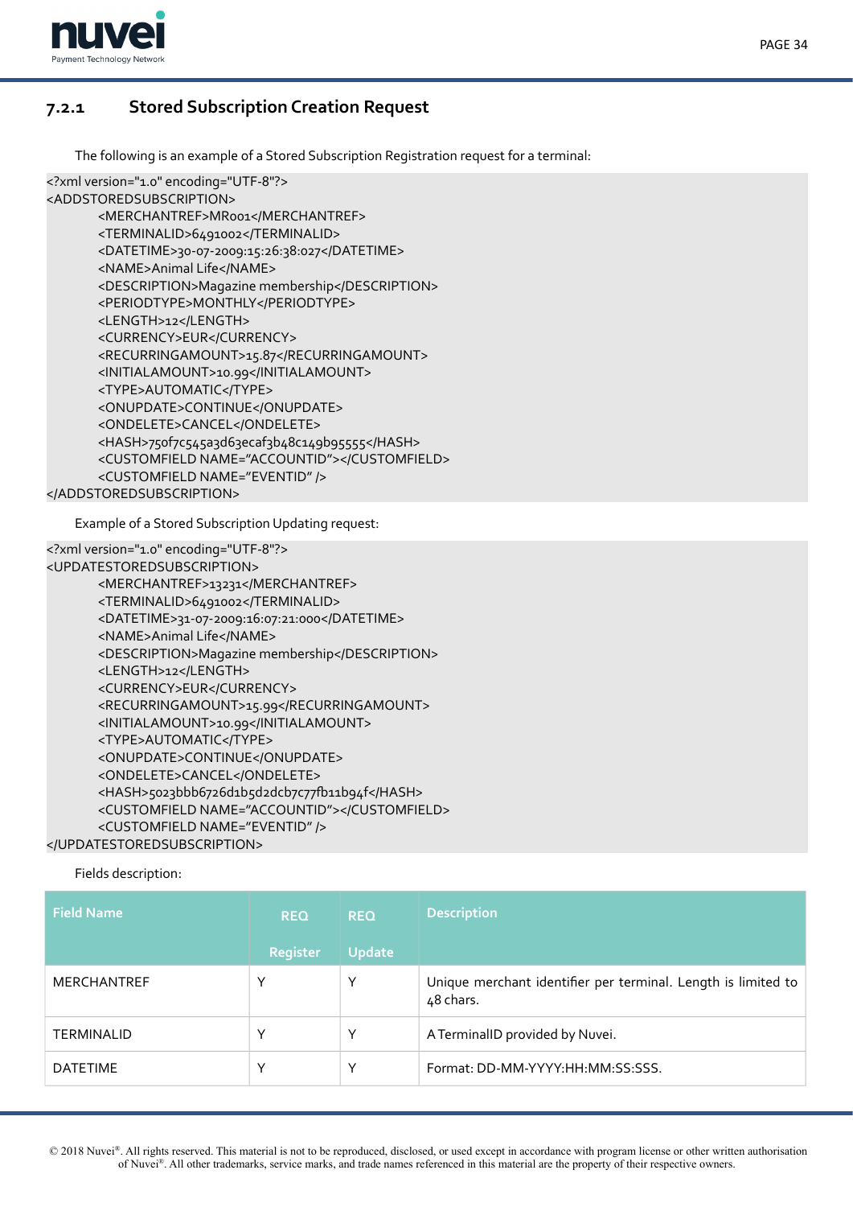### 7.2.1 Stored Subscription Creation Request

The following is an example of a Stored Subscription Registration request for a terminal:

```
<?xml version="1.0" encoding="UTF-8"?>
<ADDSTOREDSUBSCRIPTION>
        <MERCHANTREF>MR001</MERCHANTREF>
        <TERMINALID>6491002</TERMINALID>
        <DATETIME>30-07-2009:15:26:38:027</DATETIME>
        <NAME>Animal Life</NAME>
        <DESCRIPTION>Magazine membership</DESCRIPTION>
        <PERIODTYPE>MONTHLY</PERIODTYPE>
        <LENGTH>12</LENGTH>
        <CURRENCY>EUR</CURRENCY>
        <RECURRINGAMOUNT>15.87</RECURRINGAMOUNT>
        <INITIALAMOUNT>10.99</INITIALAMOUNT>
        <TYPE>AUTOMATIC</TYPE>
        <ONUPDATE>CONTINUE</ONUPDATE>
        <ONDELETE>CANCEL</ONDELETE>
        <HASH>750f7c545a3d63ecaf3b48c149b95555</HASH>
        <CUSTOMFIELD NAME="ACCOUNTID"></CUSTOMFIELD>
        <CUSTOMFIELD NAME="EVENTID" />
</ADDSTOREDSUBSCRIPTION>
```

Example of a Stored Subscription Updating request:

```
<?xml version="1.0" encoding="UTF-8"?>
<UPDATESTOREDSUBSCRIPTION>
        <MERCHANTREF>13231</MERCHANTREF>
        <TERMINALID>6491002</TERMINALID>
        <DATETIME>31-07-2009:16:07:21:000</DATETIME>
        <NAME>Animal Life</NAME>
        <DESCRIPTION>Magazine membership</DESCRIPTION>
        <LENGTH>12</LENGTH>
        <CURRENCY>EUR</CURRENCY>
        <RECURRINGAMOUNT>15.99</RECURRINGAMOUNT>
        <INITIALAMOUNT>10.99</INITIALAMOUNT>
        <TYPE>AUTOMATIC</TYPE>
        <ONUPDATE>CONTINUE</ONUPDATE>
        <ONDELETE>CANCEL</ONDELETE>
        <HASH>5023bbb6726d1b5d2dcb7c77fb11b94f</HASH>
        <CUSTOMFIELD NAME="ACCOUNTID"></CUSTOMFIELD>
        <CUSTOMFIELD NAME="EVENTID" />
</UPDATESTOREDSUBSCRIPTION>
```

Fields description:

| Field Name | REQ Register | REQ Update | Description |
|---|---|---|---|
| MERCHANTREF | Y | Y | Unique merchant identifier per terminal. Length is limited to 48 chars. |
| TERMINALID | Y | Y | A TerminalID provided by Nuvei. |
| DATETIME | Y | Y | Format: DD-MM-YYYY:HH:MM:SS:SSS. |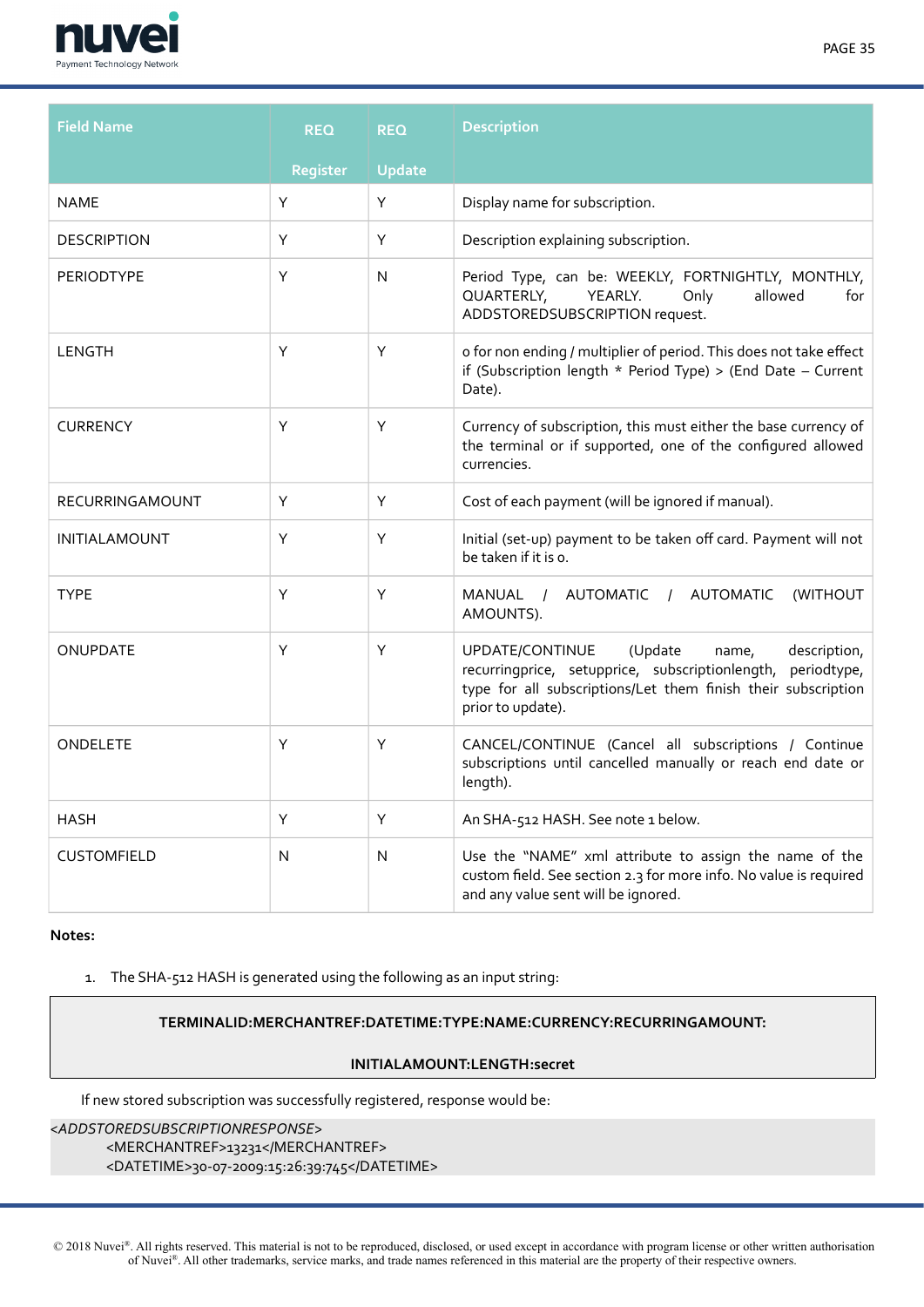| Field Name | REQ Register | REQ Update | Description |
|---|---|---|---|
| NAME | Y | Y | Display name for subscription. |
| DESCRIPTION | Y | Y | Description explaining subscription. |
| PERIODTYPE | Y | N | Period Type, can be: WEEKLY, FORTNIGHTLY, MONTHLY, QUARTERLY, YEARLY. Only allowed for ADDSTOREDSUBSCRIPTION request. |
| LENGTH | Y | Y | 0 for non ending / multiplier of period. This does not take effect if (Subscription length * Period Type) > (End Date – Current Date). |
| CURRENCY | Y | Y | Currency of subscription, this must either the base currency of the terminal or if supported, one of the configured allowed currencies. |
| RECURRINGAMOUNT | Y | Y | Cost of each payment (will be ignored if manual). |
| INITIALAMOUNT | Y | Y | Initial (set-up) payment to be taken off card. Payment will not be taken if it is 0. |
| TYPE | Y | Y | MANUAL / AUTOMATIC / AUTOMATIC (WITHOUT AMOUNTS). |
| ONUPDATE | Y | Y | UPDATE/CONTINUE (Update name, description, recurringprice, setupprice, subscriptionlength, periodtype, type for all subscriptions/Let them finish their subscription prior to update). |
| ONDELETE | Y | Y | CANCEL/CONTINUE (Cancel all subscriptions / Continue subscriptions until cancelled manually or reach end date or length). |
| HASH | Y | Y | An SHA-512 HASH. See note 1 below. |
| CUSTOMFIELD | N | N | Use the "NAME" xml attribute to assign the name of the custom field. See section 2.3 for more info. No value is required and any value sent will be ignored. |

**Notes:**

1. The SHA-512 HASH is generated using the following as an input string:

**TERMINALID:MERCHANTREF:DATETIME:TYPE:NAME:CURRENCY:RECURRINGAMOUNT:**

**INITIALAMOUNT:LENGTH:secret**

If new stored subscription was successfully registered, response would be:

```
<ADDSTOREDSUBSCRIPTIONRESPONSE>
        <MERCHANTREF>13231</MERCHANTREF>
        <DATETIME>30-07-2009:15:26:39:745</DATETIME>
```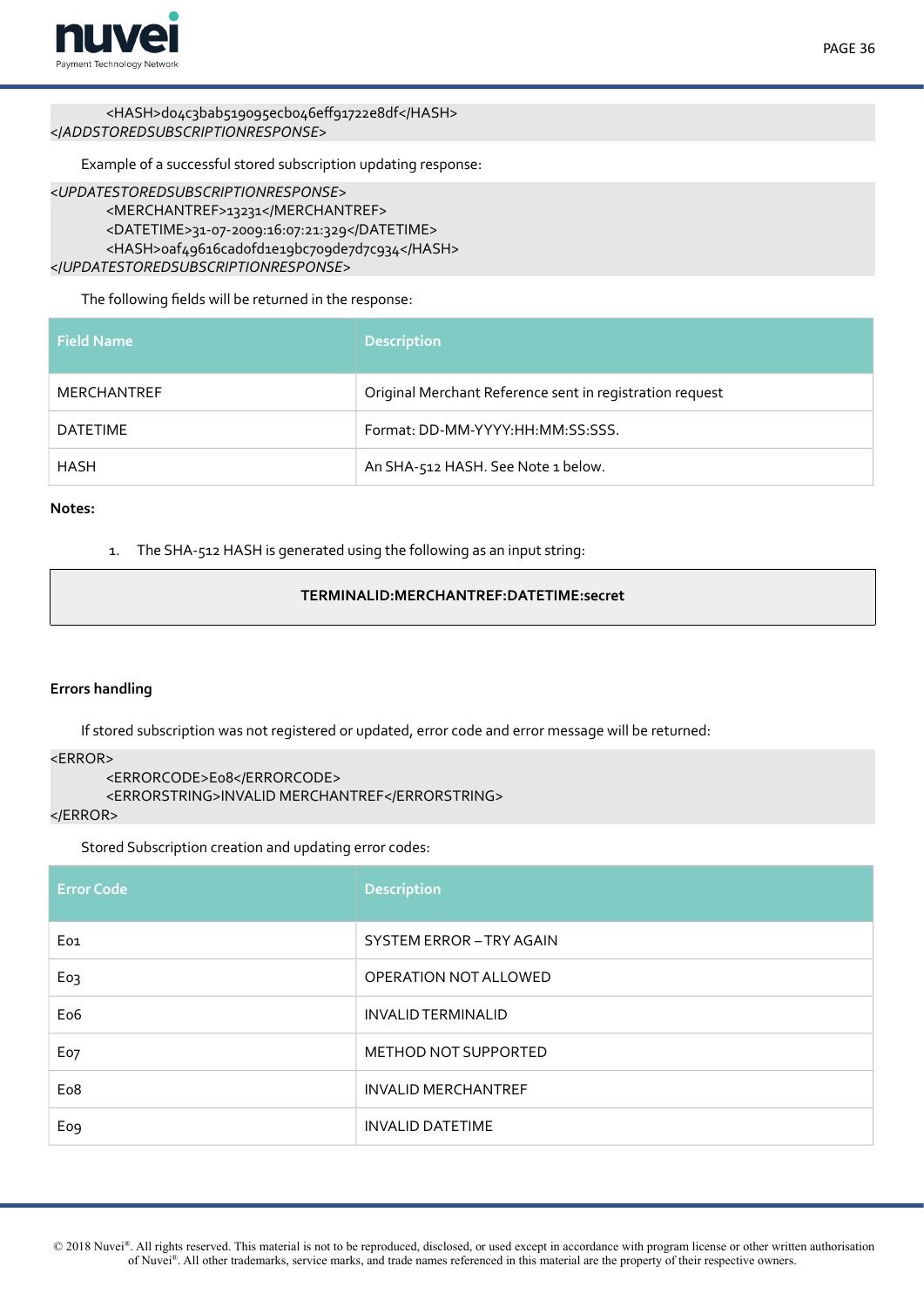```
    <HASH>d04c3bab519095ecb046eff91722e8df</HASH>
</ADDSTOREDSUBSCRIPTIONRESPONSE>
```

Example of a successful stored subscription updating response:

```
<UPDATESTOREDSUBSCRIPTIONRESPONSE>
    <MERCHANTREF>13231</MERCHANTREF>
    <DATETIME>31-07-2009:16:07:21:329</DATETIME>
    <HASH>0af49616cad0fd1e19bc709de7d7c934</HASH>
</UPDATESTOREDSUBSCRIPTIONRESPONSE>
```

The following fields will be returned in the response:

| Field Name | Description |
|---|---|
| MERCHANTREF | Original Merchant Reference sent in registration request |
| DATETIME | Format: DD-MM-YYYY:HH:MM:SS:SSS. |
| HASH | An SHA-512 HASH. See Note 1 below. |

**Notes:**

1. The SHA-512 HASH is generated using the following as an input string:

**TERMINALID:MERCHANTREF:DATETIME:secret**

**Errors handling**

If stored subscription was not registered or updated, error code and error message will be returned:

```
<ERROR>
    <ERRORCODE>E08</ERRORCODE>
    <ERRORSTRING>INVALID MERCHANTREF</ERRORSTRING>
</ERROR>
```

Stored Subscription creation and updating error codes:

| Error Code | Description |
|---|---|
| E01 | SYSTEM ERROR – TRY AGAIN |
| E03 | OPERATION NOT ALLOWED |
| E06 | INVALID TERMINALID |
| E07 | METHOD NOT SUPPORTED |
| E08 | INVALID MERCHANTREF |
| E09 | INVALID DATETIME |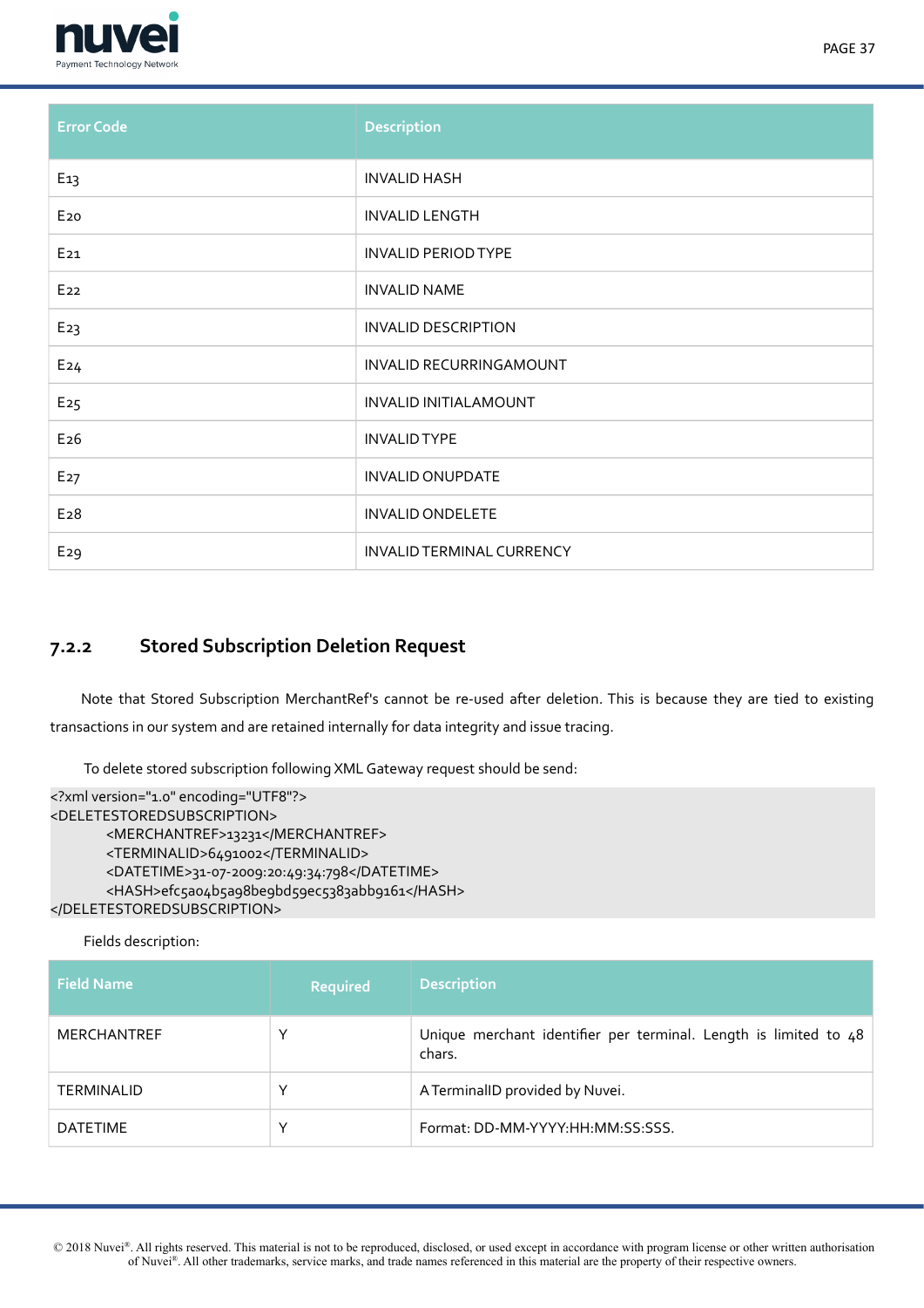| Error Code | Description |
|---|---|
| E13 | INVALID HASH |
| E20 | INVALID LENGTH |
| E21 | INVALID PERIOD TYPE |
| E22 | INVALID NAME |
| E23 | INVALID DESCRIPTION |
| E24 | INVALID RECURRINGAMOUNT |
| E25 | INVALID INITIALAMOUNT |
| E26 | INVALID TYPE |
| E27 | INVALID ONUPDATE |
| E28 | INVALID ONDELETE |
| E29 | INVALID TERMINAL CURRENCY |

### 7.2.2 Stored Subscription Deletion Request

Note that Stored Subscription MerchantRef's cannot be re-used after deletion. This is because they are tied to existing transactions in our system and are retained internally for data integrity and issue tracing.

To delete stored subscription following XML Gateway request should be send:

```
<?xml version="1.0" encoding="UTF8"?>
<DELETESTOREDSUBSCRIPTION>
        <MERCHANTREF>13231</MERCHANTREF>
        <TERMINALID>6491002</TERMINALID>
        <DATETIME>31-07-2009:20:49:34:798</DATETIME>
        <HASH>efc5a04b5a98be9bd59ec5383abb9161</HASH>
</DELETESTOREDSUBSCRIPTION>
```

Fields description:

| Field Name | Required | Description |
|---|---|---|
| MERCHANTREF | Y | Unique merchant identifier per terminal. Length is limited to 48 chars. |
| TERMINALID | Y | A TerminalID provided by Nuvei. |
| DATETIME | Y | Format: DD-MM-YYYY:HH:MM:SS:SSS. |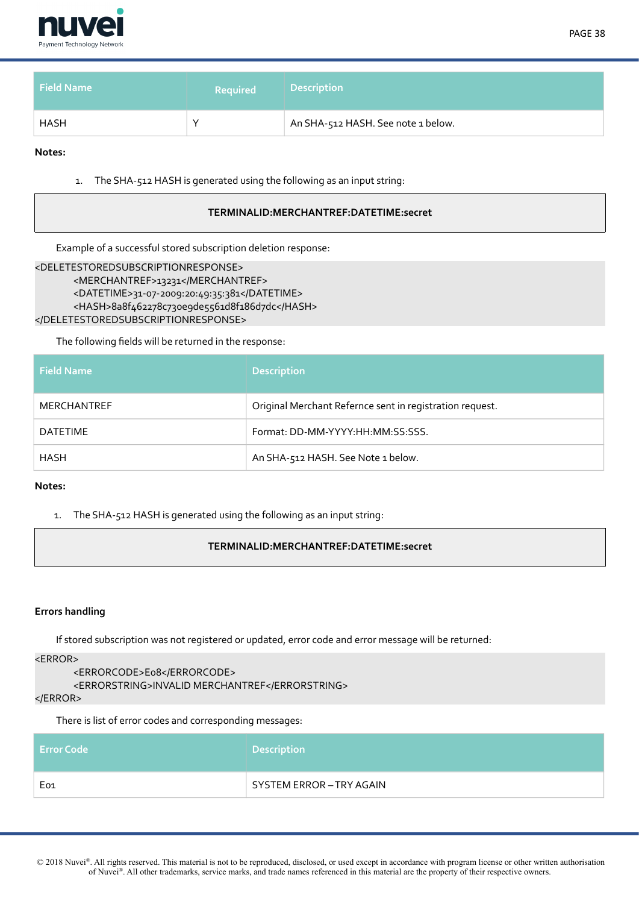| Field Name | Required | Description |
|---|---|---|
| HASH | Y | An SHA-512 HASH. See note 1 below. |

**Notes:**

1. The SHA-512 HASH is generated using the following as an input string:

**TERMINALID:MERCHANTREF:DATETIME:secret**

Example of a successful stored subscription deletion response:

```
<DELETESTOREDSUBSCRIPTIONRESPONSE>
        <MERCHANTREF>13231</MERCHANTREF>
        <DATETIME>31-07-2009:20:49:35:381</DATETIME>
        <HASH>8a8f462278c730e9de5561d8f186d7dc</HASH>
</DELETESTOREDSUBSCRIPTIONRESPONSE>
```

The following fields will be returned in the response:

| Field Name | Description |
|---|---|
| MERCHANTREF | Original Merchant Refernce sent in registration request. |
| DATETIME | Format: DD-MM-YYYY:HH:MM:SS:SSS. |
| HASH | An SHA-512 HASH. See Note 1 below. |

**Notes:**

1. The SHA-512 HASH is generated using the following as an input string:

**TERMINALID:MERCHANTREF:DATETIME:secret**

**Errors handling**

If stored subscription was not registered or updated, error code and error message will be returned:

```
<ERROR>
        <ERRORCODE>E08</ERRORCODE>
        <ERRORSTRING>INVALID MERCHANTREF</ERRORSTRING>
</ERROR>
```

There is list of error codes and corresponding messages:

| Error Code | Description |
|---|---|
| E01 | SYSTEM ERROR – TRY AGAIN |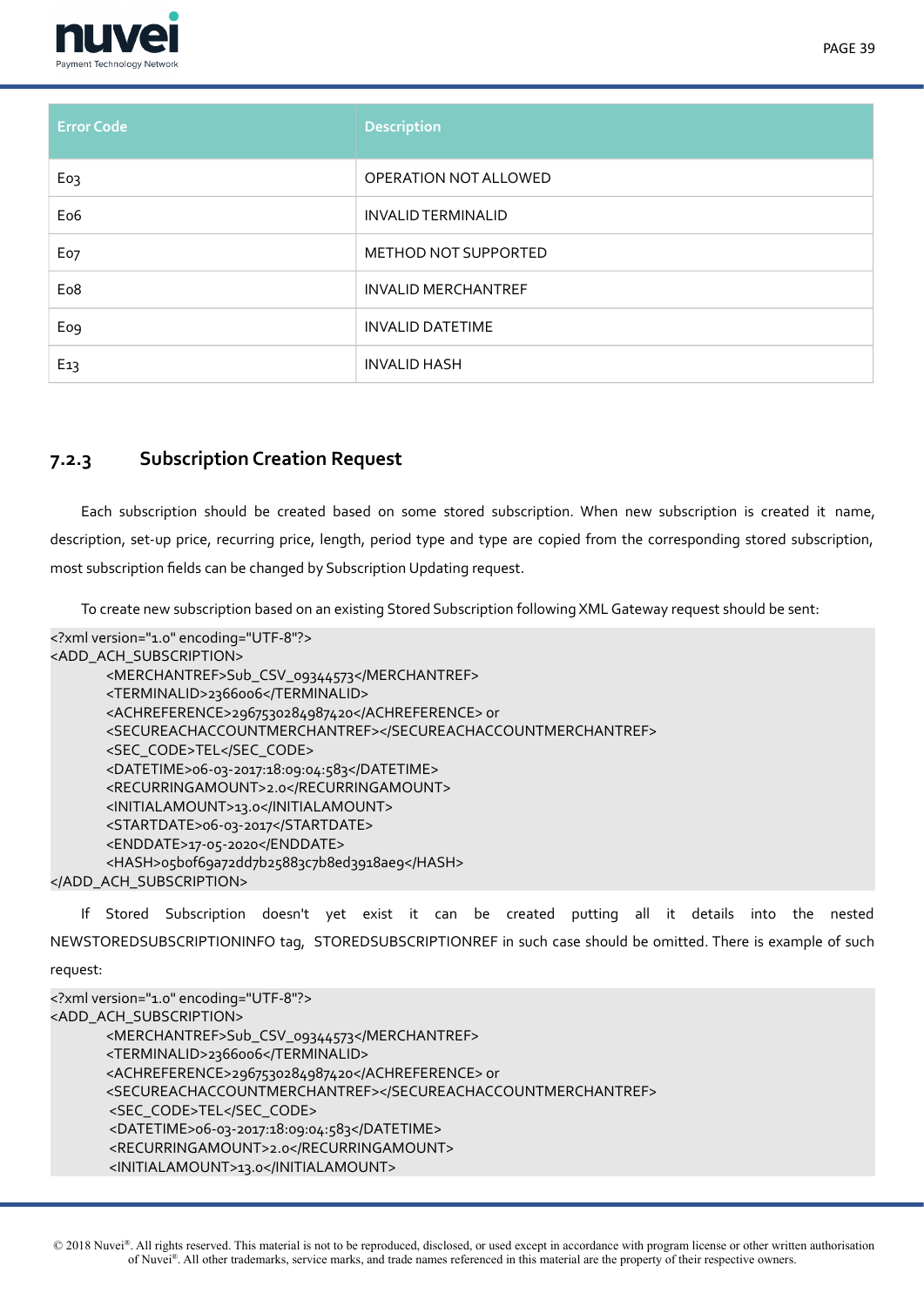| Error Code | Description |
| --- | --- |
| E03 | OPERATION NOT ALLOWED |
| E06 | INVALID TERMINALID |
| E07 | METHOD NOT SUPPORTED |
| E08 | INVALID MERCHANTREF |
| E09 | INVALID DATETIME |
| E13 | INVALID HASH |

### 7.2.3 Subscription Creation Request

Each subscription should be created based on some stored subscription. When new subscription is created it name, description, set-up price, recurring price, length, period type and type are copied from the corresponding stored subscription, most subscription fields can be changed by Subscription Updating request.

To create new subscription based on an existing Stored Subscription following XML Gateway request should be sent:

```
<?xml version="1.0" encoding="UTF-8"?>
<ADD_ACH_SUBSCRIPTION>
        <MERCHANTREF>Sub_CSV_09344573</MERCHANTREF>
        <TERMINALID>2366006</TERMINALID>
        <ACHREFERENCE>2967530284987420</ACHREFERENCE> or
        <SECUREACHACCOUNTMERCHANTREF></SECUREACHACCOUNTMERCHANTREF>
        <SEC_CODE>TEL</SEC_CODE>
        <DATETIME>06-03-2017:18:09:04:583</DATETIME>
        <RECURRINGAMOUNT>2.0</RECURRINGAMOUNT>
        <INITIALAMOUNT>13.0</INITIALAMOUNT>
        <STARTDATE>06-03-2017</STARTDATE>
        <ENDDATE>17-05-2020</ENDDATE>
        <HASH>05b0f69a72dd7b25883c7b8ed3918ae9</HASH>
</ADD_ACH_SUBSCRIPTION>
```

If Stored Subscription doesn't yet exist it can be created putting all it details into the nested NEWSTOREDSUBSCRIPTIONINFO tag, STOREDSUBSCRIPTIONREF in such case should be omitted. There is example of such request:

```
<?xml version="1.0" encoding="UTF-8"?>
<ADD_ACH_SUBSCRIPTION>
        <MERCHANTREF>Sub_CSV_09344573</MERCHANTREF>
        <TERMINALID>2366006</TERMINALID>
        <ACHREFERENCE>2967530284987420</ACHREFERENCE> or
        <SECUREACHACCOUNTMERCHANTREF></SECUREACHACCOUNTMERCHANTREF>
         <SEC_CODE>TEL</SEC_CODE>
         <DATETIME>06-03-2017:18:09:04:583</DATETIME>
         <RECURRINGAMOUNT>2.0</RECURRINGAMOUNT>
         <INITIALAMOUNT>13.0</INITIALAMOUNT>
```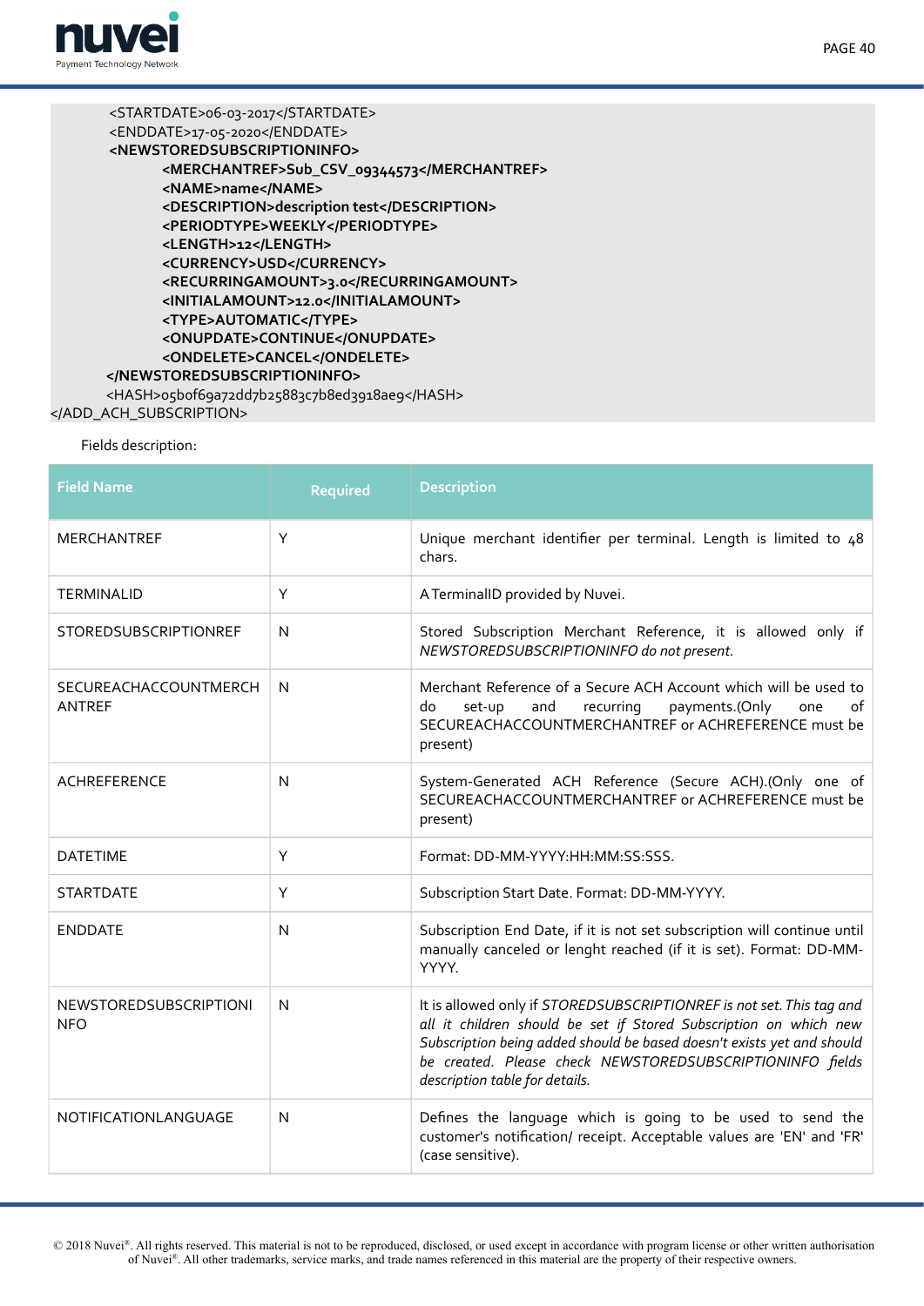```
        <STARTDATE>06-03-2017</STARTDATE>
        <ENDDATE>17-05-2020</ENDDATE>
        <NEWSTOREDSUBSCRIPTIONINFO>
                <MERCHANTREF>Sub_CSV_09344573</MERCHANTREF>
                <NAME>name</NAME>
                <DESCRIPTION>description test</DESCRIPTION>
                <PERIODTYPE>WEEKLY</PERIODTYPE>
                <LENGTH>12</LENGTH>
                <CURRENCY>USD</CURRENCY>
                <RECURRINGAMOUNT>3.0</RECURRINGAMOUNT>
                <INITIALAMOUNT>12.0</INITIALAMOUNT>
                <TYPE>AUTOMATIC</TYPE>
                <ONUPDATE>CONTINUE</ONUPDATE>
                <ONDELETE>CANCEL</ONDELETE>
        </NEWSTOREDSUBSCRIPTIONINFO>
        <HASH>05b0f69a72dd7b25883c7b8ed3918ae9</HASH>
</ADD_ACH_SUBSCRIPTION>
```

Fields description:

| Field Name | Required | Description |
|---|---|---|
| MERCHANTREF | Y | Unique merchant identifier per terminal. Length is limited to 48 chars. |
| TERMINALID | Y | A TerminalID provided by Nuvei. |
| STOREDSUBSCRIPTIONREF | N | Stored Subscription Merchant Reference, it is allowed only if *NEWSTOREDSUBSCRIPTIONINFO do not present.* |
| SECUREACHACCOUNTMERCHANTREF | N | Merchant Reference of a Secure ACH Account which will be used to do set-up and recurring payments.(Only one of SECUREACHACCOUNTMERCHANTREF or ACHREFERENCE must be present) |
| ACHREFERENCE | N | System-Generated ACH Reference (Secure ACH).(Only one of SECUREACHACCOUNTMERCHANTREF or ACHREFERENCE must be present) |
| DATETIME | Y | Format: DD-MM-YYYY:HH:MM:SS:SSS. |
| STARTDATE | Y | Subscription Start Date. Format: DD-MM-YYYY. |
| ENDDATE | N | Subscription End Date, if it is not set subscription will continue until manually canceled or lenght reached (if it is set). Format: DD-MM-YYYY. |
| NEWSTOREDSUBSCRIPTIONINFO | N | It is allowed only if *STOREDSUBSCRIPTIONREF is not set. This tag and all it children should be set if Stored Subscription on which new Subscription being added should be based doesn't exists yet and should be created. Please check NEWSTOREDSUBSCRIPTIONINFO fields description table for details.* |
| NOTIFICATIONLANGUAGE | N | Defines the language which is going to be used to send the customer's notification/ receipt. Acceptable values are 'EN' and 'FR' (case sensitive). |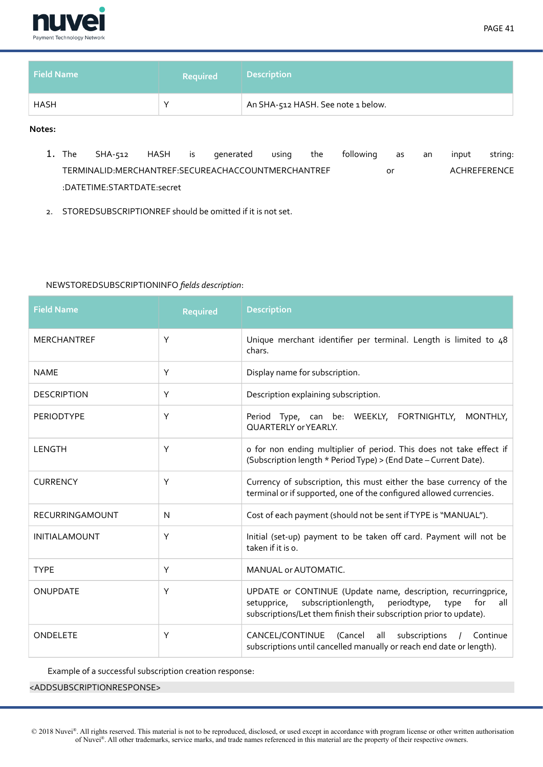| Field Name | Required | Description |
|---|---|---|
| HASH | Y | An SHA-512 HASH. See note 1 below. |

**Notes:**

1. The SHA-512 HASH is generated using the following as an input string: TERMINALID:MERCHANTREF:SECUREACHACCOUNTMERCHANTREF or ACHREFERENCE :DATETIME:STARTDATE:secret
2. STOREDSUBSCRIPTIONREF should be omitted if it is not set.

NEWSTOREDSUBSCRIPTIONINFO *fields description*:

| Field Name | Required | Description |
|---|---|---|
| MERCHANTREF | Y | Unique merchant identifier per terminal. Length is limited to 48 chars. |
| NAME | Y | Display name for subscription. |
| DESCRIPTION | Y | Description explaining subscription. |
| PERIODTYPE | Y | Period Type, can be: WEEKLY, FORTNIGHTLY, MONTHLY, QUARTERLY or YEARLY. |
| LENGTH | Y | 0 for non ending multiplier of period. This does not take effect if (Subscription length * Period Type) > (End Date – Current Date). |
| CURRENCY | Y | Currency of subscription, this must either the base currency of the terminal or if supported, one of the configured allowed currencies. |
| RECURRINGAMOUNT | N | Cost of each payment (should not be sent if TYPE is "MANUAL"). |
| INITIALAMOUNT | Y | Initial (set-up) payment to be taken off card. Payment will not be taken if it is 0. |
| TYPE | Y | MANUAL or AUTOMATIC. |
| ONUPDATE | Y | UPDATE or CONTINUE (Update name, description, recurringprice, setupprice, subscriptionlength, periodtype, type for all subscriptions/Let them finish their subscription prior to update). |
| ONDELETE | Y | CANCEL/CONTINUE (Cancel all subscriptions / Continue subscriptions until cancelled manually or reach end date or length). |

Example of a successful subscription creation response:

```
<ADDSUBSCRIPTIONRESPONSE>
```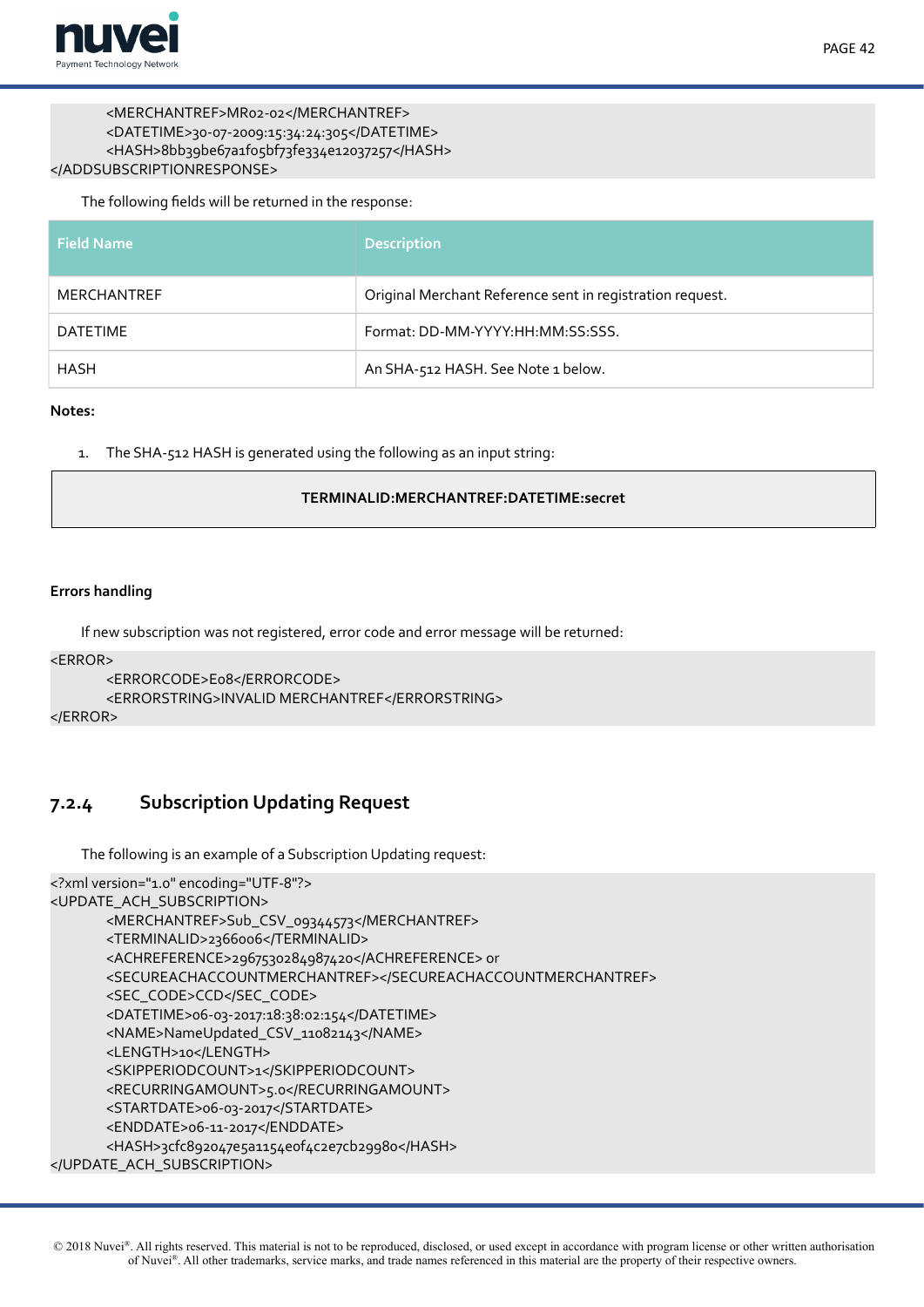```
    <MERCHANTREF>MR02-02</MERCHANTREF>
    <DATETIME>30-07-2009:15:34:24:305</DATETIME>
    <HASH>8bb39be67a1f05bf73fe334e12037257</HASH>
</ADDSUBSCRIPTIONRESPONSE>
```

The following fields will be returned in the response:

| Field Name | Description |
|---|---|
| MERCHANTREF | Original Merchant Reference sent in registration request. |
| DATETIME | Format: DD-MM-YYYY:HH:MM:SS:SSS. |
| HASH | An SHA-512 HASH. See Note 1 below. |

**Notes:**

1. The SHA-512 HASH is generated using the following as an input string:

**TERMINALID:MERCHANTREF:DATETIME:secret**

**Errors handling**

If new subscription was not registered, error code and error message will be returned:

```
<ERROR>
    <ERRORCODE>E08</ERRORCODE>
    <ERRORSTRING>INVALID MERCHANTREF</ERRORSTRING>
</ERROR>
```

### 7.2.4 Subscription Updating Request

The following is an example of a Subscription Updating request:

```
<?xml version="1.0" encoding="UTF-8"?>
<UPDATE_ACH_SUBSCRIPTION>
    <MERCHANTREF>Sub_CSV_09344573</MERCHANTREF>
    <TERMINALID>2366006</TERMINALID>
    <ACHREFERENCE>2967530284987420</ACHREFERENCE> or
    <SECUREACHACCOUNTMERCHANTREF></SECUREACHACCOUNTMERCHANTREF>
    <SEC_CODE>CCD</SEC_CODE>
    <DATETIME>06-03-2017:18:38:02:154</DATETIME>
    <NAME>NameUpdated_CSV_11082143</NAME>
    <LENGTH>10</LENGTH>
    <SKIPPERIODCOUNT>1</SKIPPERIODCOUNT>
    <RECURRINGAMOUNT>5.0</RECURRINGAMOUNT>
    <STARTDATE>06-03-2017</STARTDATE>
    <ENDDATE>06-11-2017</ENDDATE>
    <HASH>3cfc892047e5a1154e0f4c2e7cb29980</HASH>
</UPDATE_ACH_SUBSCRIPTION>
```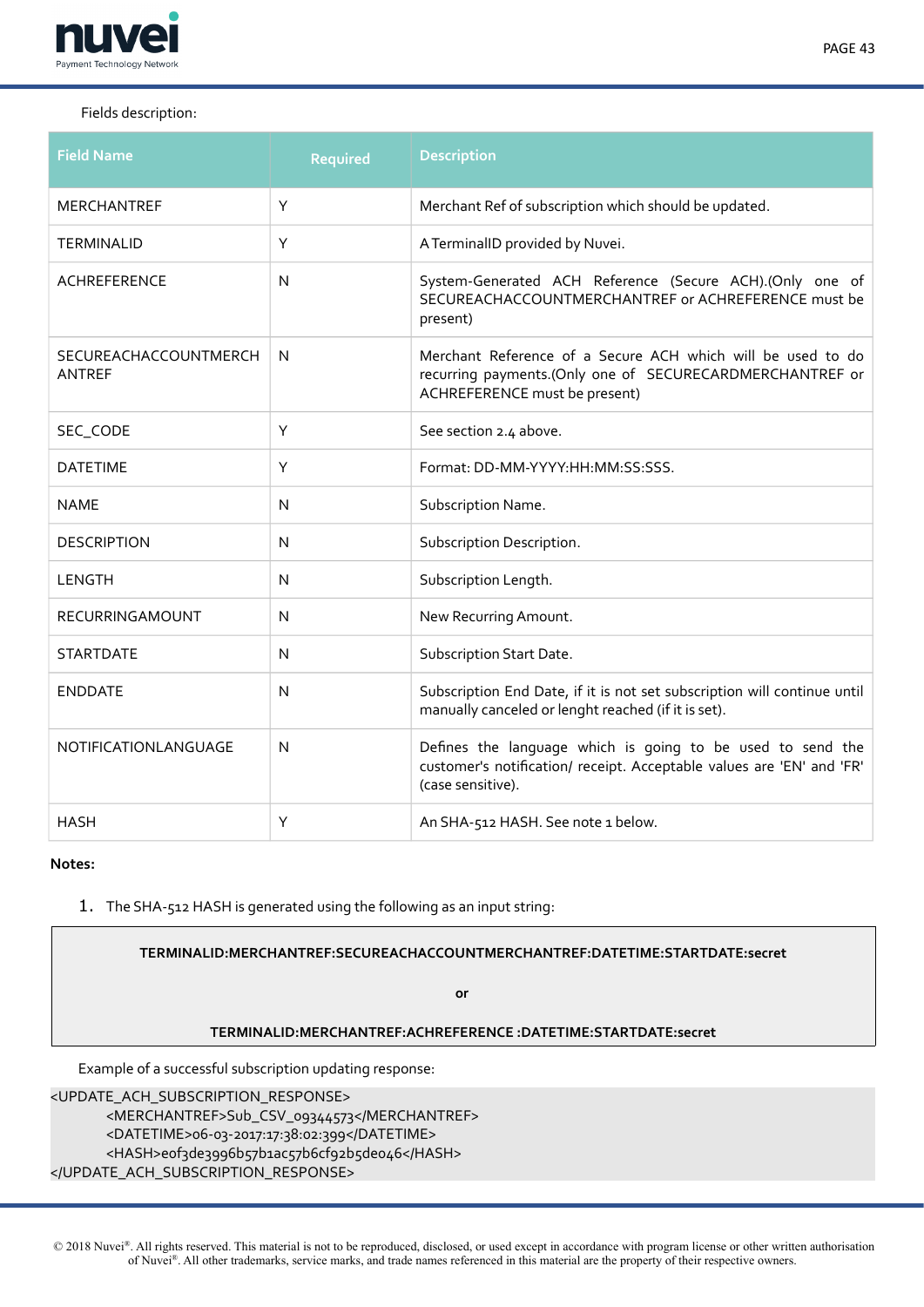Fields description:

| Field Name | Required | Description |
|---|---|---|
| MERCHANTREF | Y | Merchant Ref of subscription which should be updated. |
| TERMINALID | Y | A TerminalID provided by Nuvei. |
| ACHREFERENCE | N | System-Generated ACH Reference (Secure ACH).(Only one of SECUREACHACCOUNTMERCHANTREF or ACHREFERENCE must be present) |
| SECUREACHACCOUNTMERCHANTREF | N | Merchant Reference of a Secure ACH which will be used to do recurring payments.(Only one of SECURECARDMERCHANTREF or ACHREFERENCE must be present) |
| SEC_CODE | Y | See section 2.4 above. |
| DATETIME | Y | Format: DD-MM-YYYY:HH:MM:SS:SSS. |
| NAME | N | Subscription Name. |
| DESCRIPTION | N | Subscription Description. |
| LENGTH | N | Subscription Length. |
| RECURRINGAMOUNT | N | New Recurring Amount. |
| STARTDATE | N | Subscription Start Date. |
| ENDDATE | N | Subscription End Date, if it is not set subscription will continue until manually canceled or lenght reached (if it is set). |
| NOTIFICATIONLANGUAGE | N | Defines the language which is going to be used to send the customer's notification/ receipt. Acceptable values are 'EN' and 'FR' (case sensitive). |
| HASH | Y | An SHA-512 HASH. See note 1 below. |

**Notes:**

1. The SHA-512 HASH is generated using the following as an input string:

```
TERMINALID:MERCHANTREF:SECUREACHACCOUNTMERCHANTREF:DATETIME:STARTDATE:secret

or

TERMINALID:MERCHANTREF:ACHREFERENCE :DATETIME:STARTDATE:secret
```

Example of a successful subscription updating response:

```
<UPDATE_ACH_SUBSCRIPTION_RESPONSE>
        <MERCHANTREF>Sub_CSV_09344573</MERCHANTREF>
        <DATETIME>06-03-2017:17:38:02:399</DATETIME>
        <HASH>e0f3de3996b57b1ac57b6cf92b5de046</HASH>
</UPDATE_ACH_SUBSCRIPTION_RESPONSE>
```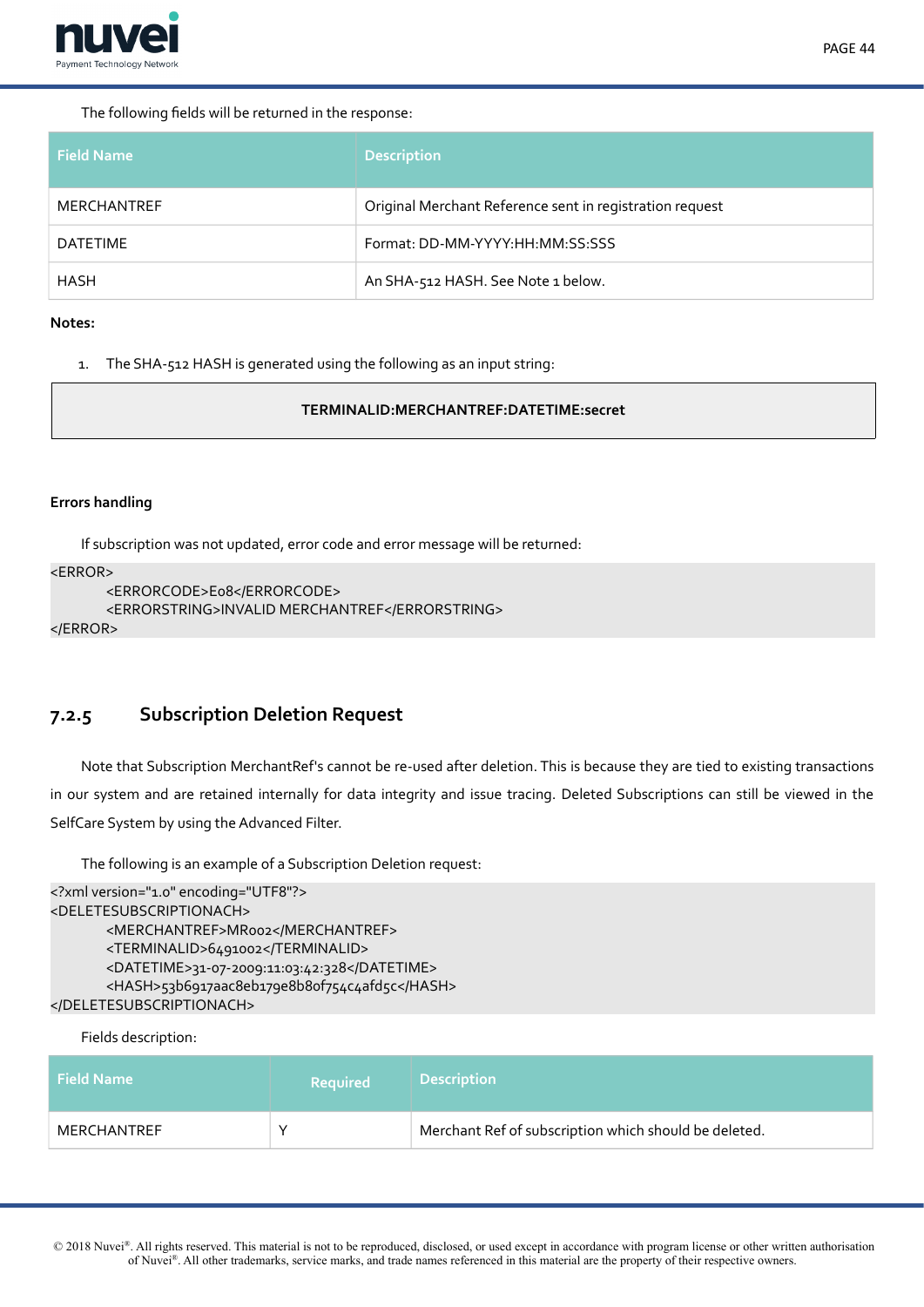The following fields will be returned in the response:

| Field Name | Description |
|---|---|
| MERCHANTREF | Original Merchant Reference sent in registration request |
| DATETIME | Format: DD-MM-YYYY:HH:MM:SS:SSS |
| HASH | An SHA-512 HASH. See Note 1 below. |

**Notes:**

1. The SHA-512 HASH is generated using the following as an input string:

```
TERMINALID:MERCHANTREF:DATETIME:secret
```

**Errors handling**

If subscription was not updated, error code and error message will be returned:

```
<ERROR>
        <ERRORCODE>E08</ERRORCODE>
        <ERRORSTRING>INVALID MERCHANTREF</ERRORSTRING>
</ERROR>
```

## 7.2.5 Subscription Deletion Request

Note that Subscription MerchantRef's cannot be re-used after deletion. This is because they are tied to existing transactions in our system and are retained internally for data integrity and issue tracing. Deleted Subscriptions can still be viewed in the SelfCare System by using the Advanced Filter.

The following is an example of a Subscription Deletion request:

```
<?xml version="1.0" encoding="UTF8"?>
<DELETESUBSCRIPTIONACH>
        <MERCHANTREF>MR002</MERCHANTREF>
        <TERMINALID>6491002</TERMINALID>
        <DATETIME>31-07-2009:11:03:42:328</DATETIME>
        <HASH>53b6917aac8eb179e8b80f754c4afd5c</HASH>
</DELETESUBSCRIPTIONACH>
```

Fields description:

| Field Name | Required | Description |
|---|---|---|
| MERCHANTREF | Y | Merchant Ref of subscription which should be deleted. |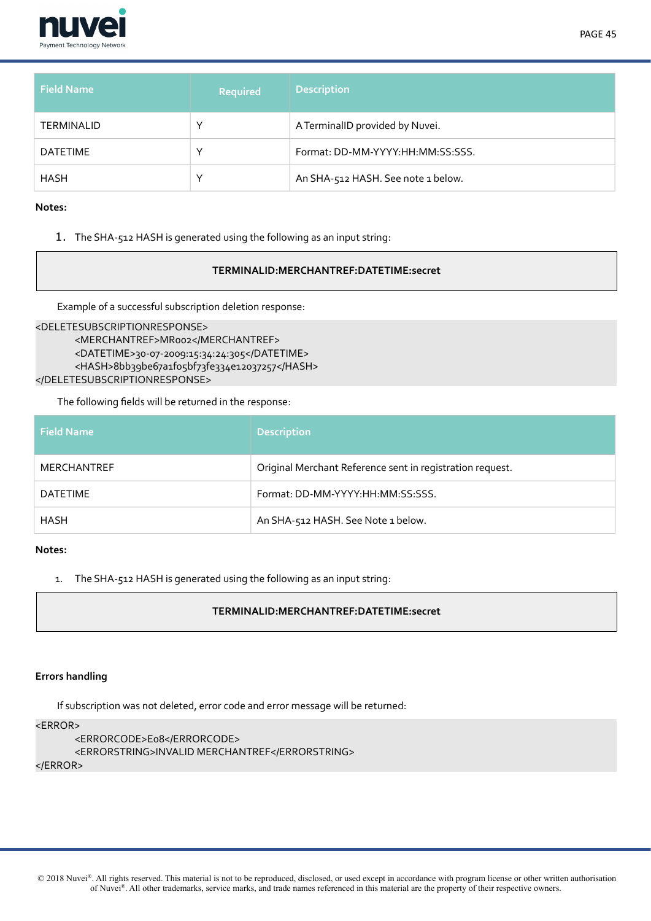| Field Name | Required | Description |
| --- | --- | --- |
| TERMINALID | Y | A TerminalID provided by Nuvei. |
| DATETIME | Y | Format: DD-MM-YYYY:HH:MM:SS:SSS. |
| HASH | Y | An SHA-512 HASH. See note 1 below. |

**Notes:**

1. The SHA-512 HASH is generated using the following as an input string:

**TERMINALID:MERCHANTREF:DATETIME:secret**

Example of a successful subscription deletion response:

```
<DELETESUBSCRIPTIONRESPONSE>
	<MERCHANTREF>MR002</MERCHANTREF>
	<DATETIME>30-07-2009:15:34:24:305</DATETIME>
	<HASH>8bb39be67a1f05bf73fe334e12037257</HASH>
</DELETESUBSCRIPTIONRESPONSE>
```

The following fields will be returned in the response:

| Field Name | Description |
| --- | --- |
| MERCHANTREF | Original Merchant Reference sent in registration request. |
| DATETIME | Format: DD-MM-YYYY:HH:MM:SS:SSS. |
| HASH | An SHA-512 HASH. See Note 1 below. |

**Notes:**

1. The SHA-512 HASH is generated using the following as an input string:

**TERMINALID:MERCHANTREF:DATETIME:secret**

**Errors handling**

If subscription was not deleted, error code and error message will be returned:

```
<ERROR>
	<ERRORCODE>E08</ERRORCODE>
	<ERRORSTRING>INVALID MERCHANTREF</ERRORSTRING>
</ERROR>
```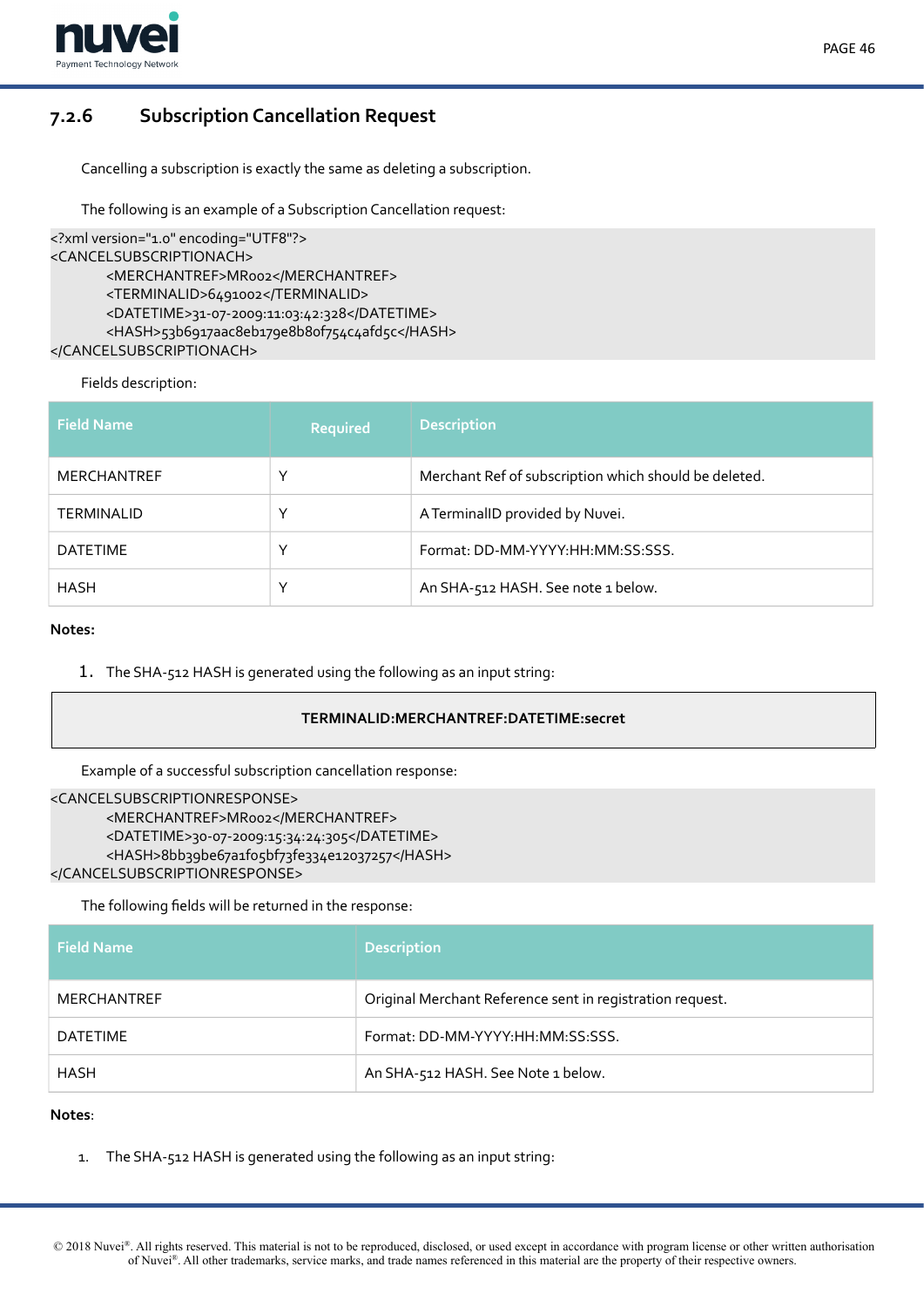### 7.2.6 Subscription Cancellation Request

Cancelling a subscription is exactly the same as deleting a subscription.

The following is an example of a Subscription Cancellation request:

```
<?xml version="1.0" encoding="UTF8"?>
<CANCELSUBSCRIPTIONACH>
        <MERCHANTREF>MR002</MERCHANTREF>
        <TERMINALID>6491002</TERMINALID>
        <DATETIME>31-07-2009:11:03:42:328</DATETIME>
        <HASH>53b6917aac8eb179e8b80f754c4afd5c</HASH>
</CANCELSUBSCRIPTIONACH>
```

Fields description:

| Field Name | Required | Description |
|---|---|---|
| MERCHANTREF | Y | Merchant Ref of subscription which should be deleted. |
| TERMINALID | Y | A TerminalID provided by Nuvei. |
| DATETIME | Y | Format: DD-MM-YYYY:HH:MM:SS:SSS. |
| HASH | Y | An SHA-512 HASH. See note 1 below. |

**Notes:**

1. The SHA-512 HASH is generated using the following as an input string:

**TERMINALID:MERCHANTREF:DATETIME:secret**

Example of a successful subscription cancellation response:

```
<CANCELSUBSCRIPTIONRESPONSE>
        <MERCHANTREF>MR002</MERCHANTREF>
        <DATETIME>30-07-2009:15:34:24:305</DATETIME>
        <HASH>8bb39be67a1f05bf73fe334e12037257</HASH>
</CANCELSUBSCRIPTIONRESPONSE>
```

The following fields will be returned in the response:

| Field Name | Description |
|---|---|
| MERCHANTREF | Original Merchant Reference sent in registration request. |
| DATETIME | Format: DD-MM-YYYY:HH:MM:SS:SSS. |
| HASH | An SHA-512 HASH. See Note 1 below. |

**Notes**:

1. The SHA-512 HASH is generated using the following as an input string: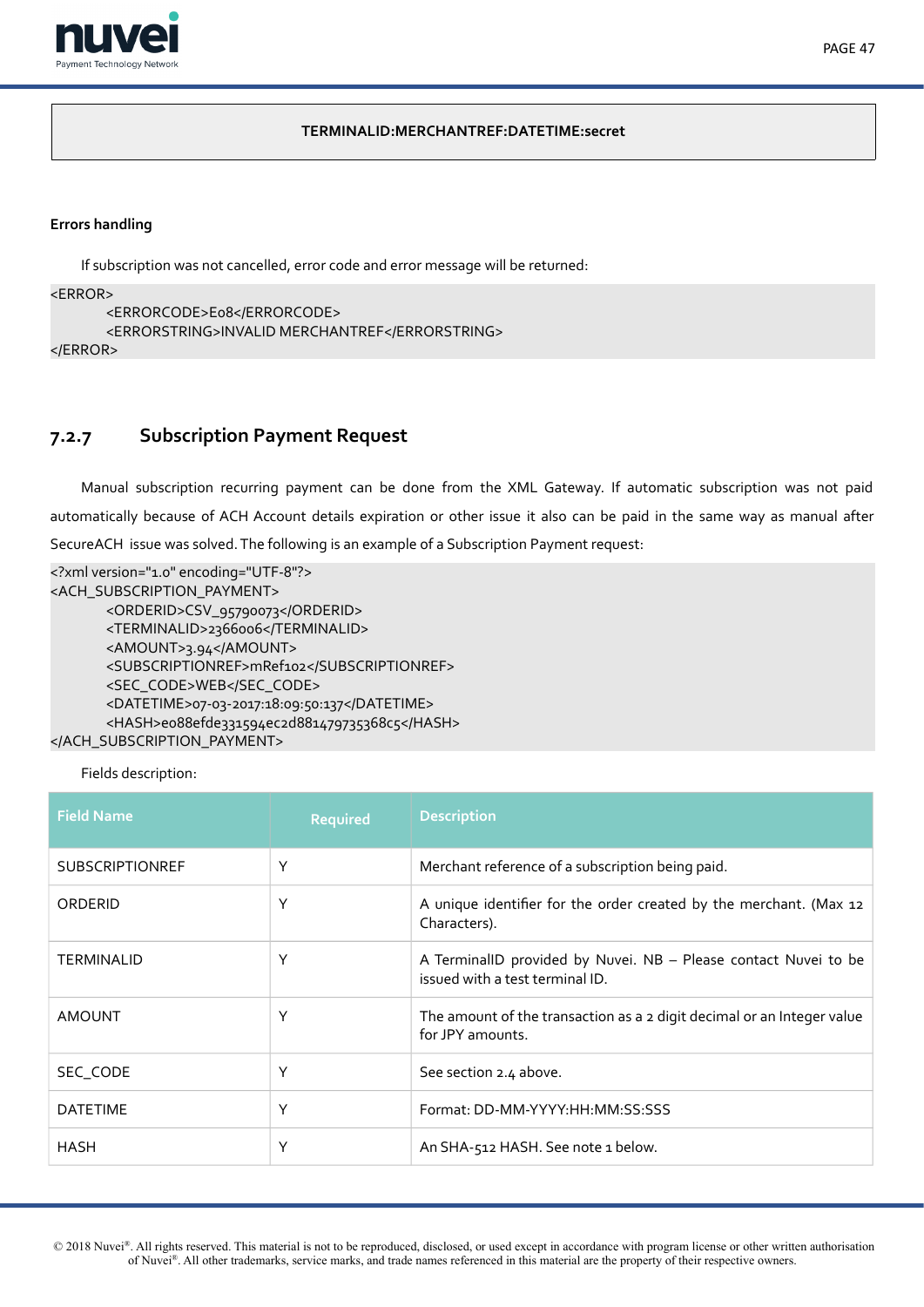```
TERMINALID:MERCHANTREF:DATETIME:secret
```

**Errors handling**

If subscription was not cancelled, error code and error message will be returned:

```
<ERROR>
    <ERRORCODE>E08</ERRORCODE>
    <ERRORSTRING>INVALID MERCHANTREF</ERRORSTRING>
</ERROR>
```

### 7.2.7 Subscription Payment Request

Manual subscription recurring payment can be done from the XML Gateway. If automatic subscription was not paid automatically because of ACH Account details expiration or other issue it also can be paid in the same way as manual after SecureACH issue was solved. The following is an example of a Subscription Payment request:

```
<?xml version="1.0" encoding="UTF-8"?>
<ACH_SUBSCRIPTION_PAYMENT>
    <ORDERID>CSV_95790073</ORDERID>
    <TERMINALID>2366006</TERMINALID>
    <AMOUNT>3.94</AMOUNT>
    <SUBSCRIPTIONREF>mRef102</SUBSCRIPTIONREF>
    <SEC_CODE>WEB</SEC_CODE>
    <DATETIME>07-03-2017:18:09:50:137</DATETIME>
    <HASH>e088efde331594ec2d881479735368c5</HASH>
</ACH_SUBSCRIPTION_PAYMENT>
```

Fields description:

| Field Name | Required | Description |
|---|---|---|
| SUBSCRIPTIONREF | Y | Merchant reference of a subscription being paid. |
| ORDERID | Y | A unique identifier for the order created by the merchant. (Max 12 Characters). |
| TERMINALID | Y | A TerminalID provided by Nuvei. NB – Please contact Nuvei to be issued with a test terminal ID. |
| AMOUNT | Y | The amount of the transaction as a 2 digit decimal or an Integer value for JPY amounts. |
| SEC_CODE | Y | See section 2.4 above. |
| DATETIME | Y | Format: DD-MM-YYYY:HH:MM:SS:SSS |
| HASH | Y | An SHA-512 HASH. See note 1 below. |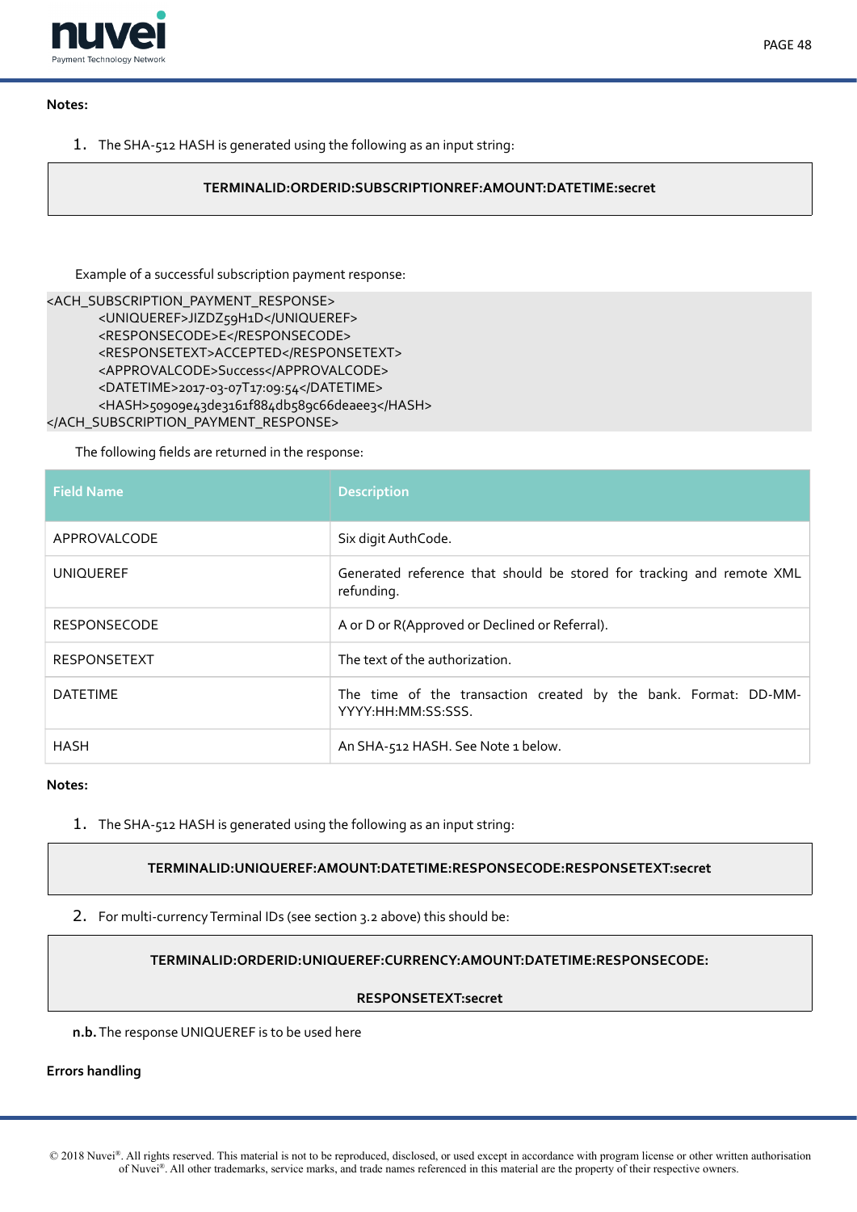**Notes:**

1. The SHA-512 HASH is generated using the following as an input string:

**TERMINALID:ORDERID:SUBSCRIPTIONREF:AMOUNT:DATETIME:secret**

Example of a successful subscription payment response:

```
<ACH_SUBSCRIPTION_PAYMENT_RESPONSE>
        <UNIQUEREF>JIZDZ59H1D</UNIQUEREF>
        <RESPONSECODE>E</RESPONSECODE>
        <RESPONSETEXT>ACCEPTED</RESPONSETEXT>
        <APPROVALCODE>Success</APPROVALCODE>
        <DATETIME>2017-03-07T17:09:54</DATETIME>
        <HASH>50909e43de3161f884db589c66deaee3</HASH>
</ACH_SUBSCRIPTION_PAYMENT_RESPONSE>
```

The following fields are returned in the response:

| Field Name | Description |
|---|---|
| APPROVALCODE | Six digit AuthCode. |
| UNIQUEREF | Generated reference that should be stored for tracking and remote XML refunding. |
| RESPONSECODE | A or D or R(Approved or Declined or Referral). |
| RESPONSETEXT | The text of the authorization. |
| DATETIME | The time of the transaction created by the bank. Format: DD-MM-YYYY:HH:MM:SS:SSS. |
| HASH | An SHA-512 HASH. See Note 1 below. |

**Notes:**

1. The SHA-512 HASH is generated using the following as an input string:

**TERMINALID:UNIQUEREF:AMOUNT:DATETIME:RESPONSECODE:RESPONSETEXT:secret**

2. For multi-currency Terminal IDs (see section 3.2 above) this should be:

**TERMINALID:ORDERID:UNIQUEREF:CURRENCY:AMOUNT:DATETIME:RESPONSECODE:**

**RESPONSETEXT:secret**

**n.b.** The response UNIQUEREF is to be used here

**Errors handling**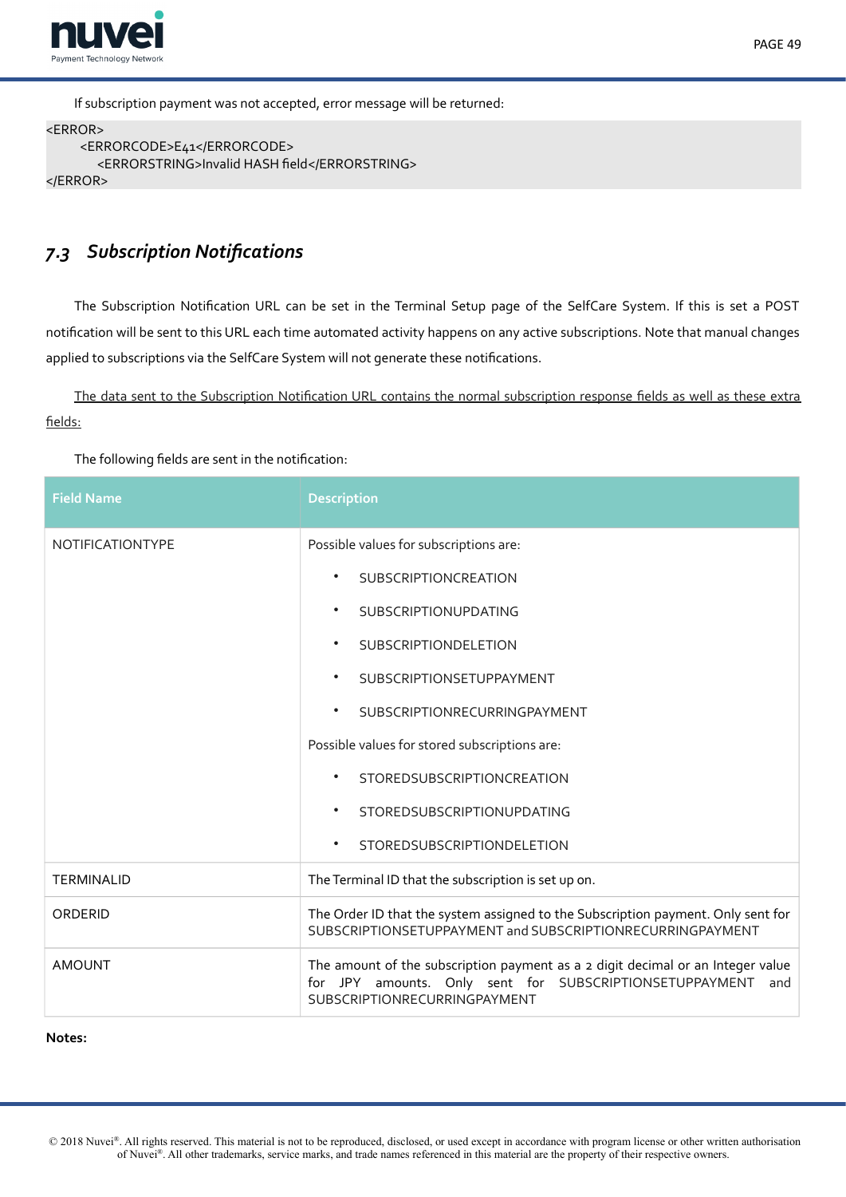If subscription payment was not accepted, error message will be returned:

```
<ERROR>
    <ERRORCODE>E41</ERRORCODE>
        <ERRORSTRING>Invalid HASH field</ERRORSTRING>
</ERROR>
```

## *7.3 Subscription Notifications*

The Subscription Notification URL can be set in the Terminal Setup page of the SelfCare System. If this is set a POST notification will be sent to this URL each time automated activity happens on any active subscriptions. Note that manual changes applied to subscriptions via the SelfCare System will not generate these notifications.

<u>The data sent to the Subscription Notification URL contains the normal subscription response fields as well as these extra fields:</u>

The following fields are sent in the notification:

| Field Name | Description |
|---|---|
| NOTIFICATIONTYPE | Possible values for subscriptions are:<br>• SUBSCRIPTIONCREATION<br>• SUBSCRIPTIONUPDATING<br>• SUBSCRIPTIONDELETION<br>• SUBSCRIPTIONSETUPPAYMENT<br>• SUBSCRIPTIONRECURRINGPAYMENT<br>Possible values for stored subscriptions are:<br>• STOREDSUBSCRIPTIONCREATION<br>• STOREDSUBSCRIPTIONUPDATING<br>• STOREDSUBSCRIPTIONDELETION |
| TERMINALID | The Terminal ID that the subscription is set up on. |
| ORDERID | The Order ID that the system assigned to the Subscription payment. Only sent for SUBSCRIPTIONSETUPPAYMENT and SUBSCRIPTIONRECURRINGPAYMENT |
| AMOUNT | The amount of the subscription payment as a 2 digit decimal or an Integer value for JPY amounts. Only sent for SUBSCRIPTIONSETUPPAYMENT and SUBSCRIPTIONRECURRINGPAYMENT |

**Notes:**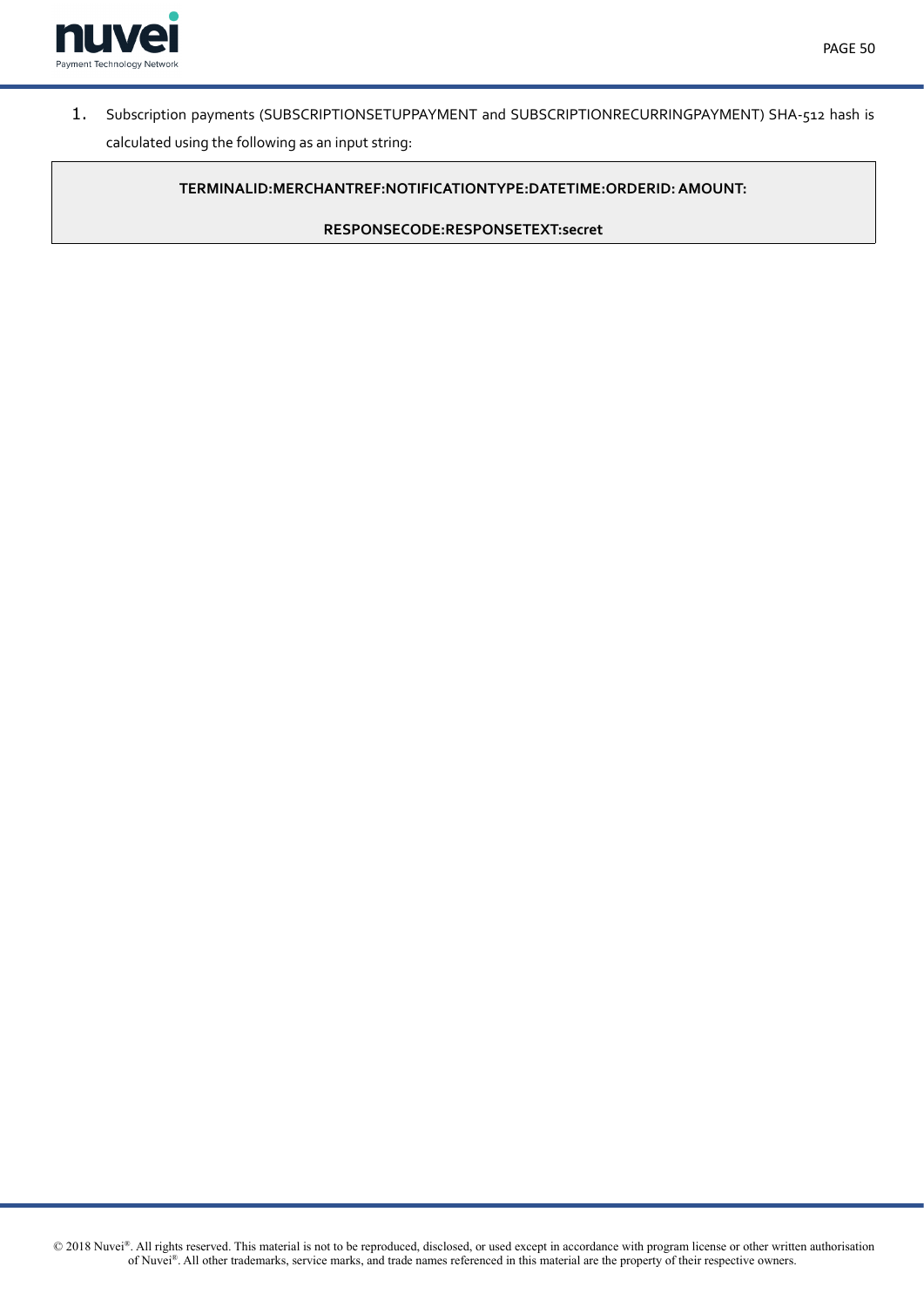1. Subscription payments (SUBSCRIPTIONSETUPPAYMENT and SUBSCRIPTIONRECURRINGPAYMENT) SHA-512 hash is calculated using the following as an input string:

```
TERMINALID:MERCHANTREF:NOTIFICATIONTYPE:DATETIME:ORDERID: AMOUNT:
RESPONSECODE:RESPONSETEXT:secret
```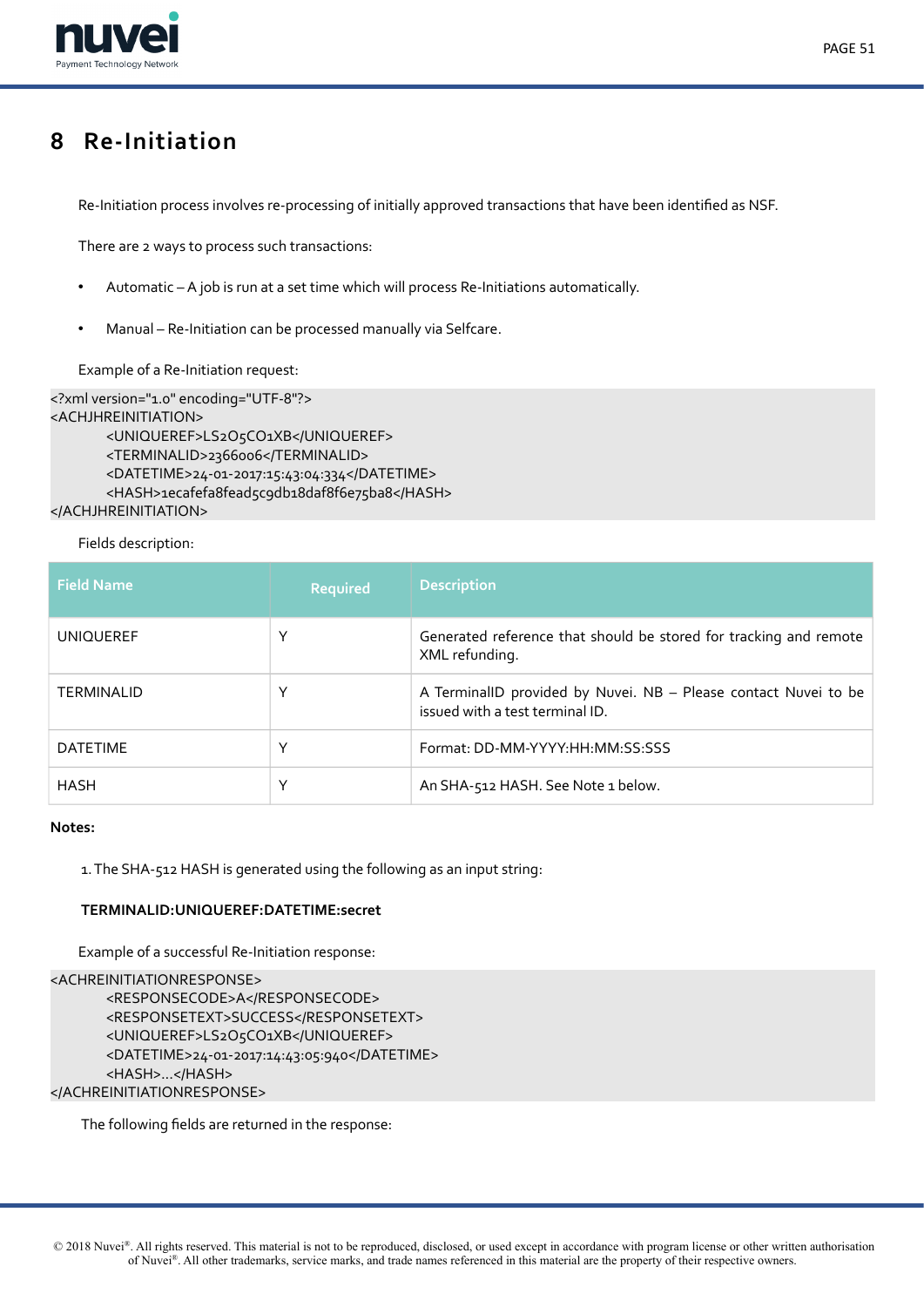# 8 Re-Initiation

Re-Initiation process involves re-processing of initially approved transactions that have been identified as NSF.

There are 2 ways to process such transactions:

- Automatic – A job is run at a set time which will process Re-Initiations automatically.
- Manual – Re-Initiation can be processed manually via Selfcare.

Example of a Re-Initiation request:

```
<?xml version="1.0" encoding="UTF-8"?>
<ACHJHREINITIATION>
        <UNIQUEREF>LS2O5CO1XB</UNIQUEREF>
        <TERMINALID>2366006</TERMINALID>
        <DATETIME>24-01-2017:15:43:04:334</DATETIME>
        <HASH>1ecafefa8fead5c9db18daf8f6e75ba8</HASH>
</ACHJHREINITIATION>
```

Fields description:

| Field Name | Required | Description |
|---|---|---|
| UNIQUEREF | Y | Generated reference that should be stored for tracking and remote XML refunding. |
| TERMINALID | Y | A TerminalID provided by Nuvei. NB – Please contact Nuvei to be issued with a test terminal ID. |
| DATETIME | Y | Format: DD-MM-YYYY:HH:MM:SS:SSS |
| HASH | Y | An SHA-512 HASH. See Note 1 below. |

**Notes:**

1. The SHA-512 HASH is generated using the following as an input string:

**TERMINALID:UNIQUEREF:DATETIME:secret**

Example of a successful Re-Initiation response:

```
<ACHREINITIATIONRESPONSE>
        <RESPONSECODE>A</RESPONSECODE>
        <RESPONSETEXT>SUCCESS</RESPONSETEXT>
        <UNIQUEREF>LS2O5CO1XB</UNIQUEREF>
        <DATETIME>24-01-2017:14:43:05:940</DATETIME>
        <HASH>...</HASH>
</ACHREINITIATIONRESPONSE>
```

The following fields are returned in the response: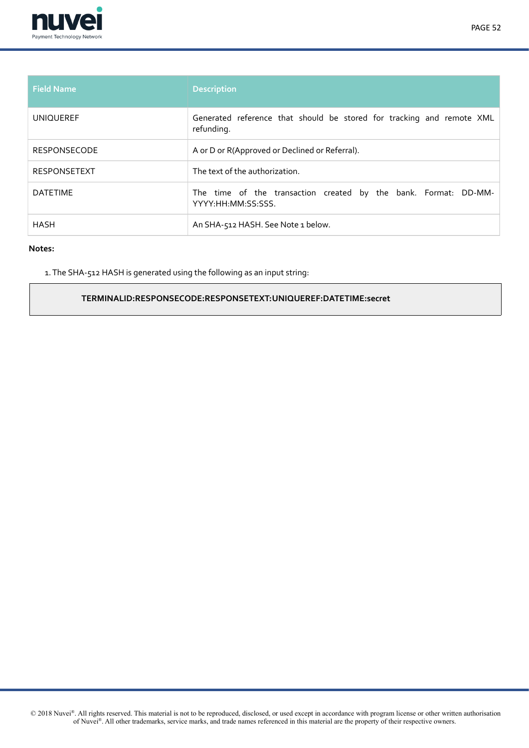| Field Name | Description |
| --- | --- |
| UNIQUEREF | Generated reference that should be stored for tracking and remote XML refunding. |
| RESPONSECODE | A or D or R(Approved or Declined or Referral). |
| RESPONSETEXT | The text of the authorization. |
| DATETIME | The time of the transaction created by the bank. Format: DD-MM-YYYY:HH:MM:SS:SSS. |
| HASH | An SHA-512 HASH. See Note 1 below. |

**Notes:**

1. The SHA-512 HASH is generated using the following as an input string:

```
TERMINALID:RESPONSECODE:RESPONSETEXT:UNIQUEREF:DATETIME:secret
```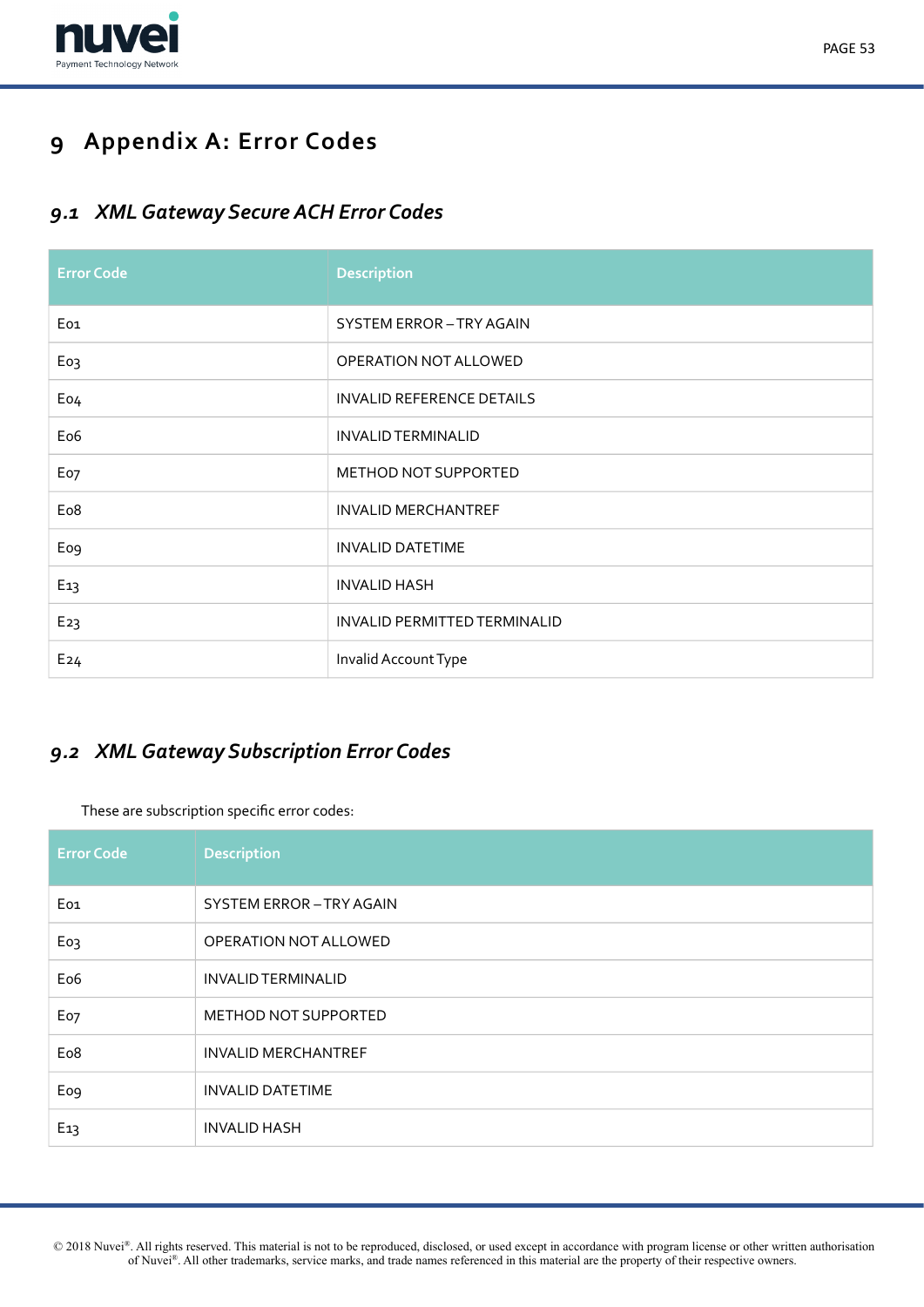# 9 Appendix A: Error Codes

## 9.1 XML Gateway Secure ACH Error Codes

| Error Code | Description |
|---|---|
| E01 | SYSTEM ERROR – TRY AGAIN |
| E03 | OPERATION NOT ALLOWED |
| E04 | INVALID REFERENCE DETAILS |
| E06 | INVALID TERMINALID |
| E07 | METHOD NOT SUPPORTED |
| E08 | INVALID MERCHANTREF |
| E09 | INVALID DATETIME |
| E13 | INVALID HASH |
| E23 | INVALID PERMITTED TERMINALID |
| E24 | Invalid Account Type |

## 9.2 XML Gateway Subscription Error Codes

These are subscription specific error codes:

| Error Code | Description |
|---|---|
| E01 | SYSTEM ERROR – TRY AGAIN |
| E03 | OPERATION NOT ALLOWED |
| E06 | INVALID TERMINALID |
| E07 | METHOD NOT SUPPORTED |
| E08 | INVALID MERCHANTREF |
| E09 | INVALID DATETIME |
| E13 | INVALID HASH |

© 2018 Nuvei®. All rights reserved. This material is not to be reproduced, disclosed, or used except in accordance with program license or other written authorisation of Nuvei®. All other trademarks, service marks, and trade names referenced in this material are the property of their respective owners.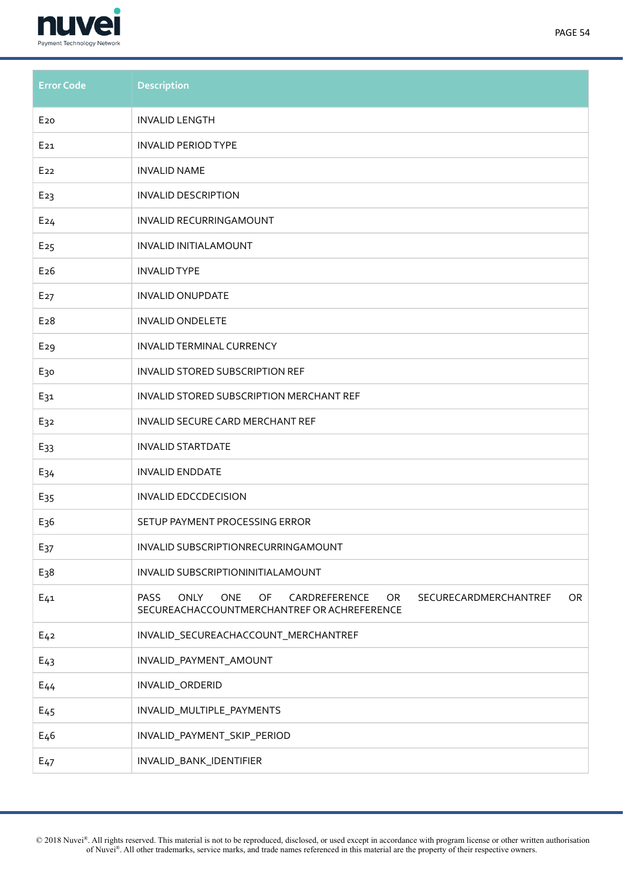| Error Code | Description |
|---|---|
| E20 | INVALID LENGTH |
| E21 | INVALID PERIOD TYPE |
| E22 | INVALID NAME |
| E23 | INVALID DESCRIPTION |
| E24 | INVALID RECURRINGAMOUNT |
| E25 | INVALID INITIALAMOUNT |
| E26 | INVALID TYPE |
| E27 | INVALID ONUPDATE |
| E28 | INVALID ONDELETE |
| E29 | INVALID TERMINAL CURRENCY |
| E30 | INVALID STORED SUBSCRIPTION REF |
| E31 | INVALID STORED SUBSCRIPTION MERCHANT REF |
| E32 | INVALID SECURE CARD MERCHANT REF |
| E33 | INVALID STARTDATE |
| E34 | INVALID ENDDATE |
| E35 | INVALID EDCCDECISION |
| E36 | SETUP PAYMENT PROCESSING ERROR |
| E37 | INVALID SUBSCRIPTIONRECURRINGAMOUNT |
| E38 | INVALID SUBSCRIPTIONINITIALAMOUNT |
| E41 | PASS ONLY ONE OF CARDREFERENCE OR SECURECARDMERCHANTREF OR SECUREACHACCOUNTMERCHANTREF OR ACHREFERENCE |
| E42 | INVALID_SECUREACHACCOUNT_MERCHANTREF |
| E43 | INVALID_PAYMENT_AMOUNT |
| E44 | INVALID_ORDERID |
| E45 | INVALID_MULTIPLE_PAYMENTS |
| E46 | INVALID_PAYMENT_SKIP_PERIOD |
| E47 | INVALID_BANK_IDENTIFIER |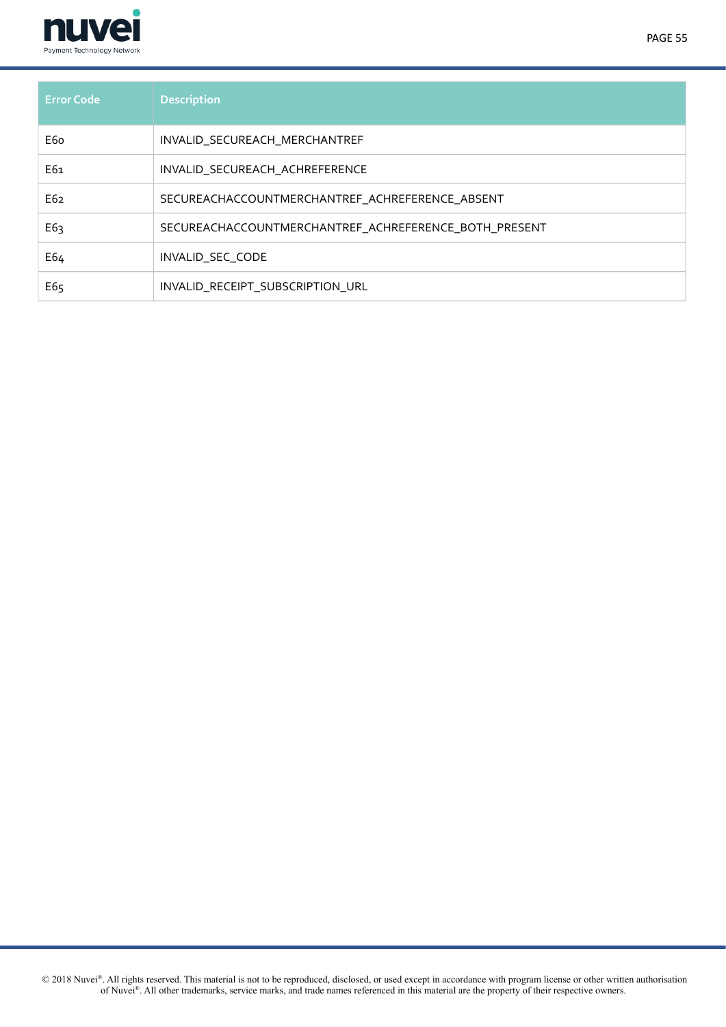| Error Code | Description |
| --- | --- |
| E60 | INVALID_SECUREACH_MERCHANTREF |
| E61 | INVALID_SECUREACH_ACHREFERENCE |
| E62 | SECUREACHACCOUNTMERCHANTREF_ACHREFERENCE_ABSENT |
| E63 | SECUREACHACCOUNTMERCHANTREF_ACHREFERENCE_BOTH_PRESENT |
| E64 | INVALID_SEC_CODE |
| E65 | INVALID_RECEIPT_SUBSCRIPTION_URL |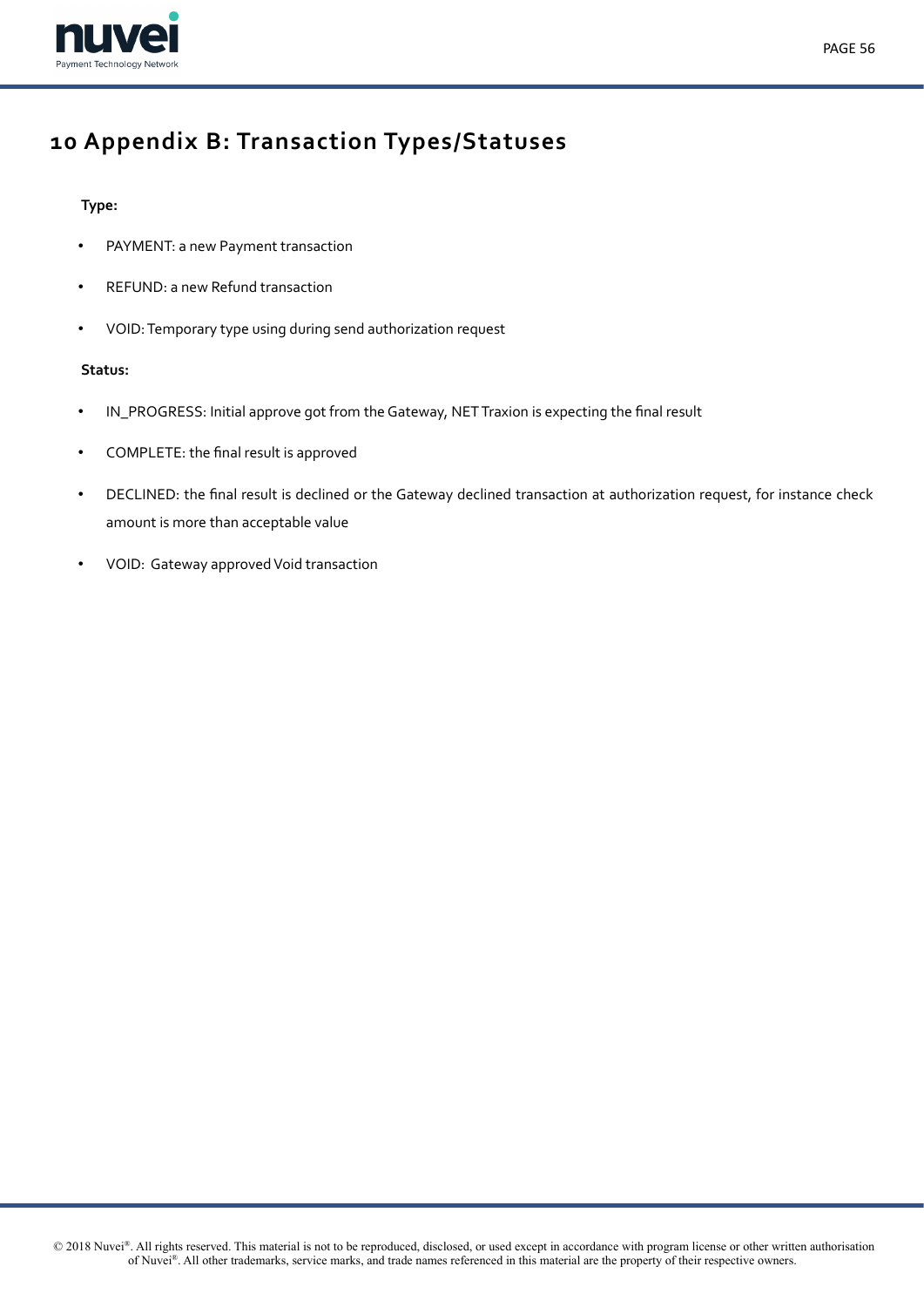# 10 Appendix B: Transaction Types/Statuses

**Type:**

- PAYMENT: a new Payment transaction
- REFUND: a new Refund transaction
- VOID: Temporary type using during send authorization request

**Status:**

- IN_PROGRESS: Initial approve got from the Gateway, NET Traxion is expecting the final result
- COMPLETE: the final result is approved
- DECLINED: the final result is declined or the Gateway declined transaction at authorization request, for instance check amount is more than acceptable value
- VOID: Gateway approved Void transaction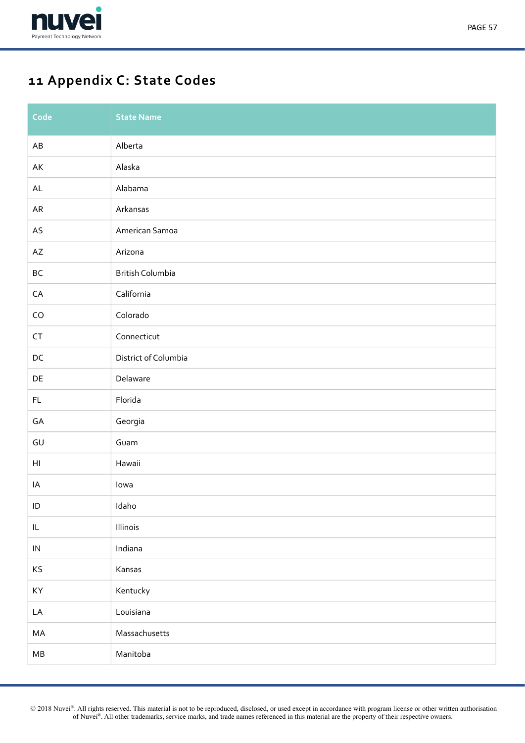# 11 Appendix C: State Codes

| Code | State Name |
| --- | --- |
| AB | Alberta |
| AK | Alaska |
| AL | Alabama |
| AR | Arkansas |
| AS | American Samoa |
| AZ | Arizona |
| BC | British Columbia |
| CA | California |
| CO | Colorado |
| CT | Connecticut |
| DC | District of Columbia |
| DE | Delaware |
| FL | Florida |
| GA | Georgia |
| GU | Guam |
| HI | Hawaii |
| IA | Iowa |
| ID | Idaho |
| IL | Illinois |
| IN | Indiana |
| KS | Kansas |
| KY | Kentucky |
| LA | Louisiana |
| MA | Massachusetts |
| MB | Manitoba |

© 2018 Nuvei®. All rights reserved. This material is not to be reproduced, disclosed, or used except in accordance with program license or other written authorisation of Nuvei®. All other trademarks, service marks, and trade names referenced in this material are the property of their respective owners.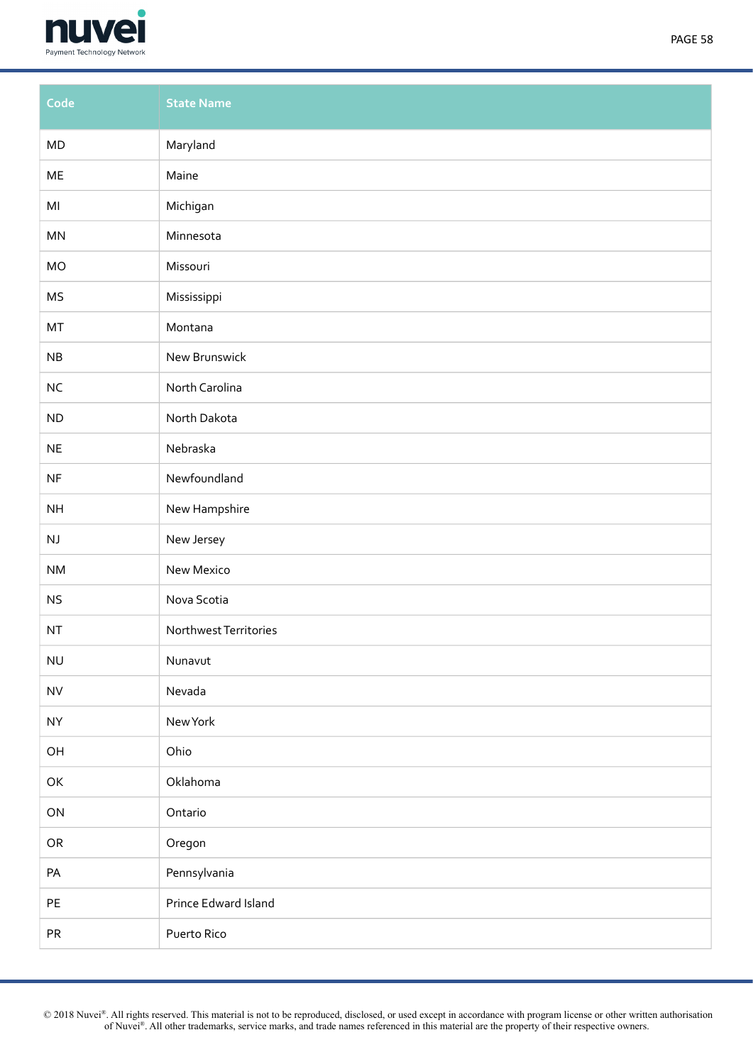| Code | State Name |
| --- | --- |
| MD | Maryland |
| ME | Maine |
| MI | Michigan |
| MN | Minnesota |
| MO | Missouri |
| MS | Mississippi |
| MT | Montana |
| NB | New Brunswick |
| NC | North Carolina |
| ND | North Dakota |
| NE | Nebraska |
| NF | Newfoundland |
| NH | New Hampshire |
| NJ | New Jersey |
| NM | New Mexico |
| NS | Nova Scotia |
| NT | Northwest Territories |
| NU | Nunavut |
| NV | Nevada |
| NY | New York |
| OH | Ohio |
| OK | Oklahoma |
| ON | Ontario |
| OR | Oregon |
| PA | Pennsylvania |
| PE | Prince Edward Island |
| PR | Puerto Rico |

© 2018 Nuvei®. All rights reserved. This material is not to be reproduced, disclosed, or used except in accordance with program license or other written authorisation of Nuvei®. All other trademarks, service marks, and trade names referenced in this material are the property of their respective owners.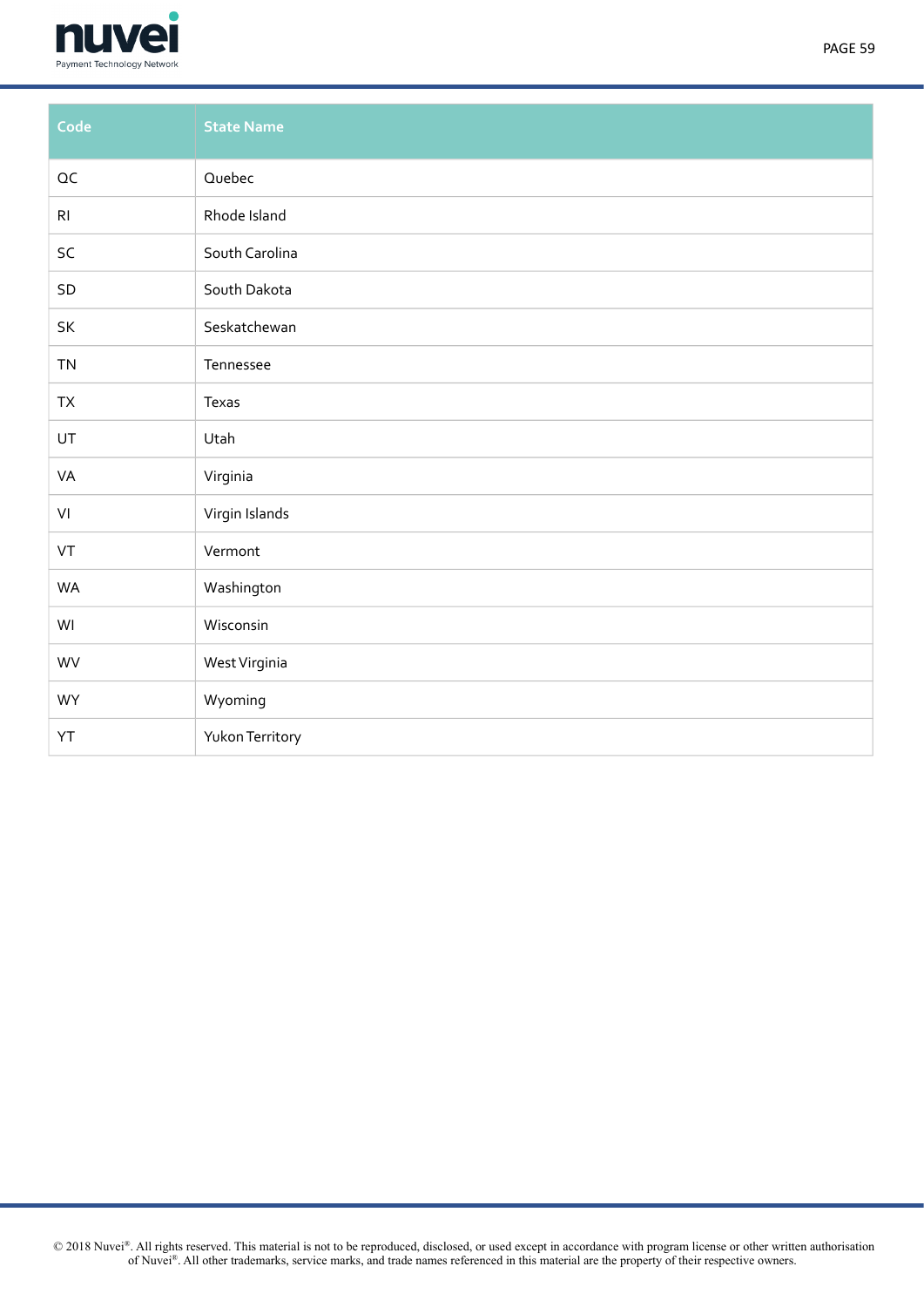| Code | State Name |
|---|---|
| QC | Quebec |
| RI | Rhode Island |
| SC | South Carolina |
| SD | South Dakota |
| SK | Seskatchewan |
| TN | Tennessee |
| TX | Texas |
| UT | Utah |
| VA | Virginia |
| VI | Virgin Islands |
| VT | Vermont |
| WA | Washington |
| WI | Wisconsin |
| WV | West Virginia |
| WY | Wyoming |
| YT | Yukon Territory |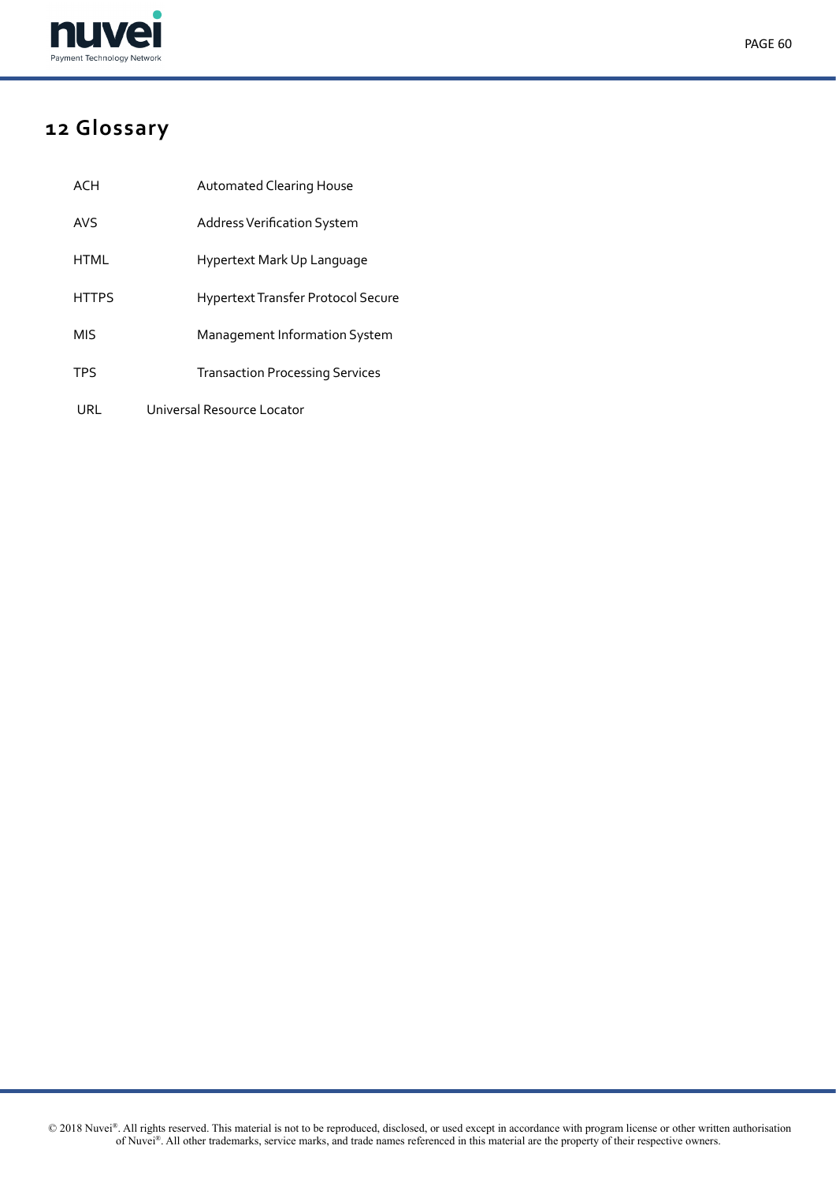# 12 Glossary

| | |
|---|---|
| ACH | Automated Clearing House |
| AVS | Address Verification System |
| HTML | Hypertext Mark Up Language |
| HTTPS | Hypertext Transfer Protocol Secure |
| MIS | Management Information System |
| TPS | Transaction Processing Services |
| URL | Universal Resource Locator |

© 2018 Nuvei®. All rights reserved. This material is not to be reproduced, disclosed, or used except in accordance with program license or other written authorisation of Nuvei®. All other trademarks, service marks, and trade names referenced in this material are the property of their respective owners.